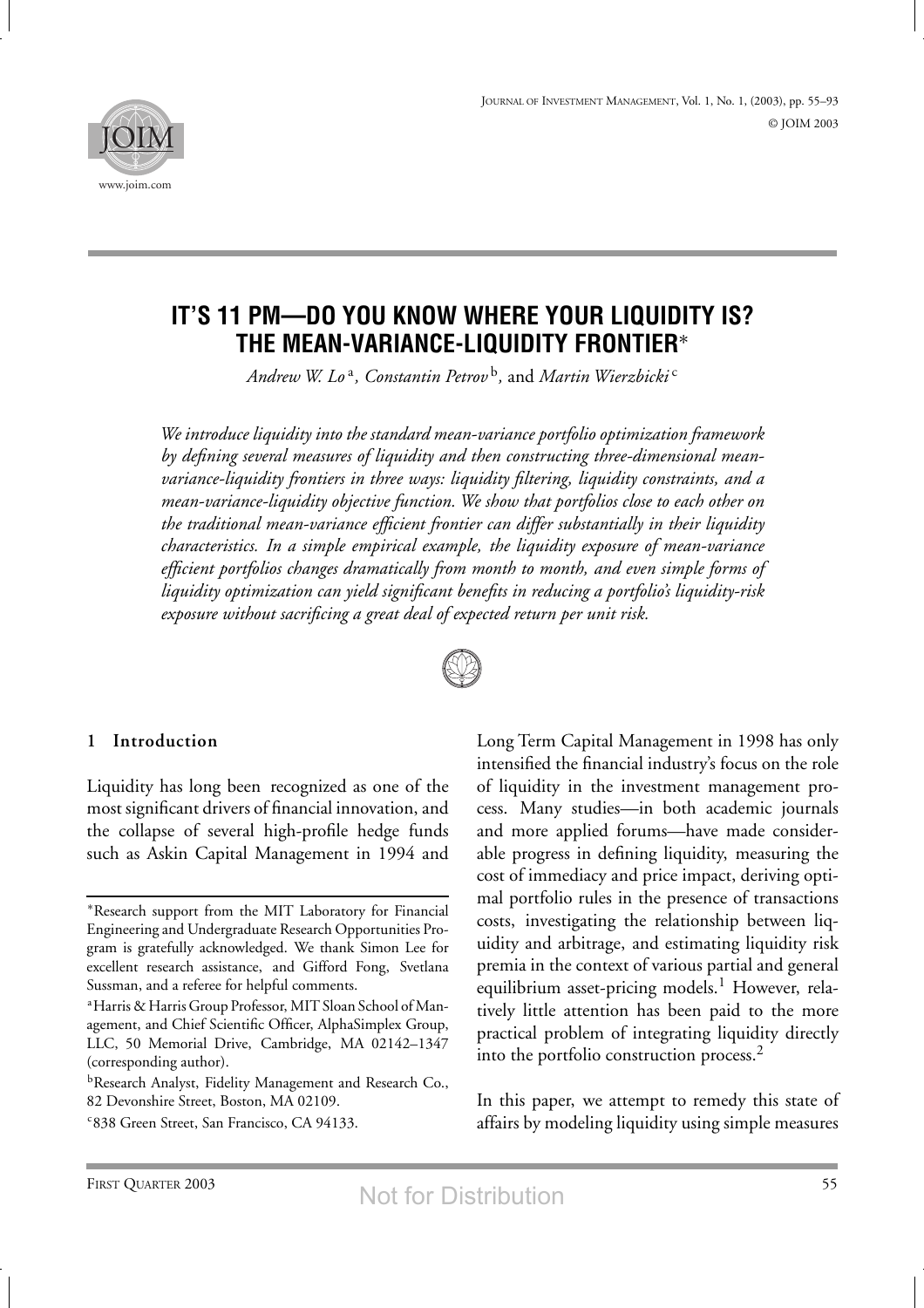# IT'S 11 PM—DO YOU KNOW WHERE YOUR LIQUIDITY IS? THE MEAN-VARIANCE-LIQUIDITY FRONTIER*

*Andrew W. Lo*[a], *Constantin Petrov*[b], and *Martin Wierzbicki*[c]

*We introduce liquidity into the standard mean-variance portfolio optimization framework by defining several measures of liquidity and then constructing three-dimensional mean-variance-liquidity frontiers in three ways: liquidity filtering, liquidity constraints, and a mean-variance-liquidity objective function. We show that portfolios close to each other on the traditional mean-variance efficient frontier can differ substantially in their liquidity characteristics. In a simple empirical example, the liquidity exposure of mean-variance efficient portfolios changes dramatically from month to month, and even simple forms of liquidity optimization can yield significant benefits in reducing a portfolio's liquidity-risk exposure without sacrificing a great deal of expected return per unit risk.*

## 1 Introduction

Liquidity has long been recognized as one of the most significant drivers of financial innovation, and the collapse of several high-profile hedge funds such as Askin Capital Management in 1994 and Long Term Capital Management in 1998 has only intensified the financial industry's focus on the role of liquidity in the investment management process. Many studies—in both academic journals and more applied forums—have made considerable progress in defining liquidity, measuring the cost of immediacy and price impact, deriving optimal portfolio rules in the presence of transactions costs, investigating the relationship between liquidity and arbitrage, and estimating liquidity risk premia in the context of various partial and general equilibrium asset-pricing models.[1] However, relatively little attention has been paid to the more practical problem of integrating liquidity directly into the portfolio construction process.[2]

In this paper, we attempt to remedy this state of affairs by modeling liquidity using simple measures

---

*Research support from the MIT Laboratory for Financial Engineering and Undergraduate Research Opportunities Program is gratefully acknowledged. We thank Simon Lee for excellent research assistance, and Gifford Fong, Svetlana Sussman, and a referee for helpful comments.

[a]Harris & Harris Group Professor, MIT Sloan School of Management, and Chief Scientific Officer, AlphaSimplex Group, LLC, 50 Memorial Drive, Cambridge, MA 02142–1347 (corresponding author).

[b]Research Analyst, Fidelity Management and Research Co., 82 Devonshire Street, Boston, MA 02109.

[c]838 Green Street, San Francisco, CA 94133.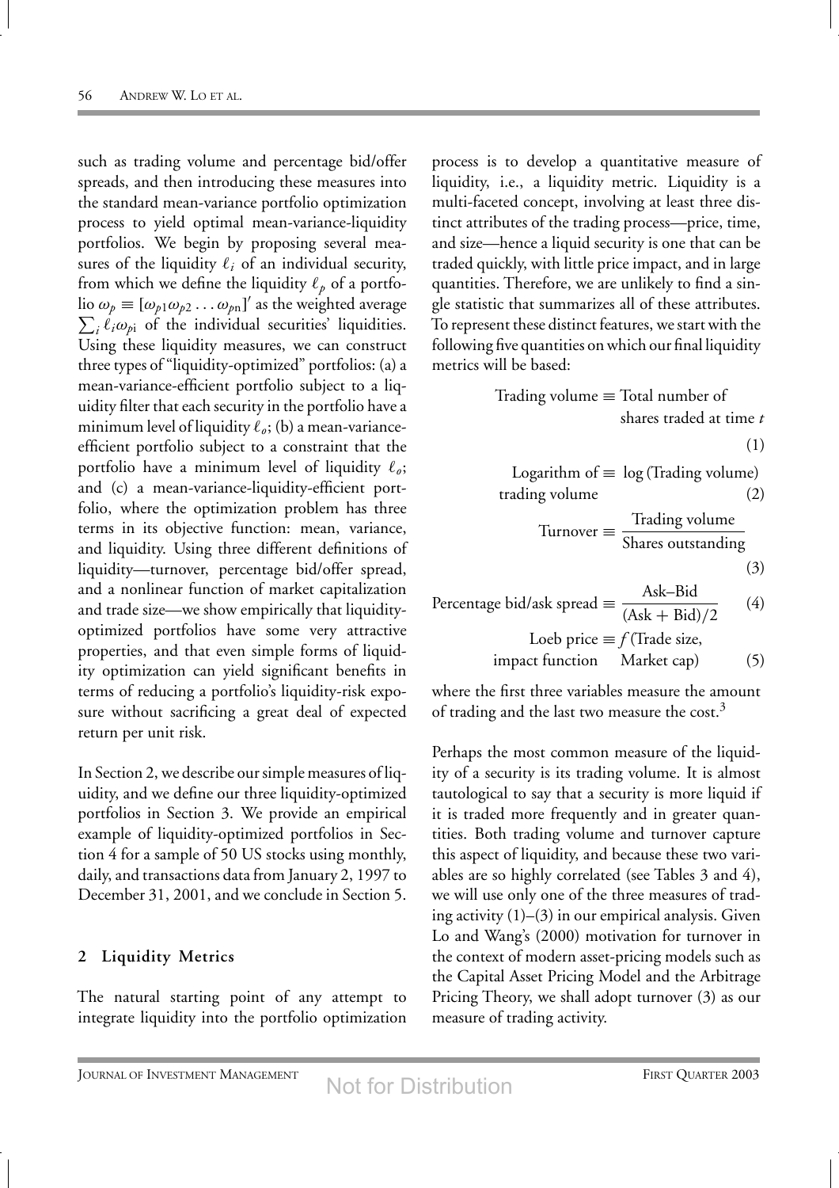such as trading volume and percentage bid/offer spreads, and then introducing these measures into the standard mean-variance portfolio optimization process to yield optimal mean-variance-liquidity portfolios. We begin by proposing several measures of the liquidity $\ell_i$ of an individual security, from which we define the liquidity $\ell_p$ of a portfolio $\omega_p \equiv [\omega_{p1}\omega_{p2} \ldots \omega_{pn}]'$ as the weighted average $\sum_i \ell_i \omega_{pi}$ of the individual securities' liquidities. Using these liquidity measures, we can construct three types of "liquidity-optimized" portfolios: (a) a mean-variance-efficient portfolio subject to a liquidity filter that each security in the portfolio have a minimum level of liquidity $\ell_o$; (b) a mean-variance-efficient portfolio subject to a constraint that the portfolio have a minimum level of liquidity $\ell_o$; and (c) a mean-variance-liquidity-efficient portfolio, where the optimization problem has three terms in its objective function: mean, variance, and liquidity. Using three different definitions of liquidity—turnover, percentage bid/offer spread, and a nonlinear function of market capitalization and trade size—we show empirically that liquidity-optimized portfolios have some very attractive properties, and that even simple forms of liquidity optimization can yield significant benefits in terms of reducing a portfolio's liquidity-risk exposure without sacrificing a great deal of expected return per unit risk.

In Section 2, we describe our simple measures of liquidity, and we define our three liquidity-optimized portfolios in Section 3. We provide an empirical example of liquidity-optimized portfolios in Section 4 for a sample of 50 US stocks using monthly, daily, and transactions data from January 2, 1997 to December 31, 2001, and we conclude in Section 5.

## 2 Liquidity Metrics

The natural starting point of any attempt to integrate liquidity into the portfolio optimization process is to develop a quantitative measure of liquidity, i.e., a liquidity metric. Liquidity is a multi-faceted concept, involving at least three distinct attributes of the trading process—price, time, and size—hence a liquid security is one that can be traded quickly, with little price impact, and in large quantities. Therefore, we are unlikely to find a single statistic that summarizes all of these attributes. To represent these distinct features, we start with the following five quantities on which our final liquidity metrics will be based:

$$\text{Trading volume} \equiv \text{Total number of shares traded at time } t \tag{1}$$

$$\text{Logarithm of trading volume} \equiv \log(\text{Trading volume}) \tag{2}$$

$$\text{Turnover} \equiv \frac{\text{Trading volume}}{\text{Shares outstanding}} \tag{3}$$

$$\text{Percentage bid/ask spread} \equiv \frac{\text{Ask–Bid}}{(\text{Ask} + \text{Bid})/2} \tag{4}$$

$$\text{Loeb price impact function} \equiv f(\text{Trade size, Market cap}) \tag{5}$$

where the first three variables measure the amount of trading and the last two measure the cost.[3]

Perhaps the most common measure of the liquidity of a security is its trading volume. It is almost tautological to say that a security is more liquid if it is traded more frequently and in greater quantities. Both trading volume and turnover capture this aspect of liquidity, and because these two variables are so highly correlated (see Tables 3 and 4), we will use only one of the three measures of trading activity (1)–(3) in our empirical analysis. Given Lo and Wang's (2000) motivation for turnover in the context of modern asset-pricing models such as the Capital Asset Pricing Model and the Arbitrage Pricing Theory, we shall adopt turnover (3) as our measure of trading activity.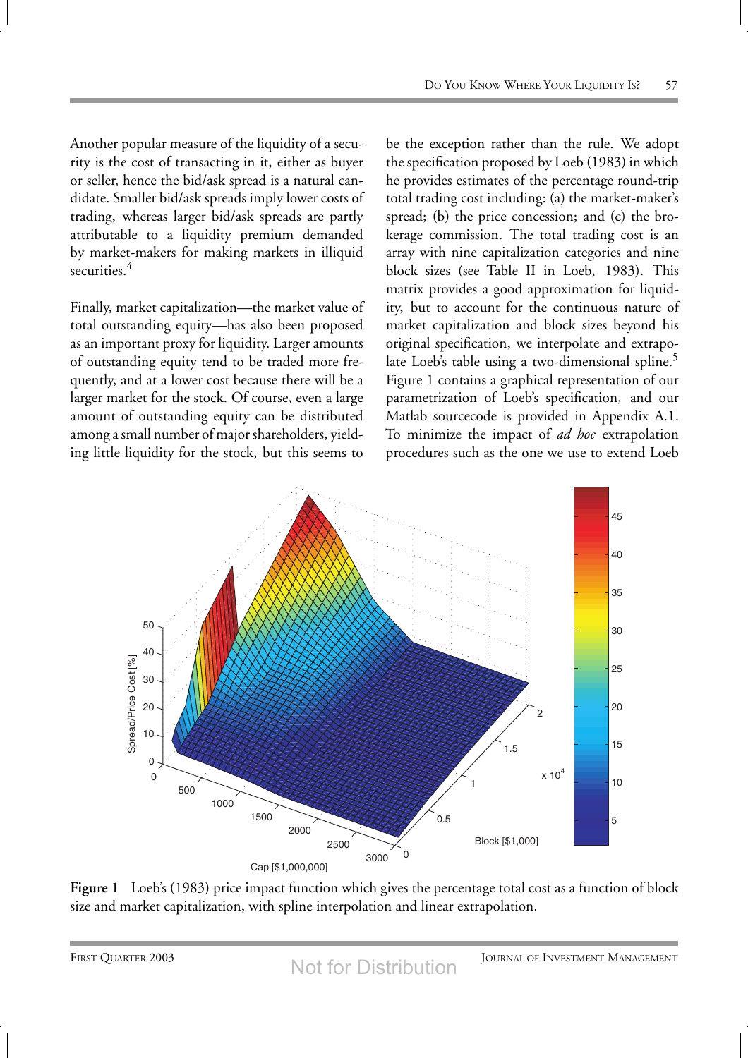Another popular measure of the liquidity of a security is the cost of transacting in it, either as buyer or seller, hence the bid/ask spread is a natural candidate. Smaller bid/ask spreads imply lower costs of trading, whereas larger bid/ask spreads are partly attributable to a liquidity premium demanded by market-makers for making markets in illiquid securities.[4]

Finally, market capitalization—the market value of total outstanding equity—has also been proposed as an important proxy for liquidity. Larger amounts of outstanding equity tend to be traded more frequently, and at a lower cost because there will be a larger market for the stock. Of course, even a large amount of outstanding equity can be distributed among a small number of major shareholders, yielding little liquidity for the stock, but this seems to be the exception rather than the rule. We adopt the specification proposed by Loeb (1983) in which he provides estimates of the percentage round-trip total trading cost including: (a) the market-maker's spread; (b) the price concession; and (c) the brokerage commission. The total trading cost is an array with nine capitalization categories and nine block sizes (see Table II in Loeb, 1983). This matrix provides a good approximation for liquidity, but to account for the continuous nature of market capitalization and block sizes beyond his original specification, we interpolate and extrapolate Loeb's table using a two-dimensional spline.[5] Figure 1 contains a graphical representation of our parametrization of Loeb's specification, and our Matlab sourcecode is provided in Appendix A.1. To minimize the impact of *ad hoc* extrapolation procedures such as the one we use to extend Loeb

**Figure 1** Loeb's (1983) price impact function which gives the percentage total cost as a function of block size and market capitalization, with spline interpolation and linear extrapolation.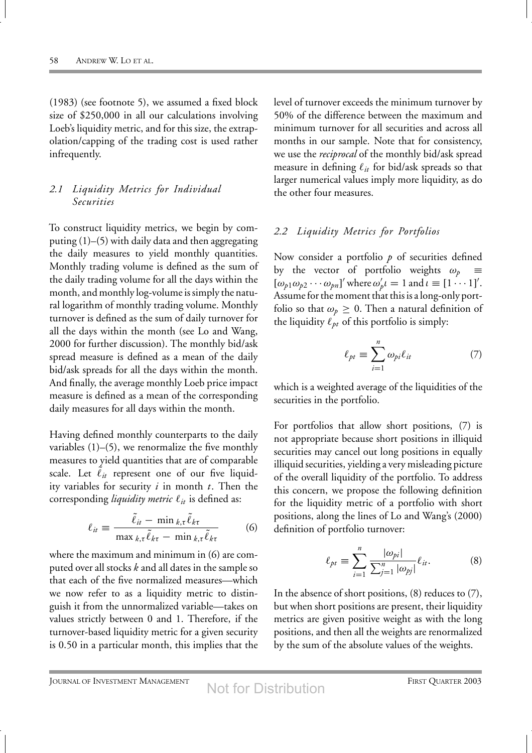(1983) (see footnote 5), we assumed a fixed block size of \$250,000 in all our calculations involving Loeb's liquidity metric, and for this size, the extrapolation/capping of the trading cost is used rather infrequently.

### 2.1 Liquidity Metrics for Individual Securities

To construct liquidity metrics, we begin by computing (1)–(5) with daily data and then aggregating the daily measures to yield monthly quantities. Monthly trading volume is defined as the sum of the daily trading volume for all the days within the month, and monthly log-volume is simply the natural logarithm of monthly trading volume. Monthly turnover is defined as the sum of daily turnover for all the days within the month (see Lo and Wang, 2000 for further discussion). The monthly bid/ask spread measure is defined as a mean of the daily bid/ask spreads for all the days within the month. And finally, the average monthly Loeb price impact measure is defined as a mean of the corresponding daily measures for all days within the month.

Having defined monthly counterparts to the daily variables (1)–(5), we renormalize the five monthly measures to yield quantities that are of comparable scale. Let $\tilde{\ell}_{it}$ represent one of our five liquidity variables for security $i$ in month $t$. Then the corresponding *liquidity metric* $\ell_{it}$ is defined as:

$$\ell_{it} \equiv \frac{\tilde{\ell}_{it} - \min_{k,\tau} \tilde{\ell}_{k\tau}}{\max_{k,\tau} \tilde{\ell}_{k\tau} - \min_{k,\tau} \tilde{\ell}_{k\tau}} \tag{6}$$

where the maximum and minimum in (6) are computed over all stocks $k$ and all dates in the sample so that each of the five normalized measures—which we now refer to as a liquidity metric to distinguish it from the unnormalized variable—takes on values strictly between 0 and 1. Therefore, if the turnover-based liquidity metric for a given security is 0.50 in a particular month, this implies that the level of turnover exceeds the minimum turnover by 50% of the difference between the maximum and minimum turnover for all securities and across all months in our sample. Note that for consistency, we use the *reciprocal* of the monthly bid/ask spread measure in defining $\ell_{it}$ for bid/ask spreads so that larger numerical values imply more liquidity, as do the other four measures.

### 2.2 Liquidity Metrics for Portfolios

Now consider a portfolio $p$ of securities defined by the vector of portfolio weights $\omega_p \equiv [\omega_{p1}\omega_{p2}\cdots\omega_{pn}]'$ where $\omega_p'\iota = 1$ and $\iota \equiv [1\cdots 1]'$. Assume for the moment that this is a long-only portfolio so that $\omega_p \geq 0$. Then a natural definition of the liquidity $\ell_{pt}$ of this portfolio is simply:

$$\ell_{pt} \equiv \sum_{i=1}^{n} \omega_{pi}\ell_{it} \tag{7}$$

which is a weighted average of the liquidities of the securities in the portfolio.

For portfolios that allow short positions, (7) is not appropriate because short positions in illiquid securities may cancel out long positions in equally illiquid securities, yielding a very misleading picture of the overall liquidity of the portfolio. To address this concern, we propose the following definition for the liquidity metric of a portfolio with short positions, along the lines of Lo and Wang's (2000) definition of portfolio turnover:

$$\ell_{pt} \equiv \sum_{i=1}^{n} \frac{|\omega_{pi}|}{\sum_{j=1}^{n} |\omega_{pj}|}\ell_{it}. \tag{8}$$

In the absence of short positions, (8) reduces to (7), but when short positions are present, their liquidity metrics are given positive weight as with the long positions, and then all the weights are renormalized by the sum of the absolute values of the weights.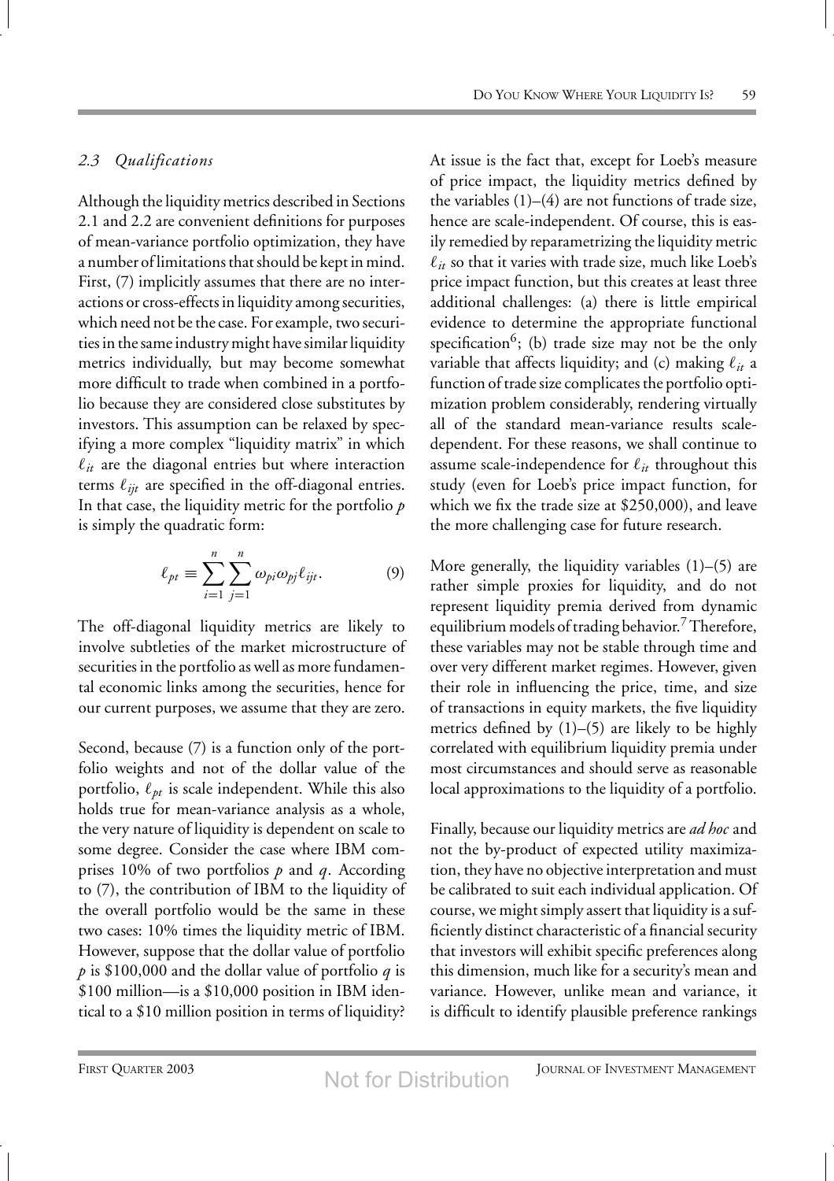### *2.3 Qualifications*

Although the liquidity metrics described in Sections 2.1 and 2.2 are convenient definitions for purposes of mean-variance portfolio optimization, they have a number of limitations that should be kept in mind. First, (7) implicitly assumes that there are no interactions or cross-effects in liquidity among securities, which need not be the case. For example, two securities in the same industry might have similar liquidity metrics individually, but may become somewhat more difficult to trade when combined in a portfolio because they are considered close substitutes by investors. This assumption can be relaxed by specifying a more complex "liquidity matrix" in which $\ell_{it}$ are the diagonal entries but where interaction terms $\ell_{ijt}$ are specified in the off-diagonal entries. In that case, the liquidity metric for the portfolio $p$ is simply the quadratic form:

$$\ell_{pt} \equiv \sum_{i=1}^{n} \sum_{j=1}^{n} \omega_{pi} \omega_{pj} \ell_{ijt}. \tag{9}$$

The off-diagonal liquidity metrics are likely to involve subtleties of the market microstructure of securities in the portfolio as well as more fundamental economic links among the securities, hence for our current purposes, we assume that they are zero.

Second, because (7) is a function only of the portfolio weights and not of the dollar value of the portfolio, $\ell_{pt}$ is scale independent. While this also holds true for mean-variance analysis as a whole, the very nature of liquidity is dependent on scale to some degree. Consider the case where IBM comprises 10% of two portfolios $p$ and $q$. According to (7), the contribution of IBM to the liquidity of the overall portfolio would be the same in these two cases: 10% times the liquidity metric of IBM. However, suppose that the dollar value of portfolio $p$ is \$100,000 and the dollar value of portfolio $q$ is \$100 million—is a \$10,000 position in IBM identical to a \$10 million position in terms of liquidity? At issue is the fact that, except for Loeb's measure of price impact, the liquidity metrics defined by the variables (1)–(4) are not functions of trade size, hence are scale-independent. Of course, this is easily remedied by reparametrizing the liquidity metric $\ell_{it}$ so that it varies with trade size, much like Loeb's price impact function, but this creates at least three additional challenges: (a) there is little empirical evidence to determine the appropriate functional specification[6]; (b) trade size may not be the only variable that affects liquidity; and (c) making $\ell_{it}$ a function of trade size complicates the portfolio optimization problem considerably, rendering virtually all of the standard mean-variance results scale-dependent. For these reasons, we shall continue to assume scale-independence for $\ell_{it}$ throughout this study (even for Loeb's price impact function, for which we fix the trade size at \$250,000), and leave the more challenging case for future research.

More generally, the liquidity variables (1)–(5) are rather simple proxies for liquidity, and do not represent liquidity premia derived from dynamic equilibrium models of trading behavior.[7] Therefore, these variables may not be stable through time and over very different market regimes. However, given their role in influencing the price, time, and size of transactions in equity markets, the five liquidity metrics defined by (1)–(5) are likely to be highly correlated with equilibrium liquidity premia under most circumstances and should serve as reasonable local approximations to the liquidity of a portfolio.

Finally, because our liquidity metrics are *ad hoc* and not the by-product of expected utility maximization, they have no objective interpretation and must be calibrated to suit each individual application. Of course, we might simply assert that liquidity is a sufficiently distinct characteristic of a financial security that investors will exhibit specific preferences along this dimension, much like for a security's mean and variance. However, unlike mean and variance, it is difficult to identify plausible preference rankings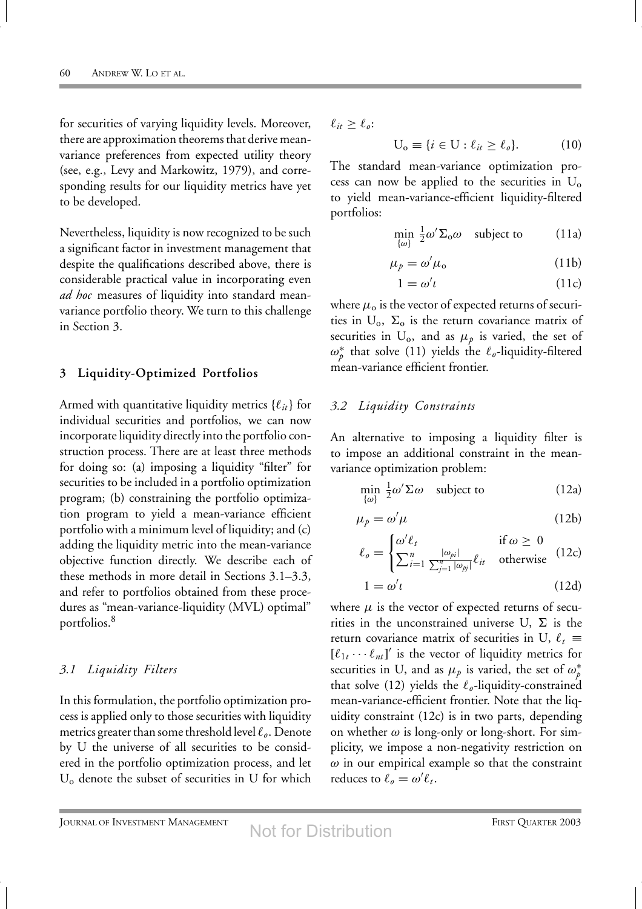for securities of varying liquidity levels. Moreover, there are approximation theorems that derive mean-variance preferences from expected utility theory (see, e.g., Levy and Markowitz, 1979), and corresponding results for our liquidity metrics have yet to be developed.

Nevertheless, liquidity is now recognized to be such a significant factor in investment management that despite the qualifications described above, there is considerable practical value in incorporating even *ad hoc* measures of liquidity into standard mean-variance portfolio theory. We turn to this challenge in Section 3.

## 3 Liquidity-Optimized Portfolios

Armed with quantitative liquidity metrics $\{\ell_{it}\}$ for individual securities and portfolios, we can now incorporate liquidity directly into the portfolio construction process. There are at least three methods for doing so: (a) imposing a liquidity "filter" for securities to be included in a portfolio optimization program; (b) constraining the portfolio optimization program to yield a mean-variance efficient portfolio with a minimum level of liquidity; and (c) adding the liquidity metric into the mean-variance objective function directly. We describe each of these methods in more detail in Sections 3.1–3.3, and refer to portfolios obtained from these procedures as "mean-variance-liquidity (MVL) optimal" portfolios.[8]

### *3.1 Liquidity Filters*

In this formulation, the portfolio optimization process is applied only to those securities with liquidity metrics greater than some threshold level $\ell_o$. Denote by U the universe of all securities to be considered in the portfolio optimization process, and let $\mathrm{U_o}$ denote the subset of securities in U for which $\ell_{it} \geq \ell_o$:

$$\mathrm{U_o} \equiv \{i \in \mathrm{U} : \ell_{it} \geq \ell_o\}. \tag{10}$$

The standard mean-variance optimization process can now be applied to the securities in $\mathrm{U_o}$ to yield mean-variance-efficient liquidity-filtered portfolios:

$$\min_{\{\omega\}} \tfrac{1}{2}\omega'\Sigma_{\mathrm{o}}\omega \quad \text{subject to} \tag{11a}$$

$$\mu_p = \omega'\mu_{\mathrm{o}} \tag{11b}$$

$$1 = \omega'\iota \tag{11c}$$

where $\mu_{\mathrm{o}}$ is the vector of expected returns of securities in $\mathrm{U_o}$, $\Sigma_{\mathrm{o}}$ is the return covariance matrix of securities in $\mathrm{U_o}$, and as $\mu_p$ is varied, the set of $\omega_p^*$ that solve (11) yields the $\ell_o$-liquidity-filtered mean-variance efficient frontier.

### *3.2 Liquidity Constraints*

An alternative to imposing a liquidity filter is to impose an additional constraint in the mean-variance optimization problem:

$$\min_{\{\omega\}} \tfrac{1}{2}\omega'\Sigma\omega \quad \text{subject to} \tag{12a}$$

$$\mu_p = \omega'\mu \tag{12b}$$

$$\ell_o = \begin{cases} \omega'\ell_t & \text{if } \omega \geq 0 \\ \sum_{i=1}^{n} \frac{|\omega_{pi}|}{\sum_{j=1}^{n}|\omega_{pj}|}\ell_{it} & \text{otherwise} \end{cases} \tag{12c}$$

$$1 = \omega'\iota \tag{12d}$$

where $\mu$ is the vector of expected returns of securities in the unconstrained universe U, $\Sigma$ is the return covariance matrix of securities in U, $\ell_t \equiv [\ell_{1t} \cdots \ell_{nt}]'$ is the vector of liquidity metrics for securities in U, and as $\mu_p$ is varied, the set of $\omega_p^*$ that solve (12) yields the $\ell_o$-liquidity-constrained mean-variance-efficient frontier. Note that the liquidity constraint (12c) is in two parts, depending on whether $\omega$ is long-only or long-short. For simplicity, we impose a non-negativity restriction on $\omega$ in our empirical example so that the constraint reduces to $\ell_o = \omega'\ell_t$.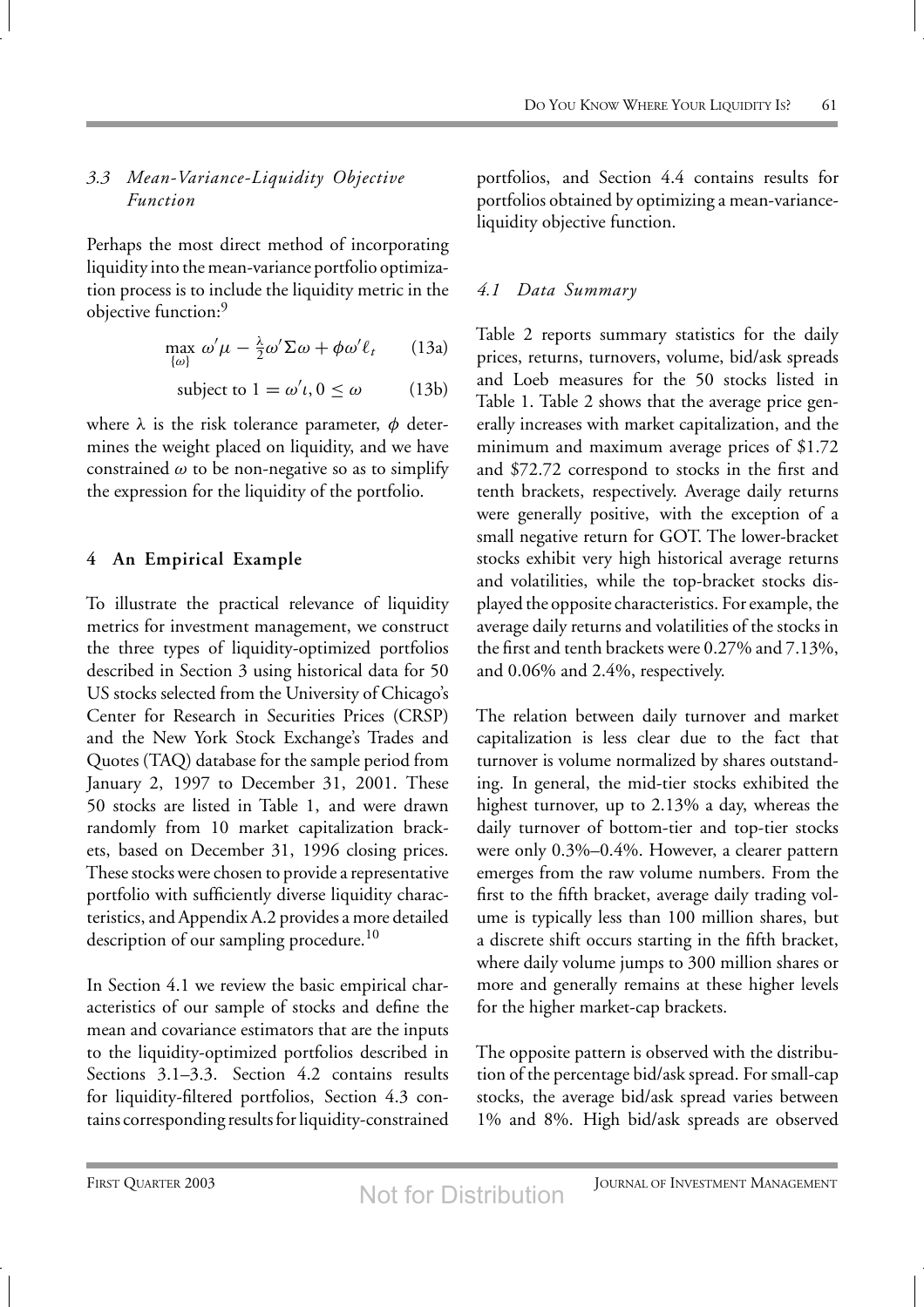### *3.3 Mean-Variance-Liquidity Objective Function*

Perhaps the most direct method of incorporating liquidity into the mean-variance portfolio optimization process is to include the liquidity metric in the objective function:[9]

$$\max_{\{\omega\}} \; \omega'\mu - \tfrac{\lambda}{2}\omega'\Sigma\omega + \phi\omega'\ell_t \qquad (13a)$$

$$\text{subject to } 1 = \omega'\iota, 0 \leq \omega \qquad (13b)$$

where $\lambda$ is the risk tolerance parameter, $\phi$ determines the weight placed on liquidity, and we have constrained $\omega$ to be non-negative so as to simplify the expression for the liquidity of the portfolio.

## 4 An Empirical Example

To illustrate the practical relevance of liquidity metrics for investment management, we construct the three types of liquidity-optimized portfolios described in Section 3 using historical data for 50 US stocks selected from the University of Chicago's Center for Research in Securities Prices (CRSP) and the New York Stock Exchange's Trades and Quotes (TAQ) database for the sample period from January 2, 1997 to December 31, 2001. These 50 stocks are listed in Table 1, and were drawn randomly from 10 market capitalization brackets, based on December 31, 1996 closing prices. These stocks were chosen to provide a representative portfolio with sufficiently diverse liquidity characteristics, and Appendix A.2 provides a more detailed description of our sampling procedure.[10]

In Section 4.1 we review the basic empirical characteristics of our sample of stocks and define the mean and covariance estimators that are the inputs to the liquidity-optimized portfolios described in Sections 3.1–3.3. Section 4.2 contains results for liquidity-filtered portfolios, Section 4.3 contains corresponding results for liquidity-constrained portfolios, and Section 4.4 contains results for portfolios obtained by optimizing a mean-variance-liquidity objective function.

### *4.1 Data Summary*

Table 2 reports summary statistics for the daily prices, returns, turnovers, volume, bid/ask spreads and Loeb measures for the 50 stocks listed in Table 1. Table 2 shows that the average price generally increases with market capitalization, and the minimum and maximum average prices of \$1.72 and \$72.72 correspond to stocks in the first and tenth brackets, respectively. Average daily returns were generally positive, with the exception of a small negative return for GOT. The lower-bracket stocks exhibit very high historical average returns and volatilities, while the top-bracket stocks displayed the opposite characteristics. For example, the average daily returns and volatilities of the stocks in the first and tenth brackets were 0.27% and 7.13%, and 0.06% and 2.4%, respectively.

The relation between daily turnover and market capitalization is less clear due to the fact that turnover is volume normalized by shares outstanding. In general, the mid-tier stocks exhibited the highest turnover, up to 2.13% a day, whereas the daily turnover of bottom-tier and top-tier stocks were only 0.3%–0.4%. However, a clearer pattern emerges from the raw volume numbers. From the first to the fifth bracket, average daily trading volume is typically less than 100 million shares, but a discrete shift occurs starting in the fifth bracket, where daily volume jumps to 300 million shares or more and generally remains at these higher levels for the higher market-cap brackets.

The opposite pattern is observed with the distribution of the percentage bid/ask spread. For small-cap stocks, the average bid/ask spread varies between 1% and 8%. High bid/ask spreads are observed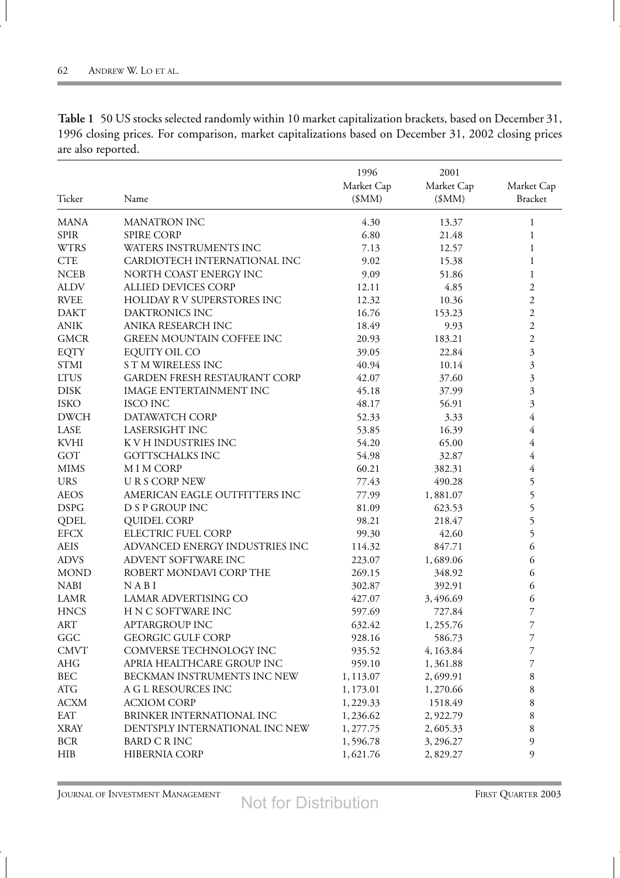**Table 1** 50 US stocks selected randomly within 10 market capitalization brackets, based on December 31, 1996 closing prices. For comparison, market capitalizations based on December 31, 2002 closing prices are also reported.

| Ticker | Name | 1996 Market Cap ($MM) | 2001 Market Cap ($MM) | Market Cap Bracket |
|---|---|---|---|---|
| MANA | MANATRON INC | 4.30 | 13.37 | 1 |
| SPIR | SPIRE CORP | 6.80 | 21.48 | 1 |
| WTRS | WATERS INSTRUMENTS INC | 7.13 | 12.57 | 1 |
| CTE | CARDIOTECH INTERNATIONAL INC | 9.02 | 15.38 | 1 |
| NCEB | NORTH COAST ENERGY INC | 9.09 | 51.86 | 1 |
| ALDV | ALLIED DEVICES CORP | 12.11 | 4.85 | 2 |
| RVEE | HOLIDAY R V SUPERSTORES INC | 12.32 | 10.36 | 2 |
| DAKT | DAKTRONICS INC | 16.76 | 153.23 | 2 |
| ANIK | ANIKA RESEARCH INC | 18.49 | 9.93 | 2 |
| GMCR | GREEN MOUNTAIN COFFEE INC | 20.93 | 183.21 | 2 |
| EQTY | EQUITY OIL CO | 39.05 | 22.84 | 3 |
| STMI | S T M WIRELESS INC | 40.94 | 10.14 | 3 |
| LTUS | GARDEN FRESH RESTAURANT CORP | 42.07 | 37.60 | 3 |
| DISK | IMAGE ENTERTAINMENT INC | 45.18 | 37.99 | 3 |
| ISKO | ISCO INC | 48.17 | 56.91 | 3 |
| DWCH | DATAWATCH CORP | 52.33 | 3.33 | 4 |
| LASE | LASERSIGHT INC | 53.85 | 16.39 | 4 |
| KVHI | K V H INDUSTRIES INC | 54.20 | 65.00 | 4 |
| GOT | GOTTSCHALKS INC | 54.98 | 32.87 | 4 |
| MIMS | M I M CORP | 60.21 | 382.31 | 4 |
| URS | U R S CORP NEW | 77.43 | 490.28 | 5 |
| AEOS | AMERICAN EAGLE OUTFITTERS INC | 77.99 | 1,881.07 | 5 |
| DSPG | D S P GROUP INC | 81.09 | 623.53 | 5 |
| QDEL | QUIDEL CORP | 98.21 | 218.47 | 5 |
| EFCX | ELECTRIC FUEL CORP | 99.30 | 42.60 | 5 |
| AEIS | ADVANCED ENERGY INDUSTRIES INC | 114.32 | 847.71 | 6 |
| ADVS | ADVENT SOFTWARE INC | 223.07 | 1,689.06 | 6 |
| MOND | ROBERT MONDAVI CORP THE | 269.15 | 348.92 | 6 |
| NABI | N A B I | 302.87 | 392.91 | 6 |
| LAMR | LAMAR ADVERTISING CO | 427.07 | 3,496.69 | 6 |
| HNCS | H N C SOFTWARE INC | 597.69 | 727.84 | 7 |
| ART | APTARGROUP INC | 632.42 | 1,255.76 | 7 |
| GGC | GEORGIC GULF CORP | 928.16 | 586.73 | 7 |
| CMVT | COMVERSE TECHNOLOGY INC | 935.52 | 4,163.84 | 7 |
| AHG | APRIA HEALTHCARE GROUP INC | 959.10 | 1,361.88 | 7 |
| BEC | BECKMAN INSTRUMENTS INC NEW | 1,113.07 | 2,699.91 | 8 |
| ATG | A G L RESOURCES INC | 1,173.01 | 1,270.66 | 8 |
| ACXM | ACXIOM CORP | 1,229.33 | 1518.49 | 8 |
| EAT | BRINKER INTERNATIONAL INC | 1,236.62 | 2,922.79 | 8 |
| XRAY | DENTSPLY INTERNATIONAL INC NEW | 1,277.75 | 2,605.33 | 8 |
| BCR | BARD C R INC | 1,596.78 | 3,296.27 | 9 |
| HIB | HIBERNIA CORP | 1,621.76 | 2,829.27 | 9 |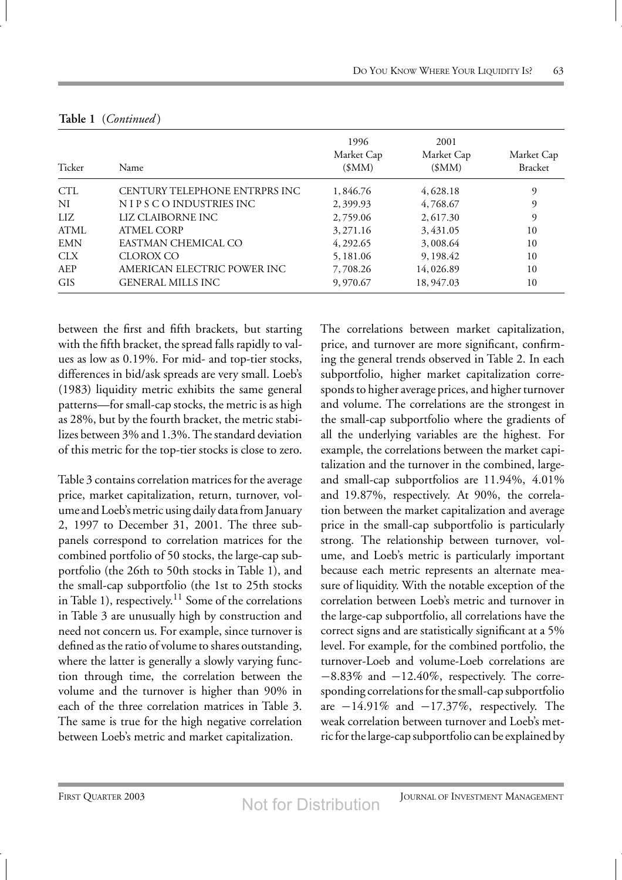**Table 1** (*Continued*)

| Ticker | Name | 1996 Market Cap ($MM) | 2001 Market Cap ($MM) | Market Cap Bracket |
|---|---|---|---|---|
| CTL | CENTURY TELEPHONE ENTRPRS INC | 1,846.76 | 4,628.18 | 9 |
| NI | N I P S C O INDUSTRIES INC | 2,399.93 | 4,768.67 | 9 |
| LIZ | LIZ CLAIBORNE INC | 2,759.06 | 2,617.30 | 9 |
| ATML | ATMEL CORP | 3,271.16 | 3,431.05 | 10 |
| EMN | EASTMAN CHEMICAL CO | 4,292.65 | 3,008.64 | 10 |
| CLX | CLOROX CO | 5,181.06 | 9,198.42 | 10 |
| AEP | AMERICAN ELECTRIC POWER INC | 7,708.26 | 14,026.89 | 10 |
| GIS | GENERAL MILLS INC | 9,970.67 | 18,947.03 | 10 |

between the first and fifth brackets, but starting with the fifth bracket, the spread falls rapidly to values as low as 0.19%. For mid- and top-tier stocks, differences in bid/ask spreads are very small. Loeb's (1983) liquidity metric exhibits the same general patterns—for small-cap stocks, the metric is as high as 28%, but by the fourth bracket, the metric stabilizes between 3% and 1.3%. The standard deviation of this metric for the top-tier stocks is close to zero.

Table 3 contains correlation matrices for the average price, market capitalization, return, turnover, volume and Loeb's metric using daily data from January 2, 1997 to December 31, 2001. The three subpanels correspond to correlation matrices for the combined portfolio of 50 stocks, the large-cap subportfolio (the 26th to 50th stocks in Table 1), and the small-cap subportfolio (the 1st to 25th stocks in Table 1), respectively.[11] Some of the correlations in Table 3 are unusually high by construction and need not concern us. For example, since turnover is defined as the ratio of volume to shares outstanding, where the latter is generally a slowly varying function through time, the correlation between the volume and the turnover is higher than 90% in each of the three correlation matrices in Table 3. The same is true for the high negative correlation between Loeb's metric and market capitalization.

The correlations between market capitalization, price, and turnover are more significant, confirming the general trends observed in Table 2. In each subportfolio, higher market capitalization corresponds to higher average prices, and higher turnover and volume. The correlations are the strongest in the small-cap subportfolio where the gradients of all the underlying variables are the highest. For example, the correlations between the market capitalization and the turnover in the combined, large- and small-cap subportfolios are 11.94%, 4.01% and 19.87%, respectively. At 90%, the correlation between the market capitalization and average price in the small-cap subportfolio is particularly strong. The relationship between turnover, volume, and Loeb's metric is particularly important because each metric represents an alternate measure of liquidity. With the notable exception of the correlation between Loeb's metric and turnover in the large-cap subportfolio, all correlations have the correct signs and are statistically significant at a 5% level. For example, for the combined portfolio, the turnover-Loeb and volume-Loeb correlations are −8.83% and −12.40%, respectively. The corresponding correlations for the small-cap subportfolio are −14.91% and −17.37%, respectively. The weak correlation between turnover and Loeb's metric for the large-cap subportfolio can be explained by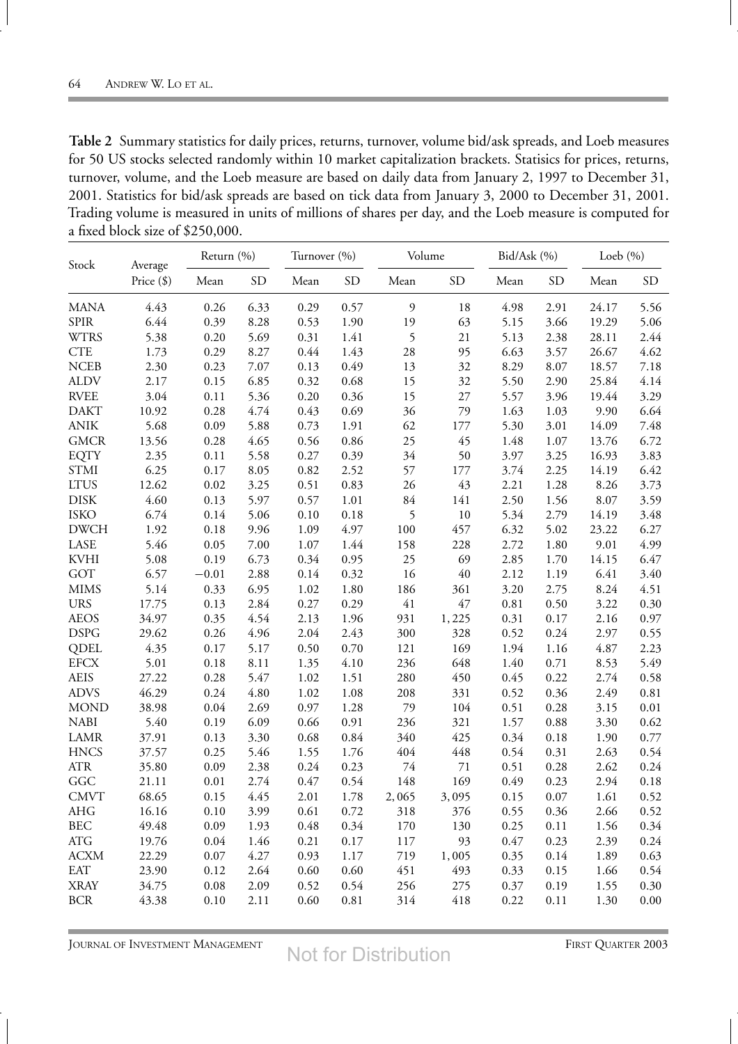**Table 2** Summary statistics for daily prices, returns, turnover, volume bid/ask spreads, and Loeb measures for 50 US stocks selected randomly within 10 market capitalization brackets. Statisics for prices, returns, turnover, volume, and the Loeb measure are based on daily data from January 2, 1997 to December 31, 2001. Statistics for bid/ask spreads are based on tick data from January 3, 2000 to December 31, 2001. Trading volume is measured in units of millions of shares per day, and the Loeb measure is computed for a fixed block size of \$250,000.

| Stock | Average Price (\$) | Return (%) | | Turnover (%) | | Volume | | Bid/Ask (%) | | Loeb (%) | |
|---|---|---|---|---|---|---|---|---|---|---|---|
| | | Mean | SD | Mean | SD | Mean | SD | Mean | SD | Mean | SD |
| MANA | 4.43 | 0.26 | 6.33 | 0.29 | 0.57 | 9 | 18 | 4.98 | 2.91 | 24.17 | 5.56 |
| SPIR | 6.44 | 0.39 | 8.28 | 0.53 | 1.90 | 19 | 63 | 5.15 | 3.66 | 19.29 | 5.06 |
| WTRS | 5.38 | 0.20 | 5.69 | 0.31 | 1.41 | 5 | 21 | 5.13 | 2.38 | 28.11 | 2.44 |
| CTE | 1.73 | 0.29 | 8.27 | 0.44 | 1.43 | 28 | 95 | 6.63 | 3.57 | 26.67 | 4.62 |
| NCEB | 2.30 | 0.23 | 7.07 | 0.13 | 0.49 | 13 | 32 | 8.29 | 8.07 | 18.57 | 7.18 |
| ALDV | 2.17 | 0.15 | 6.85 | 0.32 | 0.68 | 15 | 32 | 5.50 | 2.90 | 25.84 | 4.14 |
| RVEE | 3.04 | 0.11 | 5.36 | 0.20 | 0.36 | 15 | 27 | 5.57 | 3.96 | 19.44 | 3.29 |
| DAKT | 10.92 | 0.28 | 4.74 | 0.43 | 0.69 | 36 | 79 | 1.63 | 1.03 | 9.90 | 6.64 |
| ANIK | 5.68 | 0.09 | 5.88 | 0.73 | 1.91 | 62 | 177 | 5.30 | 3.01 | 14.09 | 7.48 |
| GMCR | 13.56 | 0.28 | 4.65 | 0.56 | 0.86 | 25 | 45 | 1.48 | 1.07 | 13.76 | 6.72 |
| EQTY | 2.35 | 0.11 | 5.58 | 0.27 | 0.39 | 34 | 50 | 3.97 | 3.25 | 16.93 | 3.83 |
| STMI | 6.25 | 0.17 | 8.05 | 0.82 | 2.52 | 57 | 177 | 3.74 | 2.25 | 14.19 | 6.42 |
| LTUS | 12.62 | 0.02 | 3.25 | 0.51 | 0.83 | 26 | 43 | 2.21 | 1.28 | 8.26 | 3.73 |
| DISK | 4.60 | 0.13 | 5.97 | 0.57 | 1.01 | 84 | 141 | 2.50 | 1.56 | 8.07 | 3.59 |
| ISKO | 6.74 | 0.14 | 5.06 | 0.10 | 0.18 | 5 | 10 | 5.34 | 2.79 | 14.19 | 3.48 |
| DWCH | 1.92 | 0.18 | 9.96 | 1.09 | 4.97 | 100 | 457 | 6.32 | 5.02 | 23.22 | 6.27 |
| LASE | 5.46 | 0.05 | 7.00 | 1.07 | 1.44 | 158 | 228 | 2.72 | 1.80 | 9.01 | 4.99 |
| KVHI | 5.08 | 0.19 | 6.73 | 0.34 | 0.95 | 25 | 69 | 2.85 | 1.70 | 14.15 | 6.47 |
| GOT | 6.57 | −0.01 | 2.88 | 0.14 | 0.32 | 16 | 40 | 2.12 | 1.19 | 6.41 | 3.40 |
| MIMS | 5.14 | 0.33 | 6.95 | 1.02 | 1.80 | 186 | 361 | 3.20 | 2.75 | 8.24 | 4.51 |
| URS | 17.75 | 0.13 | 2.84 | 0.27 | 0.29 | 41 | 47 | 0.81 | 0.50 | 3.22 | 0.30 |
| AEOS | 34.97 | 0.35 | 4.54 | 2.13 | 1.96 | 931 | 1,225 | 0.31 | 0.17 | 2.16 | 0.97 |
| DSPG | 29.62 | 0.26 | 4.96 | 2.04 | 2.43 | 300 | 328 | 0.52 | 0.24 | 2.97 | 0.55 |
| QDEL | 4.35 | 0.17 | 5.17 | 0.50 | 0.70 | 121 | 169 | 1.94 | 1.16 | 4.87 | 2.23 |
| EFCX | 5.01 | 0.18 | 8.11 | 1.35 | 4.10 | 236 | 648 | 1.40 | 0.71 | 8.53 | 5.49 |
| AEIS | 27.22 | 0.28 | 5.47 | 1.02 | 1.51 | 280 | 450 | 0.45 | 0.22 | 2.74 | 0.58 |
| ADVS | 46.29 | 0.24 | 4.80 | 1.02 | 1.08 | 208 | 331 | 0.52 | 0.36 | 2.49 | 0.81 |
| MOND | 38.98 | 0.04 | 2.69 | 0.97 | 1.28 | 79 | 104 | 0.51 | 0.28 | 3.15 | 0.01 |
| NABI | 5.40 | 0.19 | 6.09 | 0.66 | 0.91 | 236 | 321 | 1.57 | 0.88 | 3.30 | 0.62 |
| LAMR | 37.91 | 0.13 | 3.30 | 0.68 | 0.84 | 340 | 425 | 0.34 | 0.18 | 1.90 | 0.77 |
| HNCS | 37.57 | 0.25 | 5.46 | 1.55 | 1.76 | 404 | 448 | 0.54 | 0.31 | 2.63 | 0.54 |
| ATR | 35.80 | 0.09 | 2.38 | 0.24 | 0.23 | 74 | 71 | 0.51 | 0.28 | 2.62 | 0.24 |
| GGC | 21.11 | 0.01 | 2.74 | 0.47 | 0.54 | 148 | 169 | 0.49 | 0.23 | 2.94 | 0.18 |
| CMVT | 68.65 | 0.15 | 4.45 | 2.01 | 1.78 | 2,065 | 3,095 | 0.15 | 0.07 | 1.61 | 0.52 |
| AHG | 16.16 | 0.10 | 3.99 | 0.61 | 0.72 | 318 | 376 | 0.55 | 0.36 | 2.66 | 0.52 |
| BEC | 49.48 | 0.09 | 1.93 | 0.48 | 0.34 | 170 | 130 | 0.25 | 0.11 | 1.56 | 0.34 |
| ATG | 19.76 | 0.04 | 1.46 | 0.21 | 0.17 | 117 | 93 | 0.47 | 0.23 | 2.39 | 0.24 |
| ACXM | 22.29 | 0.07 | 4.27 | 0.93 | 1.17 | 719 | 1,005 | 0.35 | 0.14 | 1.89 | 0.63 |
| EAT | 23.90 | 0.12 | 2.64 | 0.60 | 0.60 | 451 | 493 | 0.33 | 0.15 | 1.66 | 0.54 |
| XRAY | 34.75 | 0.08 | 2.09 | 0.52 | 0.54 | 256 | 275 | 0.37 | 0.19 | 1.55 | 0.30 |
| BCR | 43.38 | 0.10 | 2.11 | 0.60 | 0.81 | 314 | 418 | 0.22 | 0.11 | 1.30 | 0.00 |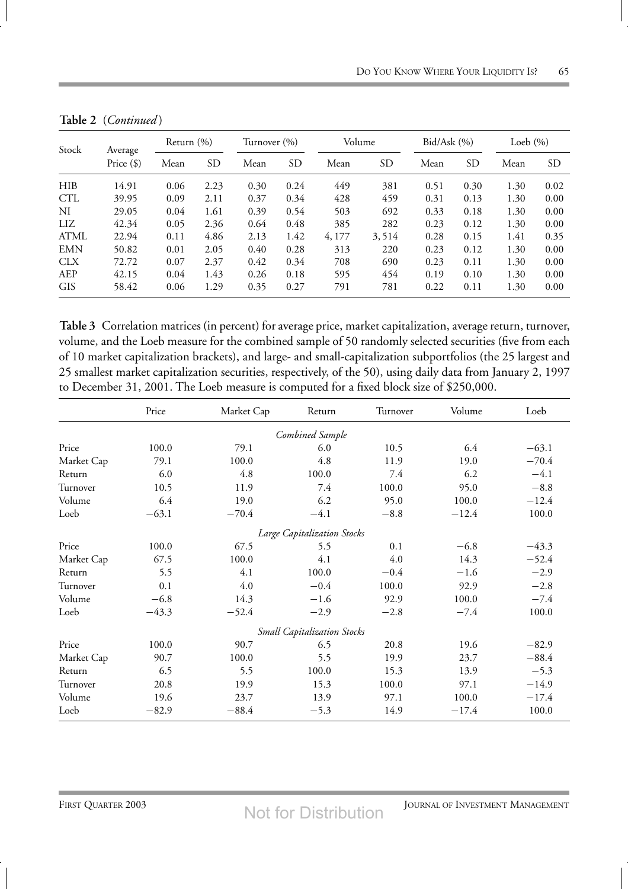**Table 2** (*Continued*)

| Stock | Average Price ($) | Return (%) | | Turnover (%) | | Volume | | Bid/Ask (%) | | Loeb (%) | |
|---|---|---|---|---|---|---|---|---|---|---|---|
| | | Mean | SD | Mean | SD | Mean | SD | Mean | SD | Mean | SD |
| HIB | 14.91 | 0.06 | 2.23 | 0.30 | 0.24 | 449 | 381 | 0.51 | 0.30 | 1.30 | 0.02 |
| CTL | 39.95 | 0.09 | 2.11 | 0.37 | 0.34 | 428 | 459 | 0.31 | 0.13 | 1.30 | 0.00 |
| NI | 29.05 | 0.04 | 1.61 | 0.39 | 0.54 | 503 | 692 | 0.33 | 0.18 | 1.30 | 0.00 |
| LIZ | 42.34 | 0.05 | 2.36 | 0.64 | 0.48 | 385 | 282 | 0.23 | 0.12 | 1.30 | 0.00 |
| ATML | 22.94 | 0.11 | 4.86 | 2.13 | 1.42 | 4,177 | 3,514 | 0.28 | 0.15 | 1.41 | 0.35 |
| EMN | 50.82 | 0.01 | 2.05 | 0.40 | 0.28 | 313 | 220 | 0.23 | 0.12 | 1.30 | 0.00 |
| CLX | 72.72 | 0.07 | 2.37 | 0.42 | 0.34 | 708 | 690 | 0.23 | 0.11 | 1.30 | 0.00 |
| AEP | 42.15 | 0.04 | 1.43 | 0.26 | 0.18 | 595 | 454 | 0.19 | 0.10 | 1.30 | 0.00 |
| GIS | 58.42 | 0.06 | 1.29 | 0.35 | 0.27 | 791 | 781 | 0.22 | 0.11 | 1.30 | 0.00 |

**Table 3** Correlation matrices (in percent) for average price, market capitalization, average return, turnover, volume, and the Loeb measure for the combined sample of 50 randomly selected securities (five from each of 10 market capitalization brackets), and large- and small-capitalization subportfolios (the 25 largest and 25 smallest market capitalization securities, respectively, of the 50), using daily data from January 2, 1997 to December 31, 2001. The Loeb measure is computed for a fixed block size of $250,000.

| | Price | Market Cap | Return | Turnover | Volume | Loeb |
|---|---|---|---|---|---|---|
| | | | *Combined Sample* | | | |
| Price | 100.0 | 79.1 | 6.0 | 10.5 | 6.4 | −63.1 |
| Market Cap | 79.1 | 100.0 | 4.8 | 11.9 | 19.0 | −70.4 |
| Return | 6.0 | 4.8 | 100.0 | 7.4 | 6.2 | −4.1 |
| Turnover | 10.5 | 11.9 | 7.4 | 100.0 | 95.0 | −8.8 |
| Volume | 6.4 | 19.0 | 6.2 | 95.0 | 100.0 | −12.4 |
| Loeb | −63.1 | −70.4 | −4.1 | −8.8 | −12.4 | 100.0 |
| | | | *Large Capitalization Stocks* | | | |
| Price | 100.0 | 67.5 | 5.5 | 0.1 | −6.8 | −43.3 |
| Market Cap | 67.5 | 100.0 | 4.1 | 4.0 | 14.3 | −52.4 |
| Return | 5.5 | 4.1 | 100.0 | −0.4 | −1.6 | −2.9 |
| Turnover | 0.1 | 4.0 | −0.4 | 100.0 | 92.9 | −2.8 |
| Volume | −6.8 | 14.3 | −1.6 | 92.9 | 100.0 | −7.4 |
| Loeb | −43.3 | −52.4 | −2.9 | −2.8 | −7.4 | 100.0 |
| | | | *Small Capitalization Stocks* | | | |
| Price | 100.0 | 90.7 | 6.5 | 20.8 | 19.6 | −82.9 |
| Market Cap | 90.7 | 100.0 | 5.5 | 19.9 | 23.7 | −88.4 |
| Return | 6.5 | 5.5 | 100.0 | 15.3 | 13.9 | −5.3 |
| Turnover | 20.8 | 19.9 | 15.3 | 100.0 | 97.1 | −14.9 |
| Volume | 19.6 | 23.7 | 13.9 | 97.1 | 100.0 | −17.4 |
| Loeb | −82.9 | −88.4 | −5.3 | 14.9 | −17.4 | 100.0 |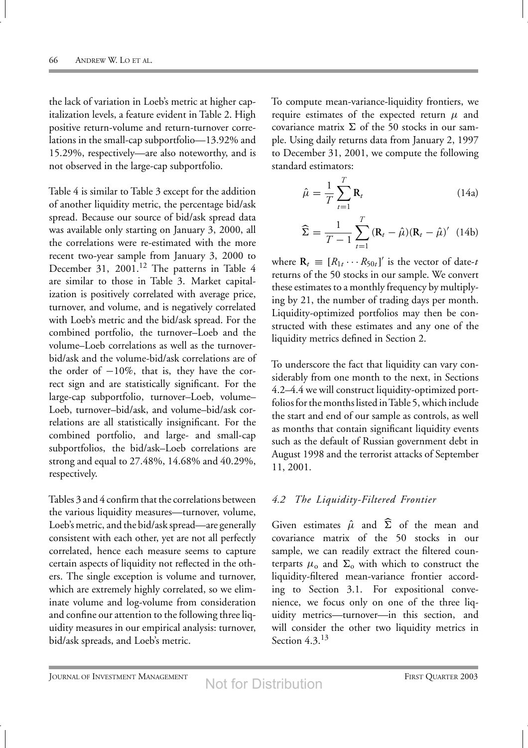the lack of variation in Loeb's metric at higher capitalization levels, a feature evident in Table 2. High positive return-volume and return-turnover correlations in the small-cap subportfolio—13.92% and 15.29%, respectively—are also noteworthy, and is not observed in the large-cap subportfolio.

Table 4 is similar to Table 3 except for the addition of another liquidity metric, the percentage bid/ask spread. Because our source of bid/ask spread data was available only starting on January 3, 2000, all the correlations were re-estimated with the more recent two-year sample from January 3, 2000 to December 31, 2001.[12] The patterns in Table 4 are similar to those in Table 3. Market capitalization is positively correlated with average price, turnover, and volume, and is negatively correlated with Loeb's metric and the bid/ask spread. For the combined portfolio, the turnover–Loeb and the volume–Loeb correlations as well as the turnover-bid/ask and the volume-bid/ask correlations are of the order of $-10\%$, that is, they have the correct sign and are statistically significant. For the large-cap subportfolio, turnover–Loeb, volume–Loeb, turnover–bid/ask, and volume–bid/ask correlations are all statistically insignificant. For the combined portfolio, and large- and small-cap subportfolios, the bid/ask–Loeb correlations are strong and equal to 27.48%, 14.68% and 40.29%, respectively.

Tables 3 and 4 confirm that the correlations between the various liquidity measures—turnover, volume, Loeb's metric, and the bid/ask spread—are generally consistent with each other, yet are not all perfectly correlated, hence each measure seems to capture certain aspects of liquidity not reflected in the others. The single exception is volume and turnover, which are extremely highly correlated, so we eliminate volume and log-volume from consideration and confine our attention to the following three liquidity measures in our empirical analysis: turnover, bid/ask spreads, and Loeb's metric.

To compute mean-variance-liquidity frontiers, we require estimates of the expected return $\mu$ and covariance matrix $\Sigma$ of the 50 stocks in our sample. Using daily returns data from January 2, 1997 to December 31, 2001, we compute the following standard estimators:

$$\hat{\mu} = \frac{1}{T}\sum_{t=1}^{T} \mathbf{R}_t \tag{14a}$$

$$\widehat{\Sigma} = \frac{1}{T-1}\sum_{t=1}^{T} (\mathbf{R}_t - \hat{\mu})(\mathbf{R}_t - \hat{\mu})' \tag{14b}$$

where $\mathbf{R}_t \equiv [R_{1t} \cdots R_{50t}]'$ is the vector of date-$t$ returns of the 50 stocks in our sample. We convert these estimates to a monthly frequency by multiplying by 21, the number of trading days per month. Liquidity-optimized portfolios may then be constructed with these estimates and any one of the liquidity metrics defined in Section 2.

To underscore the fact that liquidity can vary considerably from one month to the next, in Sections 4.2–4.4 we will construct liquidity-optimized portfolios for the months listed in Table 5, which include the start and end of our sample as controls, as well as months that contain significant liquidity events such as the default of Russian government debt in August 1998 and the terrorist attacks of September 11, 2001.

### *4.2 The Liquidity-Filtered Frontier*

Given estimates $\hat{\mu}$ and $\widehat{\Sigma}$ of the mean and covariance matrix of the 50 stocks in our sample, we can readily extract the filtered counterparts $\mu_o$ and $\Sigma_o$ with which to construct the liquidity-filtered mean-variance frontier according to Section 3.1. For expositional convenience, we focus only on one of the three liquidity metrics—turnover—in this section, and will consider the other two liquidity metrics in Section 4.3.[13]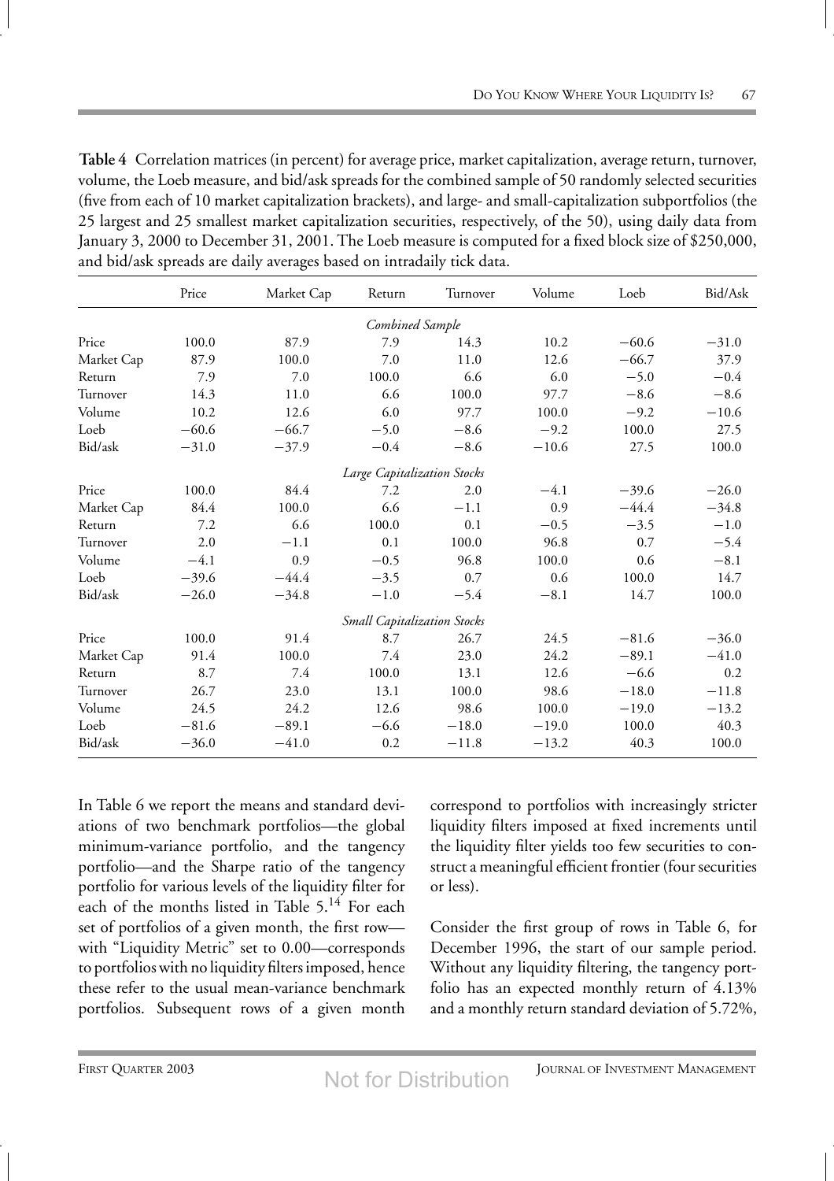**Table 4** Correlation matrices (in percent) for average price, market capitalization, average return, turnover, volume, the Loeb measure, and bid/ask spreads for the combined sample of 50 randomly selected securities (five from each of 10 market capitalization brackets), and large- and small-capitalization subportfolios (the 25 largest and 25 smallest market capitalization securities, respectively, of the 50), using daily data from January 3, 2000 to December 31, 2001. The Loeb measure is computed for a fixed block size of $250,000, and bid/ask spreads are daily averages based on intradaily tick data.

| | Price | Market Cap | Return | Turnover | Volume | Loeb | Bid/Ask |
|---|---|---|---|---|---|---|---|
| | | | *Combined Sample* | | | | |
| Price | 100.0 | 87.9 | 7.9 | 14.3 | 10.2 | −60.6 | −31.0 |
| Market Cap | 87.9 | 100.0 | 7.0 | 11.0 | 12.6 | −66.7 | 37.9 |
| Return | 7.9 | 7.0 | 100.0 | 6.6 | 6.0 | −5.0 | −0.4 |
| Turnover | 14.3 | 11.0 | 6.6 | 100.0 | 97.7 | −8.6 | −8.6 |
| Volume | 10.2 | 12.6 | 6.0 | 97.7 | 100.0 | −9.2 | −10.6 |
| Loeb | −60.6 | −66.7 | −5.0 | −8.6 | −9.2 | 100.0 | 27.5 |
| Bid/ask | −31.0 | −37.9 | −0.4 | −8.6 | −10.6 | 27.5 | 100.0 |
| | | | *Large Capitalization Stocks* | | | | |
| Price | 100.0 | 84.4 | 7.2 | 2.0 | −4.1 | −39.6 | −26.0 |
| Market Cap | 84.4 | 100.0 | 6.6 | −1.1 | 0.9 | −44.4 | −34.8 |
| Return | 7.2 | 6.6 | 100.0 | 0.1 | −0.5 | −3.5 | −1.0 |
| Turnover | 2.0 | −1.1 | 0.1 | 100.0 | 96.8 | 0.7 | −5.4 |
| Volume | −4.1 | 0.9 | −0.5 | 96.8 | 100.0 | 0.6 | −8.1 |
| Loeb | −39.6 | −44.4 | −3.5 | 0.7 | 0.6 | 100.0 | 14.7 |
| Bid/ask | −26.0 | −34.8 | −1.0 | −5.4 | −8.1 | 14.7 | 100.0 |
| | | | *Small Capitalization Stocks* | | | | |
| Price | 100.0 | 91.4 | 8.7 | 26.7 | 24.5 | −81.6 | −36.0 |
| Market Cap | 91.4 | 100.0 | 7.4 | 23.0 | 24.2 | −89.1 | −41.0 |
| Return | 8.7 | 7.4 | 100.0 | 13.1 | 12.6 | −6.6 | 0.2 |
| Turnover | 26.7 | 23.0 | 13.1 | 100.0 | 98.6 | −18.0 | −11.8 |
| Volume | 24.5 | 24.2 | 12.6 | 98.6 | 100.0 | −19.0 | −13.2 |
| Loeb | −81.6 | −89.1 | −6.6 | −18.0 | −19.0 | 100.0 | 40.3 |
| Bid/ask | −36.0 | −41.0 | 0.2 | −11.8 | −13.2 | 40.3 | 100.0 |

In Table 6 we report the means and standard deviations of two benchmark portfolios—the global minimum-variance portfolio, and the tangency portfolio—and the Sharpe ratio of the tangency portfolio for various levels of the liquidity filter for each of the months listed in Table 5.[14] For each set of portfolios of a given month, the first row—with "Liquidity Metric" set to 0.00—corresponds to portfolios with no liquidity filters imposed, hence these refer to the usual mean-variance benchmark portfolios. Subsequent rows of a given month correspond to portfolios with increasingly stricter liquidity filters imposed at fixed increments until the liquidity filter yields too few securities to construct a meaningful efficient frontier (four securities or less).

Consider the first group of rows in Table 6, for December 1996, the start of our sample period. Without any liquidity filtering, the tangency portfolio has an expected monthly return of 4.13% and a monthly return standard deviation of 5.72%,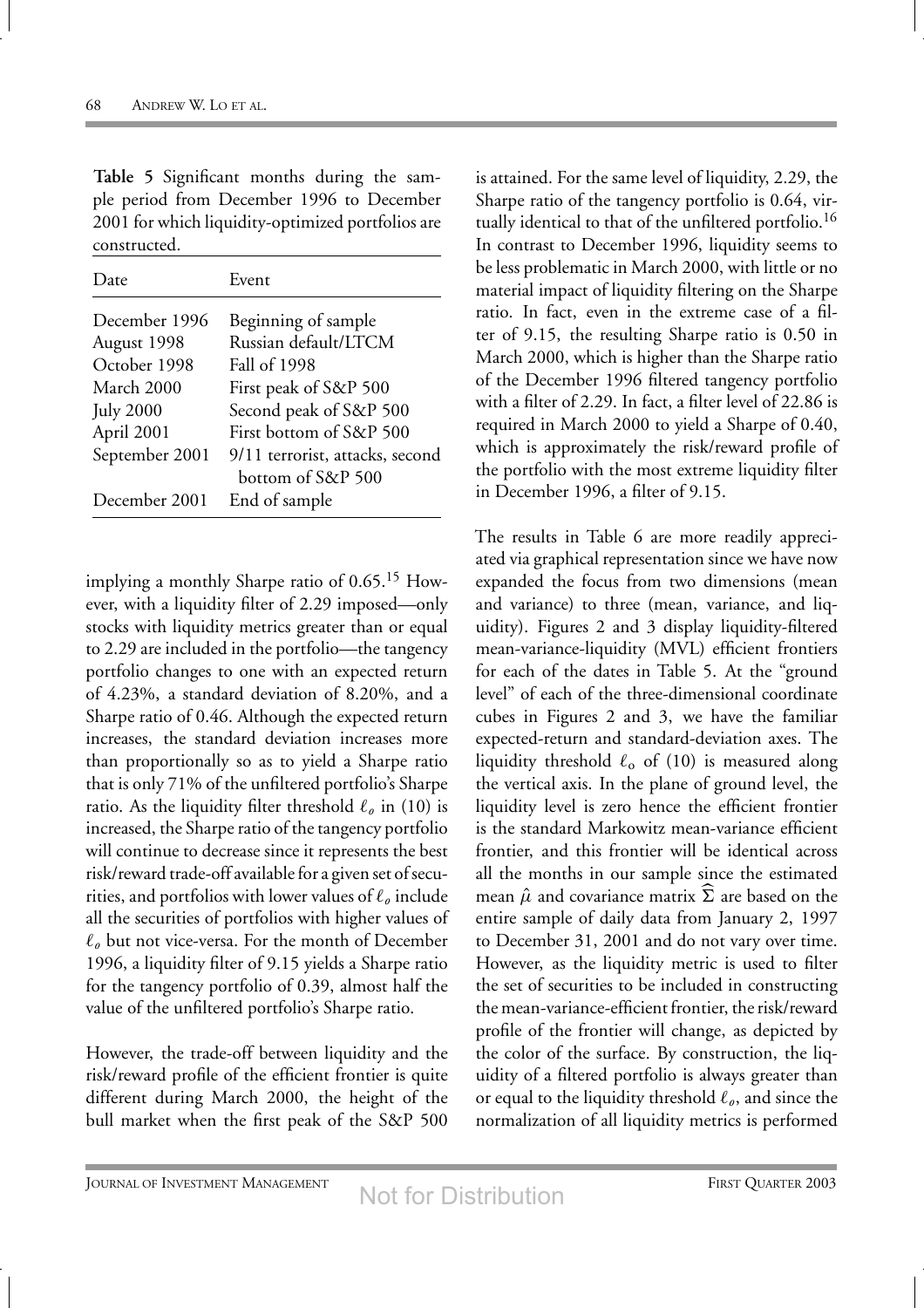**Table 5** Significant months during the sample period from December 1996 to December 2001 for which liquidity-optimized portfolios are constructed.

| Date | Event |
|---|---|
| December 1996 | Beginning of sample |
| August 1998 | Russian default/LTCM |
| October 1998 | Fall of 1998 |
| March 2000 | First peak of S&P 500 |
| July 2000 | Second peak of S&P 500 |
| April 2001 | First bottom of S&P 500 |
| September 2001 | 9/11 terrorist, attacks, second bottom of S&P 500 |
| December 2001 | End of sample |

implying a monthly Sharpe ratio of 0.65.[15] However, with a liquidity filter of 2.29 imposed—only stocks with liquidity metrics greater than or equal to 2.29 are included in the portfolio—the tangency portfolio changes to one with an expected return of 4.23%, a standard deviation of 8.20%, and a Sharpe ratio of 0.46. Although the expected return increases, the standard deviation increases more than proportionally so as to yield a Sharpe ratio that is only 71% of the unfiltered portfolio's Sharpe ratio. As the liquidity filter threshold $\ell_o$ in (10) is increased, the Sharpe ratio of the tangency portfolio will continue to decrease since it represents the best risk/reward trade-off available for a given set of securities, and portfolios with lower values of $\ell_o$ include all the securities of portfolios with higher values of $\ell_o$ but not vice-versa. For the month of December 1996, a liquidity filter of 9.15 yields a Sharpe ratio for the tangency portfolio of 0.39, almost half the value of the unfiltered portfolio's Sharpe ratio.

However, the trade-off between liquidity and the risk/reward profile of the efficient frontier is quite different during March 2000, the height of the bull market when the first peak of the S&P 500 is attained. For the same level of liquidity, 2.29, the Sharpe ratio of the tangency portfolio is 0.64, virtually identical to that of the unfiltered portfolio.[16] In contrast to December 1996, liquidity seems to be less problematic in March 2000, with little or no material impact of liquidity filtering on the Sharpe ratio. In fact, even in the extreme case of a filter of 9.15, the resulting Sharpe ratio is 0.50 in March 2000, which is higher than the Sharpe ratio of the December 1996 filtered tangency portfolio with a filter of 2.29. In fact, a filter level of 22.86 is required in March 2000 to yield a Sharpe of 0.40, which is approximately the risk/reward profile of the portfolio with the most extreme liquidity filter in December 1996, a filter of 9.15.

The results in Table 6 are more readily appreciated via graphical representation since we have now expanded the focus from two dimensions (mean and variance) to three (mean, variance, and liquidity). Figures 2 and 3 display liquidity-filtered mean-variance-liquidity (MVL) efficient frontiers for each of the dates in Table 5. At the "ground level" of each of the three-dimensional coordinate cubes in Figures 2 and 3, we have the familiar expected-return and standard-deviation axes. The liquidity threshold $\ell_o$ of (10) is measured along the vertical axis. In the plane of ground level, the liquidity level is zero hence the efficient frontier is the standard Markowitz mean-variance efficient frontier, and this frontier will be identical across all the months in our sample since the estimated mean $\hat{\mu}$ and covariance matrix $\widehat{\Sigma}$ are based on the entire sample of daily data from January 2, 1997 to December 31, 2001 and do not vary over time. However, as the liquidity metric is used to filter the set of securities to be included in constructing the mean-variance-efficient frontier, the risk/reward profile of the frontier will change, as depicted by the color of the surface. By construction, the liquidity of a filtered portfolio is always greater than or equal to the liquidity threshold $\ell_o$, and since the normalization of all liquidity metrics is performed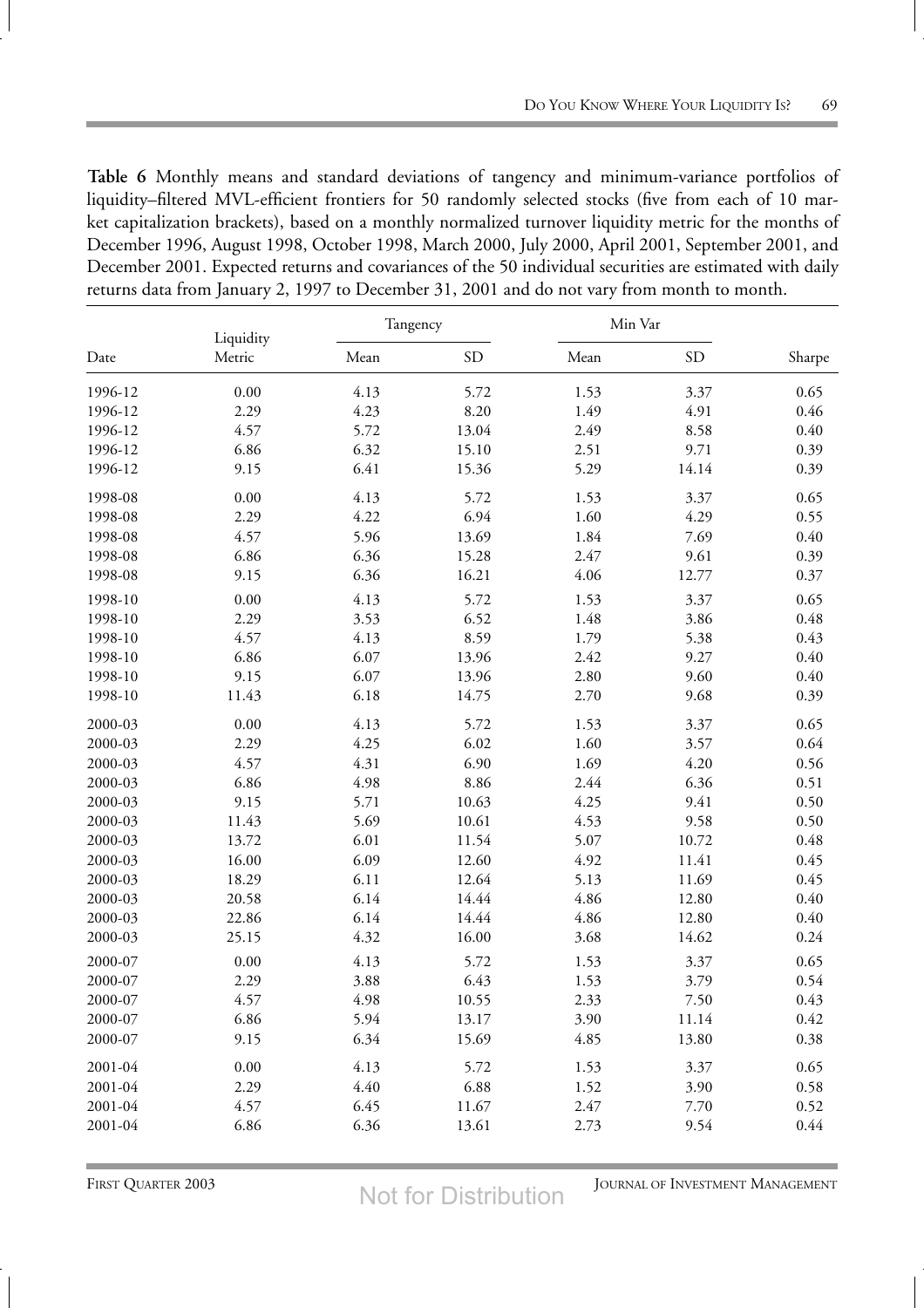**Table 6** Monthly means and standard deviations of tangency and minimum-variance portfolios of liquidity–filtered MVL-efficient frontiers for 50 randomly selected stocks (five from each of 10 market capitalization brackets), based on a monthly normalized turnover liquidity metric for the months of December 1996, August 1998, October 1998, March 2000, July 2000, April 2001, September 2001, and December 2001. Expected returns and covariances of the 50 individual securities are estimated with daily returns data from January 2, 1997 to December 31, 2001 and do not vary from month to month.

| Date | Liquidity Metric | Tangency | | Min Var | | Sharpe |
|---|---|---|---|---|---|---|
| | | Mean | SD | Mean | SD | |
| 1996-12 | 0.00 | 4.13 | 5.72 | 1.53 | 3.37 | 0.65 |
| 1996-12 | 2.29 | 4.23 | 8.20 | 1.49 | 4.91 | 0.46 |
| 1996-12 | 4.57 | 5.72 | 13.04 | 2.49 | 8.58 | 0.40 |
| 1996-12 | 6.86 | 6.32 | 15.10 | 2.51 | 9.71 | 0.39 |
| 1996-12 | 9.15 | 6.41 | 15.36 | 5.29 | 14.14 | 0.39 |
| 1998-08 | 0.00 | 4.13 | 5.72 | 1.53 | 3.37 | 0.65 |
| 1998-08 | 2.29 | 4.22 | 6.94 | 1.60 | 4.29 | 0.55 |
| 1998-08 | 4.57 | 5.96 | 13.69 | 1.84 | 7.69 | 0.40 |
| 1998-08 | 6.86 | 6.36 | 15.28 | 2.47 | 9.61 | 0.39 |
| 1998-08 | 9.15 | 6.36 | 16.21 | 4.06 | 12.77 | 0.37 |
| 1998-10 | 0.00 | 4.13 | 5.72 | 1.53 | 3.37 | 0.65 |
| 1998-10 | 2.29 | 3.53 | 6.52 | 1.48 | 3.86 | 0.48 |
| 1998-10 | 4.57 | 4.13 | 8.59 | 1.79 | 5.38 | 0.43 |
| 1998-10 | 6.86 | 6.07 | 13.96 | 2.42 | 9.27 | 0.40 |
| 1998-10 | 9.15 | 6.07 | 13.96 | 2.80 | 9.60 | 0.40 |
| 1998-10 | 11.43 | 6.18 | 14.75 | 2.70 | 9.68 | 0.39 |
| 2000-03 | 0.00 | 4.13 | 5.72 | 1.53 | 3.37 | 0.65 |
| 2000-03 | 2.29 | 4.25 | 6.02 | 1.60 | 3.57 | 0.64 |
| 2000-03 | 4.57 | 4.31 | 6.90 | 1.69 | 4.20 | 0.56 |
| 2000-03 | 6.86 | 4.98 | 8.86 | 2.44 | 6.36 | 0.51 |
| 2000-03 | 9.15 | 5.71 | 10.63 | 4.25 | 9.41 | 0.50 |
| 2000-03 | 11.43 | 5.69 | 10.61 | 4.53 | 9.58 | 0.50 |
| 2000-03 | 13.72 | 6.01 | 11.54 | 5.07 | 10.72 | 0.48 |
| 2000-03 | 16.00 | 6.09 | 12.60 | 4.92 | 11.41 | 0.45 |
| 2000-03 | 18.29 | 6.11 | 12.64 | 5.13 | 11.69 | 0.45 |
| 2000-03 | 20.58 | 6.14 | 14.44 | 4.86 | 12.80 | 0.40 |
| 2000-03 | 22.86 | 6.14 | 14.44 | 4.86 | 12.80 | 0.40 |
| 2000-03 | 25.15 | 4.32 | 16.00 | 3.68 | 14.62 | 0.24 |
| 2000-07 | 0.00 | 4.13 | 5.72 | 1.53 | 3.37 | 0.65 |
| 2000-07 | 2.29 | 3.88 | 6.43 | 1.53 | 3.79 | 0.54 |
| 2000-07 | 4.57 | 4.98 | 10.55 | 2.33 | 7.50 | 0.43 |
| 2000-07 | 6.86 | 5.94 | 13.17 | 3.90 | 11.14 | 0.42 |
| 2000-07 | 9.15 | 6.34 | 15.69 | 4.85 | 13.80 | 0.38 |
| 2001-04 | 0.00 | 4.13 | 5.72 | 1.53 | 3.37 | 0.65 |
| 2001-04 | 2.29 | 4.40 | 6.88 | 1.52 | 3.90 | 0.58 |
| 2001-04 | 4.57 | 6.45 | 11.67 | 2.47 | 7.70 | 0.52 |
| 2001-04 | 6.86 | 6.36 | 13.61 | 2.73 | 9.54 | 0.44 |

Not for Distribution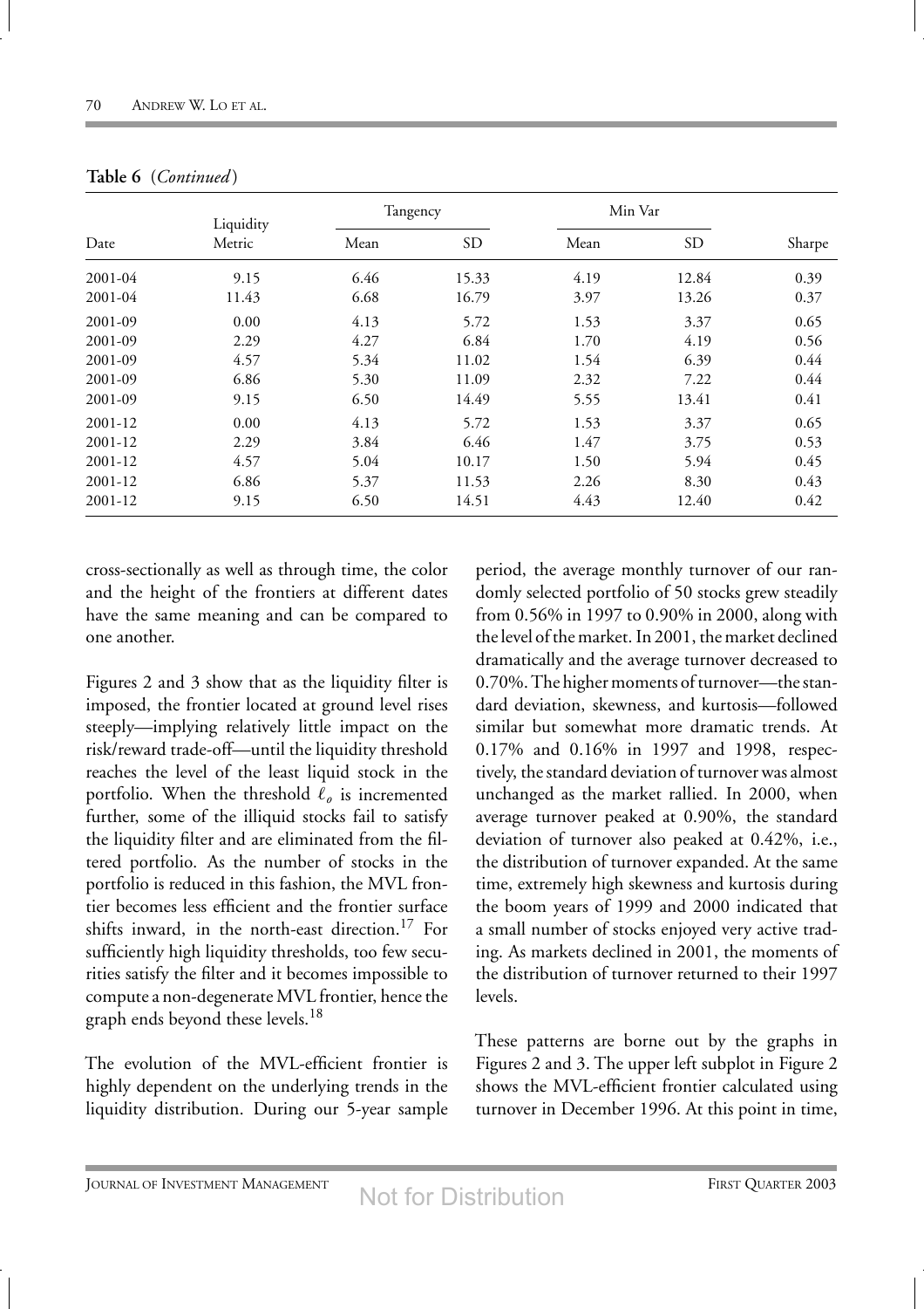**Table 6** (*Continued*)

| Date | Liquidity Metric | Tangency | | Min Var | | Sharpe |
|---|---|---|---|---|---|---|
| | | Mean | SD | Mean | SD | |
| 2001-04 | 9.15 | 6.46 | 15.33 | 4.19 | 12.84 | 0.39 |
| 2001-04 | 11.43 | 6.68 | 16.79 | 3.97 | 13.26 | 0.37 |
| 2001-09 | 0.00 | 4.13 | 5.72 | 1.53 | 3.37 | 0.65 |
| 2001-09 | 2.29 | 4.27 | 6.84 | 1.70 | 4.19 | 0.56 |
| 2001-09 | 4.57 | 5.34 | 11.02 | 1.54 | 6.39 | 0.44 |
| 2001-09 | 6.86 | 5.30 | 11.09 | 2.32 | 7.22 | 0.44 |
| 2001-09 | 9.15 | 6.50 | 14.49 | 5.55 | 13.41 | 0.41 |
| 2001-12 | 0.00 | 4.13 | 5.72 | 1.53 | 3.37 | 0.65 |
| 2001-12 | 2.29 | 3.84 | 6.46 | 1.47 | 3.75 | 0.53 |
| 2001-12 | 4.57 | 5.04 | 10.17 | 1.50 | 5.94 | 0.45 |
| 2001-12 | 6.86 | 5.37 | 11.53 | 2.26 | 8.30 | 0.43 |
| 2001-12 | 9.15 | 6.50 | 14.51 | 4.43 | 12.40 | 0.42 |

cross-sectionally as well as through time, the color and the height of the frontiers at different dates have the same meaning and can be compared to one another.

Figures 2 and 3 show that as the liquidity filter is imposed, the frontier located at ground level rises steeply—implying relatively little impact on the risk/reward trade-off—until the liquidity threshold reaches the level of the least liquid stock in the portfolio. When the threshold $\ell_o$ is incremented further, some of the illiquid stocks fail to satisfy the liquidity filter and are eliminated from the filtered portfolio. As the number of stocks in the portfolio is reduced in this fashion, the MVL frontier becomes less efficient and the frontier surface shifts inward, in the north-east direction.[17] For sufficiently high liquidity thresholds, too few securities satisfy the filter and it becomes impossible to compute a non-degenerate MVL frontier, hence the graph ends beyond these levels.[18]

The evolution of the MVL-efficient frontier is highly dependent on the underlying trends in the liquidity distribution. During our 5-year sample period, the average monthly turnover of our randomly selected portfolio of 50 stocks grew steadily from 0.56% in 1997 to 0.90% in 2000, along with the level of the market. In 2001, the market declined dramatically and the average turnover decreased to 0.70%. The higher moments of turnover—the standard deviation, skewness, and kurtosis—followed similar but somewhat more dramatic trends. At 0.17% and 0.16% in 1997 and 1998, respectively, the standard deviation of turnover was almost unchanged as the market rallied. In 2000, when average turnover peaked at 0.90%, the standard deviation of turnover also peaked at 0.42%, i.e., the distribution of turnover expanded. At the same time, extremely high skewness and kurtosis during the boom years of 1999 and 2000 indicated that a small number of stocks enjoyed very active trading. As markets declined in 2001, the moments of the distribution of turnover returned to their 1997 levels.

These patterns are borne out by the graphs in Figures 2 and 3. The upper left subplot in Figure 2 shows the MVL-efficient frontier calculated using turnover in December 1996. At this point in time,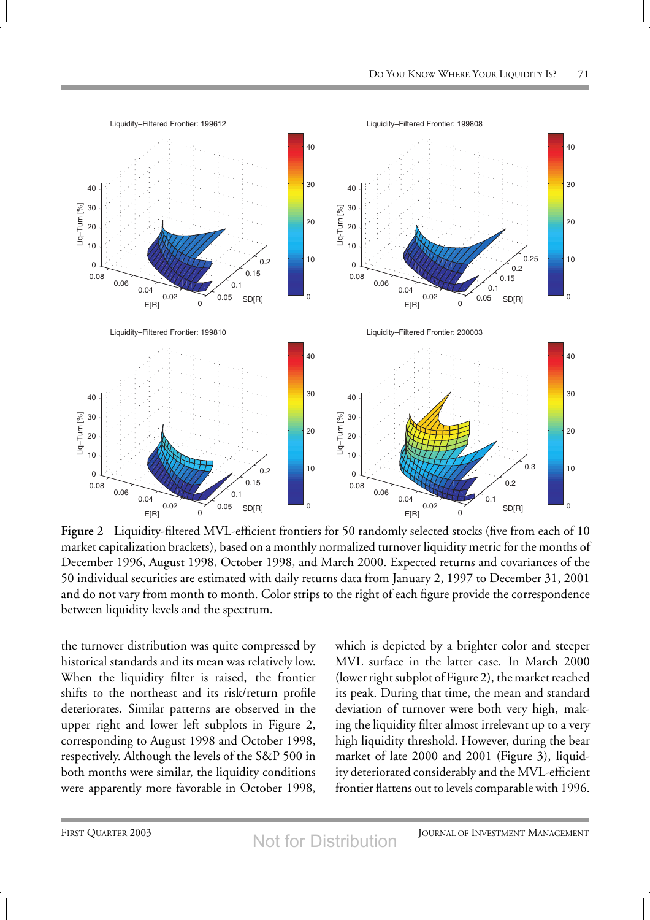**Figure 2** Liquidity-filtered MVL-efficient frontiers for 50 randomly selected stocks (five from each of 10 market capitalization brackets), based on a monthly normalized turnover liquidity metric for the months of December 1996, August 1998, October 1998, and March 2000. Expected returns and covariances of the 50 individual securities are estimated with daily returns data from January 2, 1997 to December 31, 2001 and do not vary from month to month. Color strips to the right of each figure provide the correspondence between liquidity levels and the spectrum.

the turnover distribution was quite compressed by historical standards and its mean was relatively low. When the liquidity filter is raised, the frontier shifts to the northeast and its risk/return profile deteriorates. Similar patterns are observed in the upper right and lower left subplots in Figure 2, corresponding to August 1998 and October 1998, respectively. Although the levels of the S&P 500 in both months were similar, the liquidity conditions were apparently more favorable in October 1998, which is depicted by a brighter color and steeper MVL surface in the latter case. In March 2000 (lower right subplot of Figure 2), the market reached its peak. During that time, the mean and standard deviation of turnover were both very high, making the liquidity filter almost irrelevant up to a very high liquidity threshold. However, during the bear market of late 2000 and 2001 (Figure 3), liquidity deteriorated considerably and the MVL-efficient frontier flattens out to levels comparable with 1996.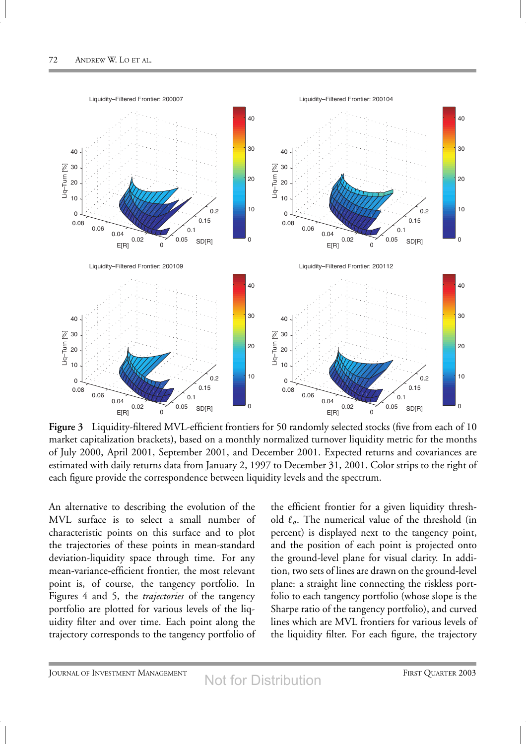Liquidity–Filtered Frontier: 200007

Liquidity–Filtered Frontier: 200104

Liquidity–Filtered Frontier: 200109

Liquidity–Filtered Frontier: 200112

**Figure 3** Liquidity-filtered MVL-efficient frontiers for 50 randomly selected stocks (five from each of 10 market capitalization brackets), based on a monthly normalized turnover liquidity metric for the months of July 2000, April 2001, September 2001, and December 2001. Expected returns and covariances are estimated with daily returns data from January 2, 1997 to December 31, 2001. Color strips to the right of each figure provide the correspondence between liquidity levels and the spectrum.

An alternative to describing the evolution of the MVL surface is to select a small number of characteristic points on this surface and to plot the trajectories of these points in mean-standard deviation-liquidity space through time. For any mean-variance-efficient frontier, the most relevant point is, of course, the tangency portfolio. In Figures 4 and 5, the *trajectories* of the tangency portfolio are plotted for various levels of the liquidity filter and over time. Each point along the trajectory corresponds to the tangency portfolio of the efficient frontier for a given liquidity threshold $\ell_o$. The numerical value of the threshold (in percent) is displayed next to the tangency point, and the position of each point is projected onto the ground-level plane for visual clarity. In addition, two sets of lines are drawn on the ground-level plane: a straight line connecting the riskless portfolio to each tangency portfolio (whose slope is the Sharpe ratio of the tangency portfolio), and curved lines which are MVL frontiers for various levels of the liquidity filter. For each figure, the trajectory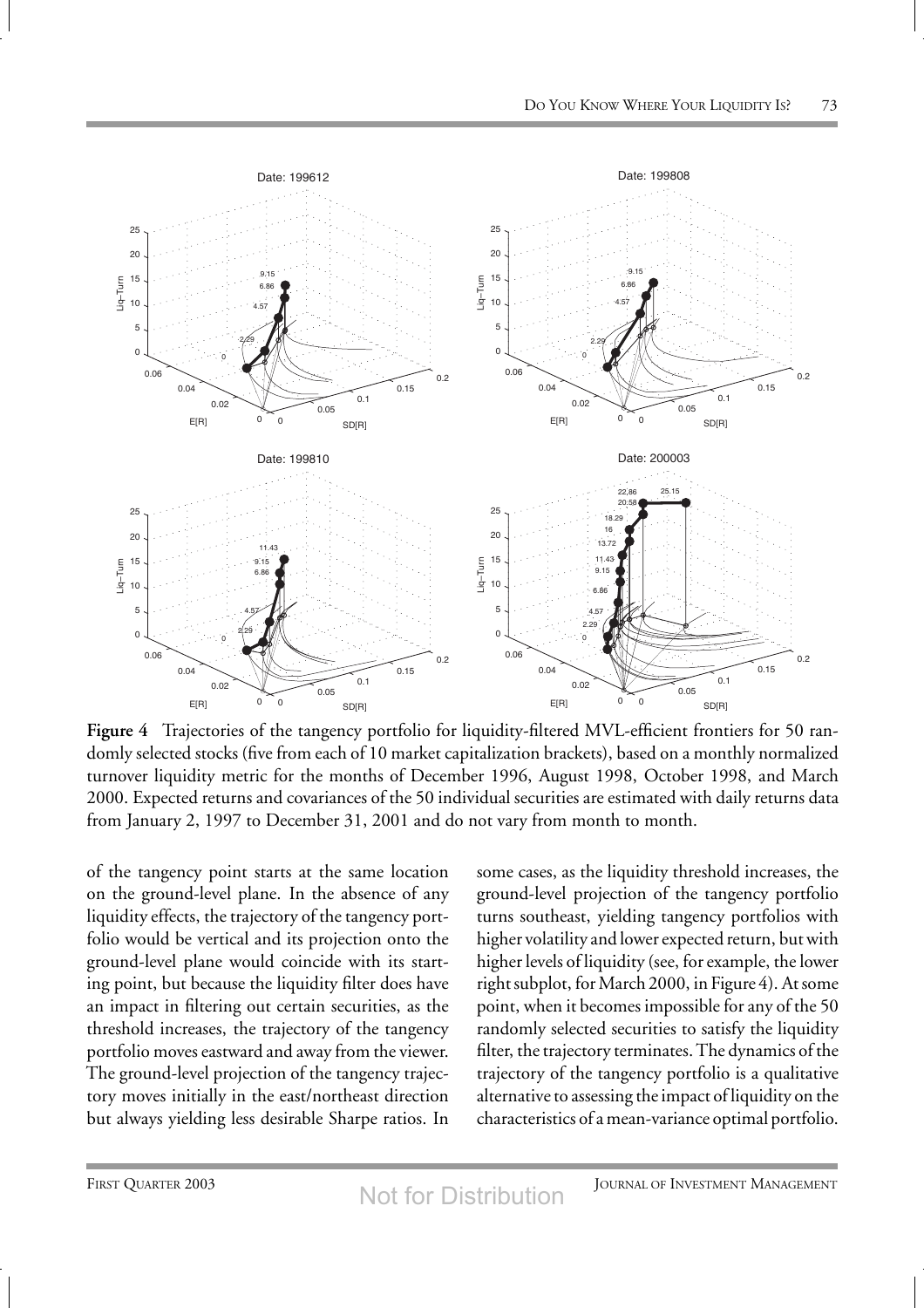**Figure 4** Trajectories of the tangency portfolio for liquidity-filtered MVL-efficient frontiers for 50 randomly selected stocks (five from each of 10 market capitalization brackets), based on a monthly normalized turnover liquidity metric for the months of December 1996, August 1998, October 1998, and March 2000. Expected returns and covariances of the 50 individual securities are estimated with daily returns data from January 2, 1997 to December 31, 2001 and do not vary from month to month.

of the tangency point starts at the same location on the ground-level plane. In the absence of any liquidity effects, the trajectory of the tangency portfolio would be vertical and its projection onto the ground-level plane would coincide with its starting point, but because the liquidity filter does have an impact in filtering out certain securities, as the threshold increases, the trajectory of the tangency portfolio moves eastward and away from the viewer. The ground-level projection of the tangency trajectory moves initially in the east/northeast direction but always yielding less desirable Sharpe ratios. In some cases, as the liquidity threshold increases, the ground-level projection of the tangency portfolio turns southeast, yielding tangency portfolios with higher volatility and lower expected return, but with higher levels of liquidity (see, for example, the lower right subplot, for March 2000, in Figure 4). At some point, when it becomes impossible for any of the 50 randomly selected securities to satisfy the liquidity filter, the trajectory terminates. The dynamics of the trajectory of the tangency portfolio is a qualitative alternative to assessing the impact of liquidity on the characteristics of a mean-variance optimal portfolio.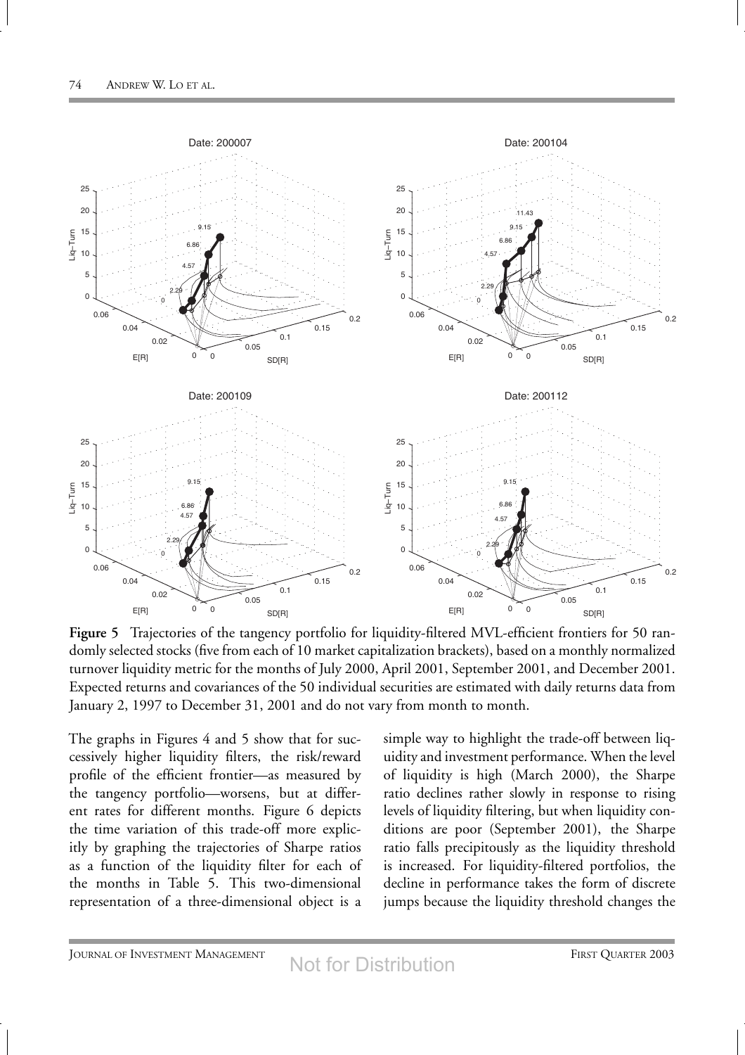**Figure 5** Trajectories of the tangency portfolio for liquidity-filtered MVL-efficient frontiers for 50 randomly selected stocks (five from each of 10 market capitalization brackets), based on a monthly normalized turnover liquidity metric for the months of July 2000, April 2001, September 2001, and December 2001. Expected returns and covariances of the 50 individual securities are estimated with daily returns data from January 2, 1997 to December 31, 2001 and do not vary from month to month.

The graphs in Figures 4 and 5 show that for successively higher liquidity filters, the risk/reward profile of the efficient frontier—as measured by the tangency portfolio—worsens, but at different rates for different months. Figure 6 depicts the time variation of this trade-off more explicitly by graphing the trajectories of Sharpe ratios as a function of the liquidity filter for each of the months in Table 5. This two-dimensional representation of a three-dimensional object is a simple way to highlight the trade-off between liquidity and investment performance. When the level of liquidity is high (March 2000), the Sharpe ratio declines rather slowly in response to rising levels of liquidity filtering, but when liquidity conditions are poor (September 2001), the Sharpe ratio falls precipitously as the liquidity threshold is increased. For liquidity-filtered portfolios, the decline in performance takes the form of discrete jumps because the liquidity threshold changes the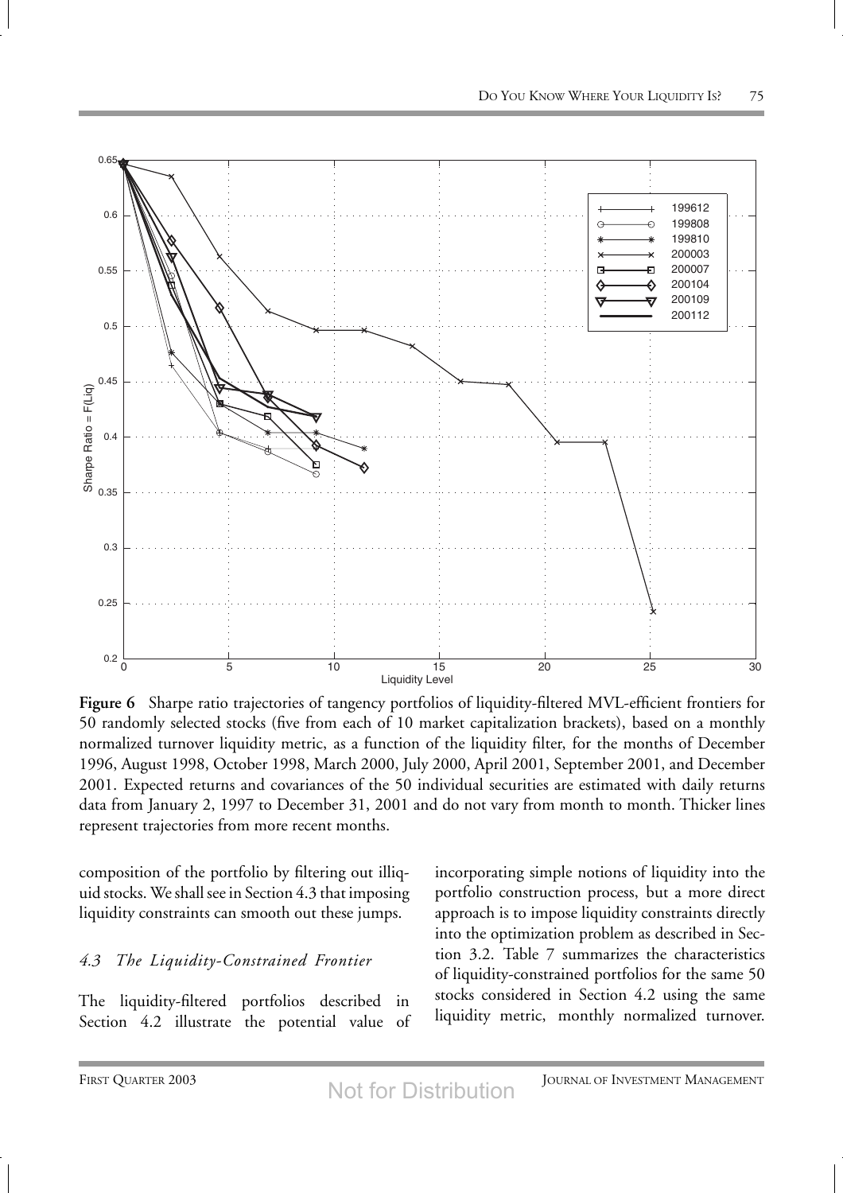**Figure 6** Sharpe ratio trajectories of tangency portfolios of liquidity-filtered MVL-efficient frontiers for 50 randomly selected stocks (five from each of 10 market capitalization brackets), based on a monthly normalized turnover liquidity metric, as a function of the liquidity filter, for the months of December 1996, August 1998, October 1998, March 2000, July 2000, April 2001, September 2001, and December 2001. Expected returns and covariances of the 50 individual securities are estimated with daily returns data from January 2, 1997 to December 31, 2001 and do not vary from month to month. Thicker lines represent trajectories from more recent months.

composition of the portfolio by filtering out illiquid stocks. We shall see in Section 4.3 that imposing liquidity constraints can smooth out these jumps.

### *4.3 The Liquidity-Constrained Frontier*

The liquidity-filtered portfolios described in Section 4.2 illustrate the potential value of incorporating simple notions of liquidity into the portfolio construction process, but a more direct approach is to impose liquidity constraints directly into the optimization problem as described in Section 3.2. Table 7 summarizes the characteristics of liquidity-constrained portfolios for the same 50 stocks considered in Section 4.2 using the same liquidity metric, monthly normalized turnover.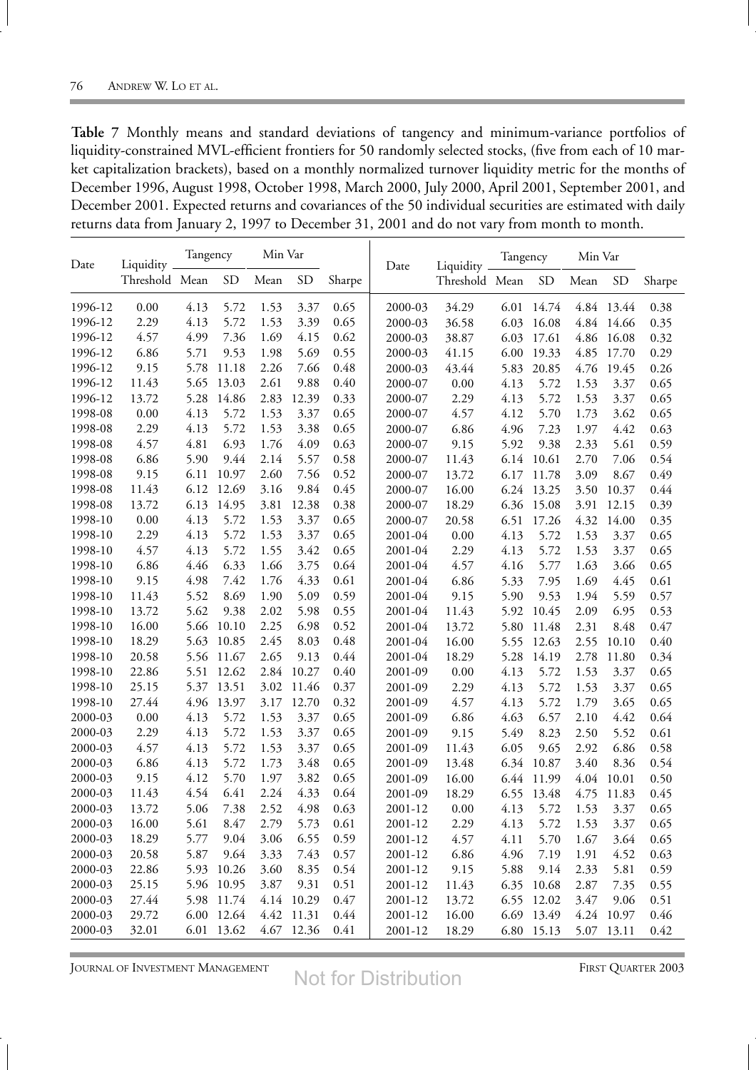**Table 7** Monthly means and standard deviations of tangency and minimum-variance portfolios of liquidity-constrained MVL-efficient frontiers for 50 randomly selected stocks, (five from each of 10 market capitalization brackets), based on a monthly normalized turnover liquidity metric for the months of December 1996, August 1998, October 1998, March 2000, July 2000, April 2001, September 2001, and December 2001. Expected returns and covariances of the 50 individual securities are estimated with daily returns data from January 2, 1997 to December 31, 2001 and do not vary from month to month.

| Date | Liquidity | Tangency | | Min Var | | | Date | Liquidity | Tangency | | Min Var | | |
|---|---|---|---|---|---|---|---|---|---|---|---|---|---|
| | Threshold | Mean | SD | Mean | SD | Sharpe | | Threshold | Mean | SD | Mean | SD | Sharpe |
| 1996-12 | 0.00 | 4.13 | 5.72 | 1.53 | 3.37 | 0.65 | 2000-03 | 34.29 | 6.01 | 14.74 | 4.84 | 13.44 | 0.38 |
| 1996-12 | 2.29 | 4.13 | 5.72 | 1.53 | 3.39 | 0.65 | 2000-03 | 36.58 | 6.03 | 16.08 | 4.84 | 14.66 | 0.35 |
| 1996-12 | 4.57 | 4.99 | 7.36 | 1.69 | 4.15 | 0.62 | 2000-03 | 38.87 | 6.03 | 17.61 | 4.86 | 16.08 | 0.32 |
| 1996-12 | 6.86 | 5.71 | 9.53 | 1.98 | 5.69 | 0.55 | 2000-03 | 41.15 | 6.00 | 19.33 | 4.85 | 17.70 | 0.29 |
| 1996-12 | 9.15 | 5.78 | 11.18 | 2.26 | 7.66 | 0.48 | 2000-03 | 43.44 | 5.83 | 20.85 | 4.76 | 19.45 | 0.26 |
| 1996-12 | 11.43 | 5.65 | 13.03 | 2.61 | 9.88 | 0.40 | 2000-07 | 0.00 | 4.13 | 5.72 | 1.53 | 3.37 | 0.65 |
| 1996-12 | 13.72 | 5.28 | 14.86 | 2.83 | 12.39 | 0.33 | 2000-07 | 2.29 | 4.13 | 5.72 | 1.53 | 3.37 | 0.65 |
| 1998-08 | 0.00 | 4.13 | 5.72 | 1.53 | 3.37 | 0.65 | 2000-07 | 4.57 | 4.12 | 5.70 | 1.73 | 3.62 | 0.65 |
| 1998-08 | 2.29 | 4.13 | 5.72 | 1.53 | 3.38 | 0.65 | 2000-07 | 6.86 | 4.96 | 7.23 | 1.97 | 4.42 | 0.63 |
| 1998-08 | 4.57 | 4.81 | 6.93 | 1.76 | 4.09 | 0.63 | 2000-07 | 9.15 | 5.92 | 9.38 | 2.33 | 5.61 | 0.59 |
| 1998-08 | 6.86 | 5.90 | 9.44 | 2.14 | 5.57 | 0.58 | 2000-07 | 11.43 | 6.14 | 10.61 | 2.70 | 7.06 | 0.54 |
| 1998-08 | 9.15 | 6.11 | 10.97 | 2.60 | 7.56 | 0.52 | 2000-07 | 13.72 | 6.17 | 11.78 | 3.09 | 8.67 | 0.49 |
| 1998-08 | 11.43 | 6.12 | 12.69 | 3.16 | 9.84 | 0.45 | 2000-07 | 16.00 | 6.24 | 13.25 | 3.50 | 10.37 | 0.44 |
| 1998-08 | 13.72 | 6.13 | 14.95 | 3.81 | 12.38 | 0.38 | 2000-07 | 18.29 | 6.36 | 15.08 | 3.91 | 12.15 | 0.39 |
| 1998-10 | 0.00 | 4.13 | 5.72 | 1.53 | 3.37 | 0.65 | 2000-07 | 20.58 | 6.51 | 17.26 | 4.32 | 14.00 | 0.35 |
| 1998-10 | 2.29 | 4.13 | 5.72 | 1.53 | 3.37 | 0.65 | 2001-04 | 0.00 | 4.13 | 5.72 | 1.53 | 3.37 | 0.65 |
| 1998-10 | 4.57 | 4.13 | 5.72 | 1.55 | 3.42 | 0.65 | 2001-04 | 2.29 | 4.13 | 5.72 | 1.53 | 3.37 | 0.65 |
| 1998-10 | 6.86 | 4.46 | 6.33 | 1.66 | 3.75 | 0.64 | 2001-04 | 4.57 | 4.16 | 5.77 | 1.63 | 3.66 | 0.65 |
| 1998-10 | 9.15 | 4.98 | 7.42 | 1.76 | 4.33 | 0.61 | 2001-04 | 6.86 | 5.33 | 7.95 | 1.69 | 4.45 | 0.61 |
| 1998-10 | 11.43 | 5.52 | 8.69 | 1.90 | 5.09 | 0.59 | 2001-04 | 9.15 | 5.90 | 9.53 | 1.94 | 5.59 | 0.57 |
| 1998-10 | 13.72 | 5.62 | 9.38 | 2.02 | 5.98 | 0.55 | 2001-04 | 11.43 | 5.92 | 10.45 | 2.09 | 6.95 | 0.53 |
| 1998-10 | 16.00 | 5.66 | 10.10 | 2.25 | 6.98 | 0.52 | 2001-04 | 13.72 | 5.80 | 11.48 | 2.31 | 8.48 | 0.47 |
| 1998-10 | 18.29 | 5.63 | 10.85 | 2.45 | 8.03 | 0.48 | 2001-04 | 16.00 | 5.55 | 12.63 | 2.55 | 10.10 | 0.40 |
| 1998-10 | 20.58 | 5.56 | 11.67 | 2.65 | 9.13 | 0.44 | 2001-04 | 18.29 | 5.28 | 14.19 | 2.78 | 11.80 | 0.34 |
| 1998-10 | 22.86 | 5.51 | 12.62 | 2.84 | 10.27 | 0.40 | 2001-09 | 0.00 | 4.13 | 5.72 | 1.53 | 3.37 | 0.65 |
| 1998-10 | 25.15 | 5.37 | 13.51 | 3.02 | 11.46 | 0.37 | 2001-09 | 2.29 | 4.13 | 5.72 | 1.53 | 3.37 | 0.65 |
| 1998-10 | 27.44 | 4.96 | 13.97 | 3.17 | 12.70 | 0.32 | 2001-09 | 4.57 | 4.13 | 5.72 | 1.79 | 3.65 | 0.65 |
| 2000-03 | 0.00 | 4.13 | 5.72 | 1.53 | 3.37 | 0.65 | 2001-09 | 6.86 | 4.63 | 6.57 | 2.10 | 4.42 | 0.64 |
| 2000-03 | 2.29 | 4.13 | 5.72 | 1.53 | 3.37 | 0.65 | 2001-09 | 9.15 | 5.49 | 8.23 | 2.50 | 5.52 | 0.61 |
| 2000-03 | 4.57 | 4.13 | 5.72 | 1.53 | 3.37 | 0.65 | 2001-09 | 11.43 | 6.05 | 9.65 | 2.92 | 6.86 | 0.58 |
| 2000-03 | 6.86 | 4.13 | 5.72 | 1.73 | 3.48 | 0.65 | 2001-09 | 13.48 | 6.34 | 10.87 | 3.40 | 8.36 | 0.54 |
| 2000-03 | 9.15 | 4.12 | 5.70 | 1.97 | 3.82 | 0.65 | 2001-09 | 16.00 | 6.44 | 11.99 | 4.04 | 10.01 | 0.50 |
| 2000-03 | 11.43 | 4.54 | 6.41 | 2.24 | 4.33 | 0.64 | 2001-09 | 18.29 | 6.55 | 13.48 | 4.75 | 11.83 | 0.45 |
| 2000-03 | 13.72 | 5.06 | 7.38 | 2.52 | 4.98 | 0.63 | 2001-12 | 0.00 | 4.13 | 5.72 | 1.53 | 3.37 | 0.65 |
| 2000-03 | 16.00 | 5.61 | 8.47 | 2.79 | 5.73 | 0.61 | 2001-12 | 2.29 | 4.13 | 5.72 | 1.53 | 3.37 | 0.65 |
| 2000-03 | 18.29 | 5.77 | 9.04 | 3.06 | 6.55 | 0.59 | 2001-12 | 4.57 | 4.11 | 5.70 | 1.67 | 3.64 | 0.65 |
| 2000-03 | 20.58 | 5.87 | 9.64 | 3.33 | 7.43 | 0.57 | 2001-12 | 6.86 | 4.96 | 7.19 | 1.91 | 4.52 | 0.63 |
| 2000-03 | 22.86 | 5.93 | 10.26 | 3.60 | 8.35 | 0.54 | 2001-12 | 9.15 | 5.88 | 9.14 | 2.33 | 5.81 | 0.59 |
| 2000-03 | 25.15 | 5.96 | 10.95 | 3.87 | 9.31 | 0.51 | 2001-12 | 11.43 | 6.35 | 10.68 | 2.87 | 7.35 | 0.55 |
| 2000-03 | 27.44 | 5.98 | 11.74 | 4.14 | 10.29 | 0.47 | 2001-12 | 13.72 | 6.55 | 12.02 | 3.47 | 9.06 | 0.51 |
| 2000-03 | 29.72 | 6.00 | 12.64 | 4.42 | 11.31 | 0.44 | 2001-12 | 16.00 | 6.69 | 13.49 | 4.24 | 10.97 | 0.46 |
| 2000-03 | 32.01 | 6.01 | 13.62 | 4.67 | 12.36 | 0.41 | 2001-12 | 18.29 | 6.80 | 15.13 | 5.07 | 13.11 | 0.42 |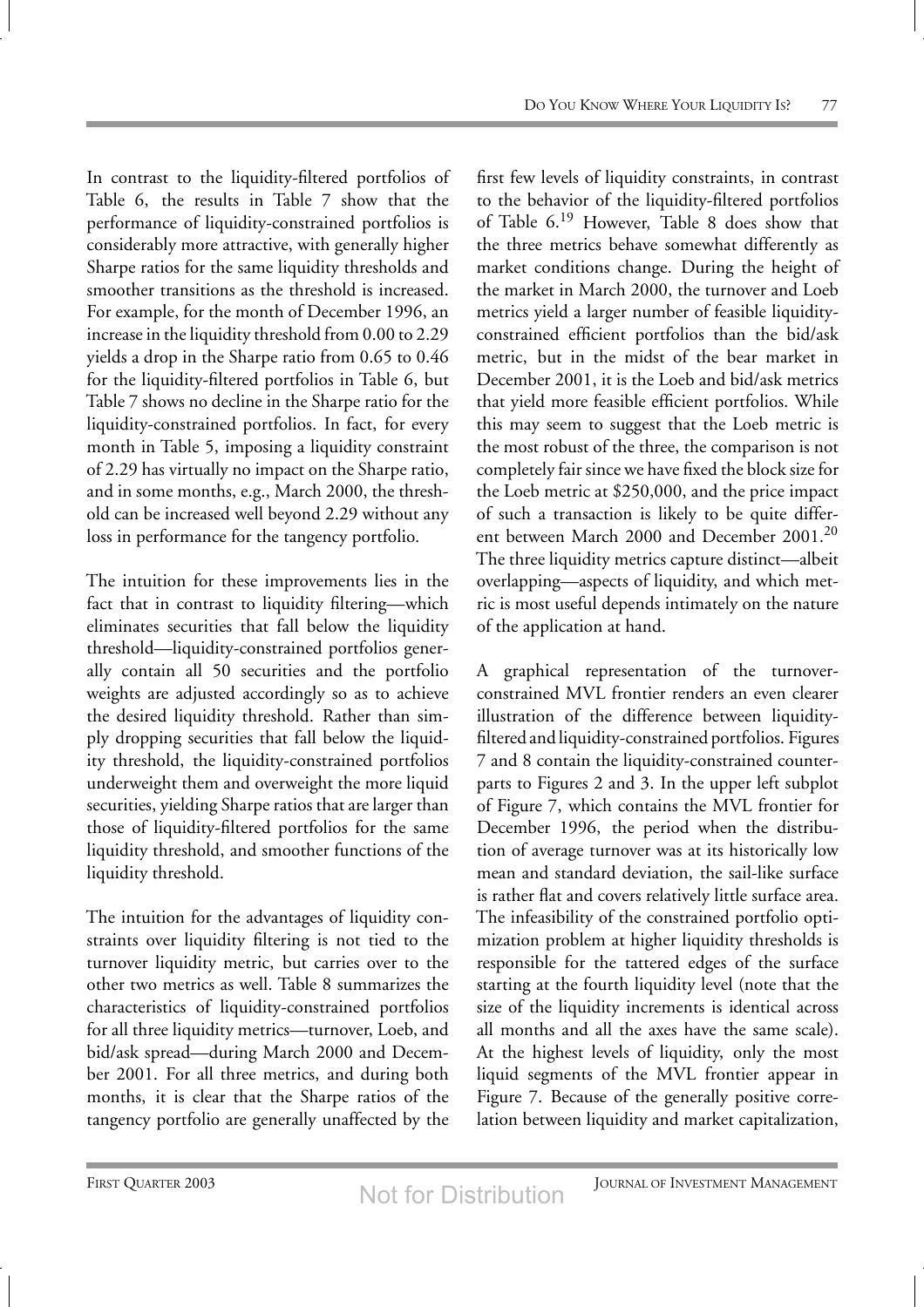In contrast to the liquidity-filtered portfolios of Table 6, the results in Table 7 show that the performance of liquidity-constrained portfolios is considerably more attractive, with generally higher Sharpe ratios for the same liquidity thresholds and smoother transitions as the threshold is increased. For example, for the month of December 1996, an increase in the liquidity threshold from 0.00 to 2.29 yields a drop in the Sharpe ratio from 0.65 to 0.46 for the liquidity-filtered portfolios in Table 6, but Table 7 shows no decline in the Sharpe ratio for the liquidity-constrained portfolios. In fact, for every month in Table 5, imposing a liquidity constraint of 2.29 has virtually no impact on the Sharpe ratio, and in some months, e.g., March 2000, the threshold can be increased well beyond 2.29 without any loss in performance for the tangency portfolio.

The intuition for these improvements lies in the fact that in contrast to liquidity filtering—which eliminates securities that fall below the liquidity threshold—liquidity-constrained portfolios generally contain all 50 securities and the portfolio weights are adjusted accordingly so as to achieve the desired liquidity threshold. Rather than simply dropping securities that fall below the liquidity threshold, the liquidity-constrained portfolios underweight them and overweight the more liquid securities, yielding Sharpe ratios that are larger than those of liquidity-filtered portfolios for the same liquidity threshold, and smoother functions of the liquidity threshold.

The intuition for the advantages of liquidity constraints over liquidity filtering is not tied to the turnover liquidity metric, but carries over to the other two metrics as well. Table 8 summarizes the characteristics of liquidity-constrained portfolios for all three liquidity metrics—turnover, Loeb, and bid/ask spread—during March 2000 and December 2001. For all three metrics, and during both months, it is clear that the Sharpe ratios of the tangency portfolio are generally unaffected by the first few levels of liquidity constraints, in contrast to the behavior of the liquidity-filtered portfolios of Table 6.[19] However, Table 8 does show that the three metrics behave somewhat differently as market conditions change. During the height of the market in March 2000, the turnover and Loeb metrics yield a larger number of feasible liquidity-constrained efficient portfolios than the bid/ask metric, but in the midst of the bear market in December 2001, it is the Loeb and bid/ask metrics that yield more feasible efficient portfolios. While this may seem to suggest that the Loeb metric is the most robust of the three, the comparison is not completely fair since we have fixed the block size for the Loeb metric at \$250,000, and the price impact of such a transaction is likely to be quite different between March 2000 and December 2001.[20] The three liquidity metrics capture distinct—albeit overlapping—aspects of liquidity, and which metric is most useful depends intimately on the nature of the application at hand.

A graphical representation of the turnover-constrained MVL frontier renders an even clearer illustration of the difference between liquidity-filtered and liquidity-constrained portfolios. Figures 7 and 8 contain the liquidity-constrained counterparts to Figures 2 and 3. In the upper left subplot of Figure 7, which contains the MVL frontier for December 1996, the period when the distribution of average turnover was at its historically low mean and standard deviation, the sail-like surface is rather flat and covers relatively little surface area. The infeasibility of the constrained portfolio optimization problem at higher liquidity thresholds is responsible for the tattered edges of the surface starting at the fourth liquidity level (note that the size of the liquidity increments is identical across all months and all the axes have the same scale). At the highest levels of liquidity, only the most liquid segments of the MVL frontier appear in Figure 7. Because of the generally positive correlation between liquidity and market capitalization,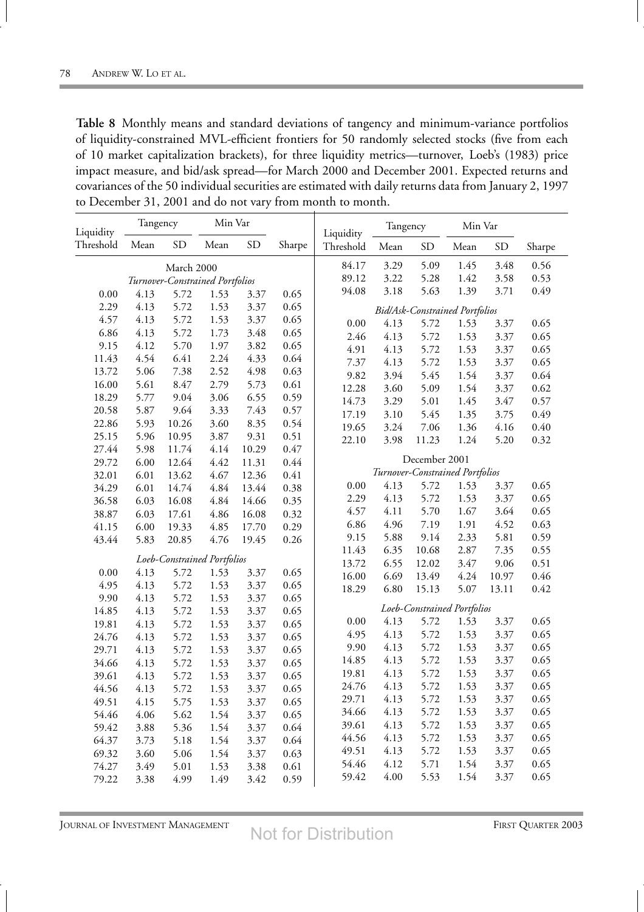**Table 8** Monthly means and standard deviations of tangency and minimum-variance portfolios of liquidity-constrained MVL-efficient frontiers for 50 randomly selected stocks (five from each of 10 market capitalization brackets), for three liquidity metrics—turnover, Loeb's (1983) price impact measure, and bid/ask spread—for March 2000 and December 2001. Expected returns and covariances of the 50 individual securities are estimated with daily returns data from January 2, 1997 to December 31, 2001 and do not vary from month to month.

| Liquidity | Tangency | | Min Var | | |
|---|---|---|---|---|---|
| Threshold | Mean | SD | Mean | SD | Sharpe |
| **March 2000** | | | | | |
| *Turnover-Constrained Portfolios* | | | | | |
| 0.00 | 4.13 | 5.72 | 1.53 | 3.37 | 0.65 |
| 2.29 | 4.13 | 5.72 | 1.53 | 3.37 | 0.65 |
| 4.57 | 4.13 | 5.72 | 1.53 | 3.37 | 0.65 |
| 6.86 | 4.13 | 5.72 | 1.73 | 3.48 | 0.65 |
| 9.15 | 4.12 | 5.70 | 1.97 | 3.82 | 0.65 |
| 11.43 | 4.54 | 6.41 | 2.24 | 4.33 | 0.64 |
| 13.72 | 5.06 | 7.38 | 2.52 | 4.98 | 0.63 |
| 16.00 | 5.61 | 8.47 | 2.79 | 5.73 | 0.61 |
| 18.29 | 5.77 | 9.04 | 3.06 | 6.55 | 0.59 |
| 20.58 | 5.87 | 9.64 | 3.33 | 7.43 | 0.57 |
| 22.86 | 5.93 | 10.26 | 3.60 | 8.35 | 0.54 |
| 25.15 | 5.96 | 10.95 | 3.87 | 9.31 | 0.51 |
| 27.44 | 5.98 | 11.74 | 4.14 | 10.29 | 0.47 |
| 29.72 | 6.00 | 12.64 | 4.42 | 11.31 | 0.44 |
| 32.01 | 6.01 | 13.62 | 4.67 | 12.36 | 0.41 |
| 34.29 | 6.01 | 14.74 | 4.84 | 13.44 | 0.38 |
| 36.58 | 6.03 | 16.08 | 4.84 | 14.66 | 0.35 |
| 38.87 | 6.03 | 17.61 | 4.86 | 16.08 | 0.32 |
| 41.15 | 6.00 | 19.33 | 4.85 | 17.70 | 0.29 |
| 43.44 | 5.83 | 20.85 | 4.76 | 19.45 | 0.26 |
| *Loeb-Constrained Portfolios* | | | | | |
| 0.00 | 4.13 | 5.72 | 1.53 | 3.37 | 0.65 |
| 4.95 | 4.13 | 5.72 | 1.53 | 3.37 | 0.65 |
| 9.90 | 4.13 | 5.72 | 1.53 | 3.37 | 0.65 |
| 14.85 | 4.13 | 5.72 | 1.53 | 3.37 | 0.65 |
| 19.81 | 4.13 | 5.72 | 1.53 | 3.37 | 0.65 |
| 24.76 | 4.13 | 5.72 | 1.53 | 3.37 | 0.65 |
| 29.71 | 4.13 | 5.72 | 1.53 | 3.37 | 0.65 |
| 34.66 | 4.13 | 5.72 | 1.53 | 3.37 | 0.65 |
| 39.61 | 4.13 | 5.72 | 1.53 | 3.37 | 0.65 |
| 44.56 | 4.13 | 5.72 | 1.53 | 3.37 | 0.65 |
| 49.51 | 4.15 | 5.75 | 1.53 | 3.37 | 0.65 |
| 54.46 | 4.06 | 5.62 | 1.54 | 3.37 | 0.65 |
| 59.42 | 3.88 | 5.36 | 1.54 | 3.37 | 0.64 |
| 64.37 | 3.73 | 5.18 | 1.54 | 3.37 | 0.64 |
| 69.32 | 3.60 | 5.06 | 1.54 | 3.37 | 0.63 |
| 74.27 | 3.49 | 5.01 | 1.53 | 3.38 | 0.61 |
| 79.22 | 3.38 | 4.99 | 1.49 | 3.42 | 0.59 |
| 84.17 | 3.29 | 5.09 | 1.45 | 3.48 | 0.56 |
| 89.12 | 3.22 | 5.28 | 1.42 | 3.58 | 0.53 |
| 94.08 | 3.18 | 5.63 | 1.39 | 3.71 | 0.49 |
| *Bid/Ask-Constrained Portfolios* | | | | | |
| 0.00 | 4.13 | 5.72 | 1.53 | 3.37 | 0.65 |
| 2.46 | 4.13 | 5.72 | 1.53 | 3.37 | 0.65 |
| 4.91 | 4.13 | 5.72 | 1.53 | 3.37 | 0.65 |
| 7.37 | 4.13 | 5.72 | 1.53 | 3.37 | 0.65 |
| 9.82 | 3.94 | 5.45 | 1.54 | 3.37 | 0.64 |
| 12.28 | 3.60 | 5.09 | 1.54 | 3.37 | 0.62 |
| 14.73 | 3.29 | 5.01 | 1.45 | 3.47 | 0.57 |
| 17.19 | 3.10 | 5.45 | 1.35 | 3.75 | 0.49 |
| 19.65 | 3.24 | 7.06 | 1.36 | 4.16 | 0.40 |
| 22.10 | 3.98 | 11.23 | 1.24 | 5.20 | 0.32 |
| **December 2001** | | | | | |
| *Turnover-Constrained Portfolios* | | | | | |
| 0.00 | 4.13 | 5.72 | 1.53 | 3.37 | 0.65 |
| 2.29 | 4.13 | 5.72 | 1.53 | 3.37 | 0.65 |
| 4.57 | 4.11 | 5.70 | 1.67 | 3.64 | 0.65 |
| 6.86 | 4.96 | 7.19 | 1.91 | 4.52 | 0.63 |
| 9.15 | 5.88 | 9.14 | 2.33 | 5.81 | 0.59 |
| 11.43 | 6.35 | 10.68 | 2.87 | 7.35 | 0.55 |
| 13.72 | 6.55 | 12.02 | 3.47 | 9.06 | 0.51 |
| 16.00 | 6.69 | 13.49 | 4.24 | 10.97 | 0.46 |
| 18.29 | 6.80 | 15.13 | 5.07 | 13.11 | 0.42 |
| *Loeb-Constrained Portfolios* | | | | | |
| 0.00 | 4.13 | 5.72 | 1.53 | 3.37 | 0.65 |
| 4.95 | 4.13 | 5.72 | 1.53 | 3.37 | 0.65 |
| 9.90 | 4.13 | 5.72 | 1.53 | 3.37 | 0.65 |
| 14.85 | 4.13 | 5.72 | 1.53 | 3.37 | 0.65 |
| 19.81 | 4.13 | 5.72 | 1.53 | 3.37 | 0.65 |
| 24.76 | 4.13 | 5.72 | 1.53 | 3.37 | 0.65 |
| 29.71 | 4.13 | 5.72 | 1.53 | 3.37 | 0.65 |
| 34.66 | 4.13 | 5.72 | 1.53 | 3.37 | 0.65 |
| 39.61 | 4.13 | 5.72 | 1.53 | 3.37 | 0.65 |
| 44.56 | 4.13 | 5.72 | 1.53 | 3.37 | 0.65 |
| 49.51 | 4.13 | 5.72 | 1.53 | 3.37 | 0.65 |
| 54.46 | 4.12 | 5.71 | 1.54 | 3.37 | 0.65 |
| 59.42 | 4.00 | 5.53 | 1.54 | 3.37 | 0.65 |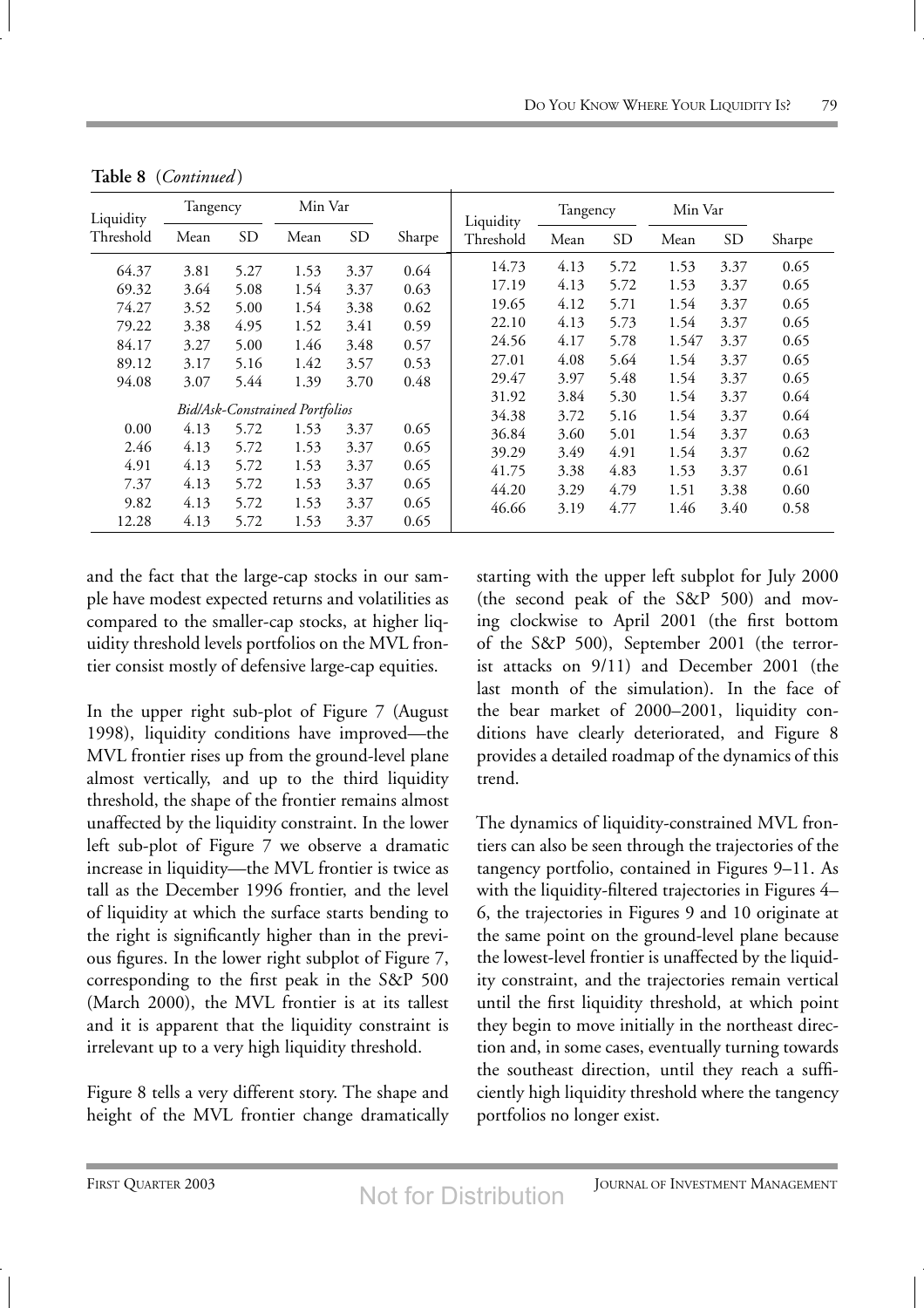**Table 8** (*Continued*)

| Liquidity Threshold | Tangency | | Min Var | | Sharpe |
|---|---|---|---|---|---|
| | Mean | SD | Mean | SD | |
| 64.37 | 3.81 | 5.27 | 1.53 | 3.37 | 0.64 |
| 69.32 | 3.64 | 5.08 | 1.54 | 3.37 | 0.63 |
| 74.27 | 3.52 | 5.00 | 1.54 | 3.38 | 0.62 |
| 79.22 | 3.38 | 4.95 | 1.52 | 3.41 | 0.59 |
| 84.17 | 3.27 | 5.00 | 1.46 | 3.48 | 0.57 |
| 89.12 | 3.17 | 5.16 | 1.42 | 3.57 | 0.53 |
| 94.08 | 3.07 | 5.44 | 1.39 | 3.70 | 0.48 |
| *Bid/Ask-Constrained Portfolios* | | | | | |
| 0.00 | 4.13 | 5.72 | 1.53 | 3.37 | 0.65 |
| 2.46 | 4.13 | 5.72 | 1.53 | 3.37 | 0.65 |
| 4.91 | 4.13 | 5.72 | 1.53 | 3.37 | 0.65 |
| 7.37 | 4.13 | 5.72 | 1.53 | 3.37 | 0.65 |
| 9.82 | 4.13 | 5.72 | 1.53 | 3.37 | 0.65 |
| 12.28 | 4.13 | 5.72 | 1.53 | 3.37 | 0.65 |
| 14.73 | 4.13 | 5.72 | 1.53 | 3.37 | 0.65 |
| 17.19 | 4.13 | 5.72 | 1.53 | 3.37 | 0.65 |
| 19.65 | 4.12 | 5.71 | 1.54 | 3.37 | 0.65 |
| 22.10 | 4.13 | 5.73 | 1.54 | 3.37 | 0.65 |
| 24.56 | 4.17 | 5.78 | 1.547 | 3.37 | 0.65 |
| 27.01 | 4.08 | 5.64 | 1.54 | 3.37 | 0.65 |
| 29.47 | 3.97 | 5.48 | 1.54 | 3.37 | 0.65 |
| 31.92 | 3.84 | 5.30 | 1.54 | 3.37 | 0.64 |
| 34.38 | 3.72 | 5.16 | 1.54 | 3.37 | 0.64 |
| 36.84 | 3.60 | 5.01 | 1.54 | 3.37 | 0.63 |
| 39.29 | 3.49 | 4.91 | 1.54 | 3.37 | 0.62 |
| 41.75 | 3.38 | 4.83 | 1.53 | 3.37 | 0.61 |
| 44.20 | 3.29 | 4.79 | 1.51 | 3.38 | 0.60 |
| 46.66 | 3.19 | 4.77 | 1.46 | 3.40 | 0.58 |

and the fact that the large-cap stocks in our sample have modest expected returns and volatilities as compared to the smaller-cap stocks, at higher liquidity threshold levels portfolios on the MVL frontier consist mostly of defensive large-cap equities.

In the upper right sub-plot of Figure 7 (August 1998), liquidity conditions have improved—the MVL frontier rises up from the ground-level plane almost vertically, and up to the third liquidity threshold, the shape of the frontier remains almost unaffected by the liquidity constraint. In the lower left sub-plot of Figure 7 we observe a dramatic increase in liquidity—the MVL frontier is twice as tall as the December 1996 frontier, and the level of liquidity at which the surface starts bending to the right is significantly higher than in the previous figures. In the lower right subplot of Figure 7, corresponding to the first peak in the S&P 500 (March 2000), the MVL frontier is at its tallest and it is apparent that the liquidity constraint is irrelevant up to a very high liquidity threshold.

Figure 8 tells a very different story. The shape and height of the MVL frontier change dramatically starting with the upper left subplot for July 2000 (the second peak of the S&P 500) and moving clockwise to April 2001 (the first bottom of the S&P 500), September 2001 (the terrorist attacks on 9/11) and December 2001 (the last month of the simulation). In the face of the bear market of 2000–2001, liquidity conditions have clearly deteriorated, and Figure 8 provides a detailed roadmap of the dynamics of this trend.

The dynamics of liquidity-constrained MVL frontiers can also be seen through the trajectories of the tangency portfolio, contained in Figures 9–11. As with the liquidity-filtered trajectories in Figures 4–6, the trajectories in Figures 9 and 10 originate at the same point on the ground-level plane because the lowest-level frontier is unaffected by the liquidity constraint, and the trajectories remain vertical until the first liquidity threshold, at which point they begin to move initially in the northeast direction and, in some cases, eventually turning towards the southeast direction, until they reach a sufficiently high liquidity threshold where the tangency portfolios no longer exist.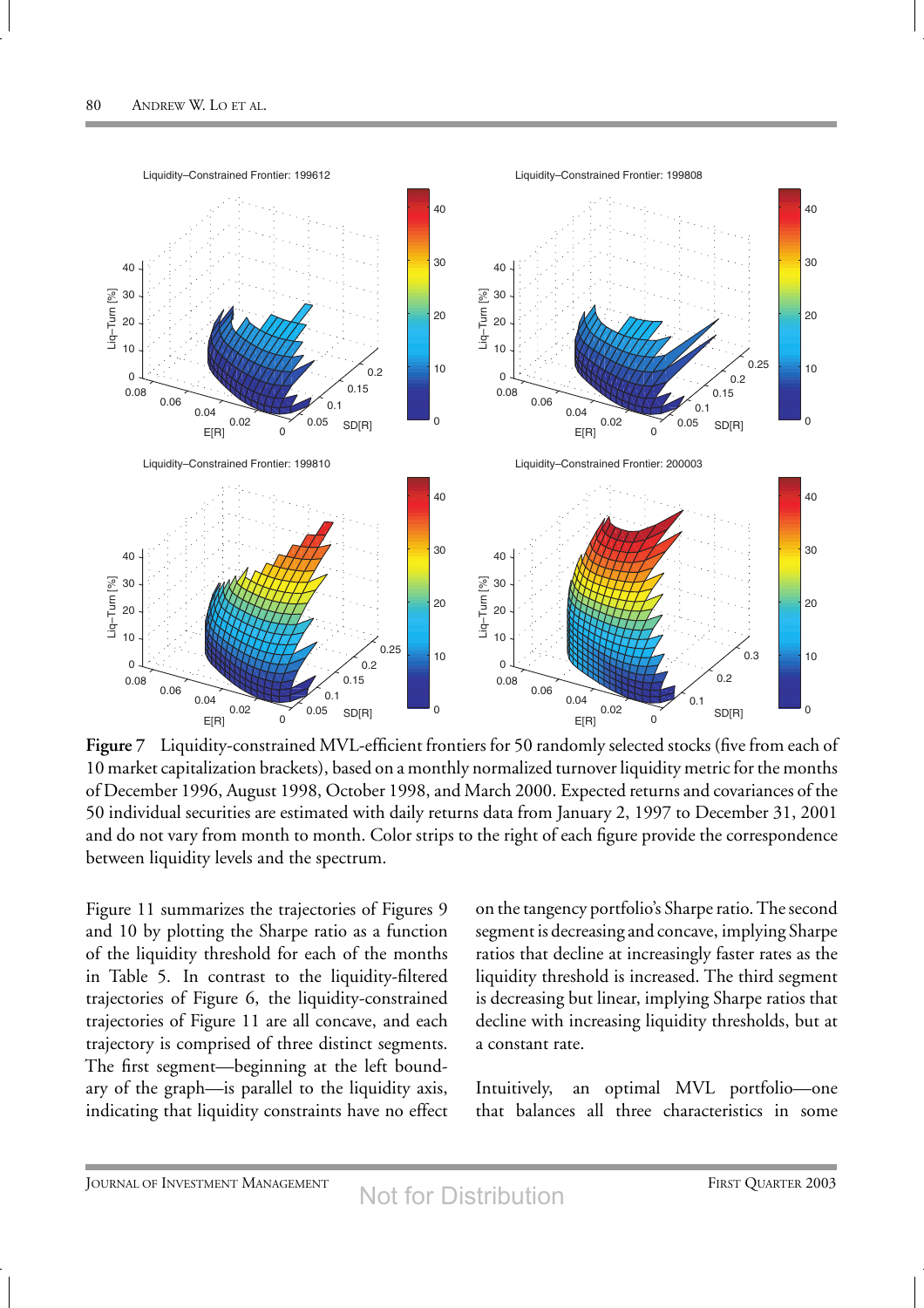**Figure 7** Liquidity-constrained MVL-efficient frontiers for 50 randomly selected stocks (five from each of 10 market capitalization brackets), based on a monthly normalized turnover liquidity metric for the months of December 1996, August 1998, October 1998, and March 2000. Expected returns and covariances of the 50 individual securities are estimated with daily returns data from January 2, 1997 to December 31, 2001 and do not vary from month to month. Color strips to the right of each figure provide the correspondence between liquidity levels and the spectrum.

Figure 11 summarizes the trajectories of Figures 9 and 10 by plotting the Sharpe ratio as a function of the liquidity threshold for each of the months in Table 5. In contrast to the liquidity-filtered trajectories of Figure 6, the liquidity-constrained trajectories of Figure 11 are all concave, and each trajectory is comprised of three distinct segments. The first segment—beginning at the left boundary of the graph—is parallel to the liquidity axis, indicating that liquidity constraints have no effect on the tangency portfolio's Sharpe ratio. The second segment is decreasing and concave, implying Sharpe ratios that decline at increasingly faster rates as the liquidity threshold is increased. The third segment is decreasing but linear, implying Sharpe ratios that decline with increasing liquidity thresholds, but at a constant rate.

Intuitively, an optimal MVL portfolio—one that balances all three characteristics in some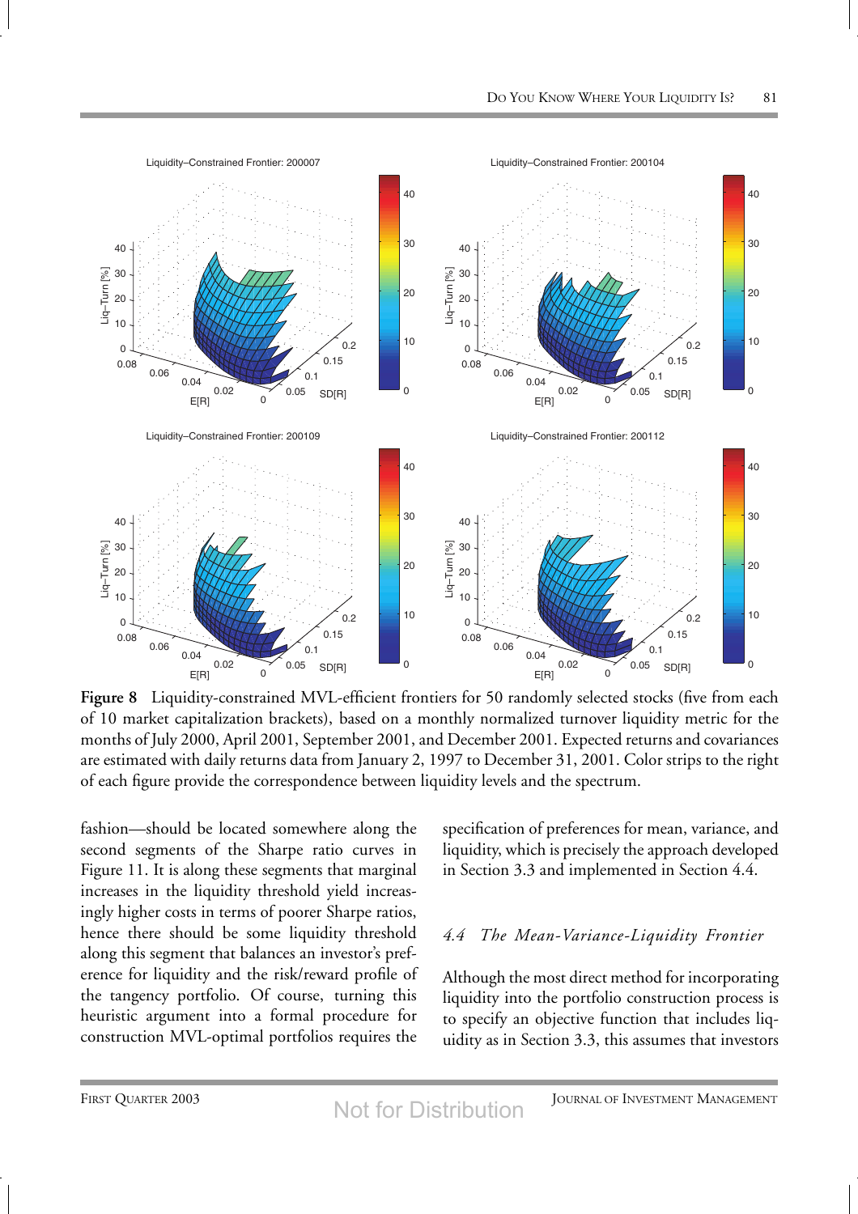**Figure 8** Liquidity-constrained MVL-efficient frontiers for 50 randomly selected stocks (five from each of 10 market capitalization brackets), based on a monthly normalized turnover liquidity metric for the months of July 2000, April 2001, September 2001, and December 2001. Expected returns and covariances are estimated with daily returns data from January 2, 1997 to December 31, 2001. Color strips to the right of each figure provide the correspondence between liquidity levels and the spectrum.

fashion—should be located somewhere along the second segments of the Sharpe ratio curves in Figure 11. It is along these segments that marginal increases in the liquidity threshold yield increasingly higher costs in terms of poorer Sharpe ratios, hence there should be some liquidity threshold along this segment that balances an investor's preference for liquidity and the risk/reward profile of the tangency portfolio. Of course, turning this heuristic argument into a formal procedure for construction MVL-optimal portfolios requires the specification of preferences for mean, variance, and liquidity, which is precisely the approach developed in Section 3.3 and implemented in Section 4.4.

### *4.4 The Mean-Variance-Liquidity Frontier*

Although the most direct method for incorporating liquidity into the portfolio construction process is to specify an objective function that includes liquidity as in Section 3.3, this assumes that investors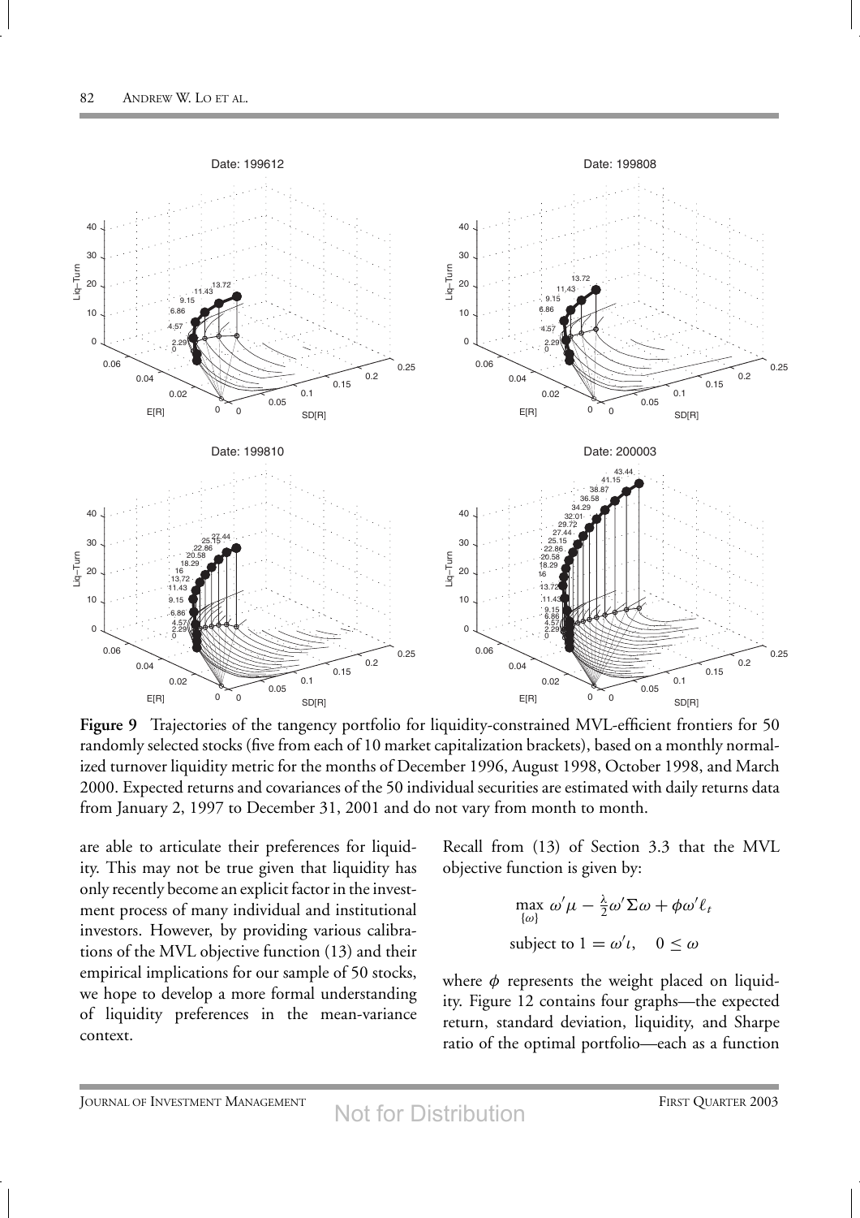**Figure 9** Trajectories of the tangency portfolio for liquidity-constrained MVL-efficient frontiers for 50 randomly selected stocks (five from each of 10 market capitalization brackets), based on a monthly normalized turnover liquidity metric for the months of December 1996, August 1998, October 1998, and March 2000. Expected returns and covariances of the 50 individual securities are estimated with daily returns data from January 2, 1997 to December 31, 2001 and do not vary from month to month.

are able to articulate their preferences for liquidity. This may not be true given that liquidity has only recently become an explicit factor in the investment process of many individual and institutional investors. However, by providing various calibrations of the MVL objective function (13) and their empirical implications for our sample of 50 stocks, we hope to develop a more formal understanding of liquidity preferences in the mean-variance context.

Recall from (13) of Section 3.3 that the MVL objective function is given by:

$$\max_{\{\omega\}} \ \omega'\mu - \tfrac{\lambda}{2}\omega'\Sigma\omega + \phi\omega'\ell_t$$

$$\text{subject to } 1 = \omega'\iota, \quad 0 \leq \omega$$

where $\phi$ represents the weight placed on liquidity. Figure 12 contains four graphs—the expected return, standard deviation, liquidity, and Sharpe ratio of the optimal portfolio—each as a function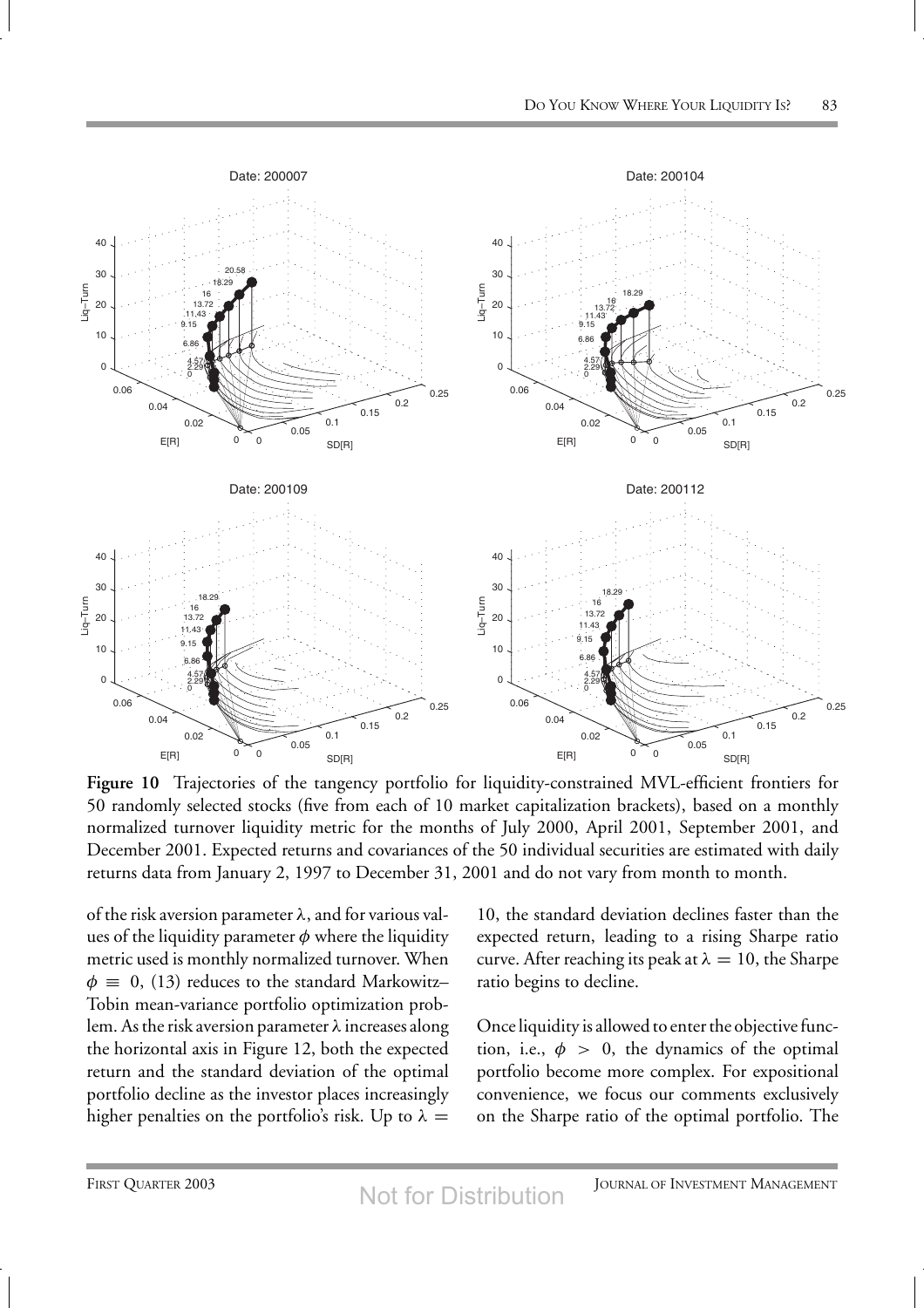**Figure 10** Trajectories of the tangency portfolio for liquidity-constrained MVL-efficient frontiers for 50 randomly selected stocks (five from each of 10 market capitalization brackets), based on a monthly normalized turnover liquidity metric for the months of July 2000, April 2001, September 2001, and December 2001. Expected returns and covariances of the 50 individual securities are estimated with daily returns data from January 2, 1997 to December 31, 2001 and do not vary from month to month.

of the risk aversion parameter $\lambda$, and for various values of the liquidity parameter $\phi$ where the liquidity metric used is monthly normalized turnover. When $\phi \equiv 0$, (13) reduces to the standard Markowitz–Tobin mean-variance portfolio optimization problem. As the risk aversion parameter $\lambda$ increases along the horizontal axis in Figure 12, both the expected return and the standard deviation of the optimal portfolio decline as the investor places increasingly higher penalties on the portfolio's risk. Up to $\lambda = 10$, the standard deviation declines faster than the expected return, leading to a rising Sharpe ratio curve. After reaching its peak at $\lambda = 10$, the Sharpe ratio begins to decline.

Once liquidity is allowed to enter the objective function, i.e., $\phi > 0$, the dynamics of the optimal portfolio become more complex. For expositional convenience, we focus our comments exclusively on the Sharpe ratio of the optimal portfolio. The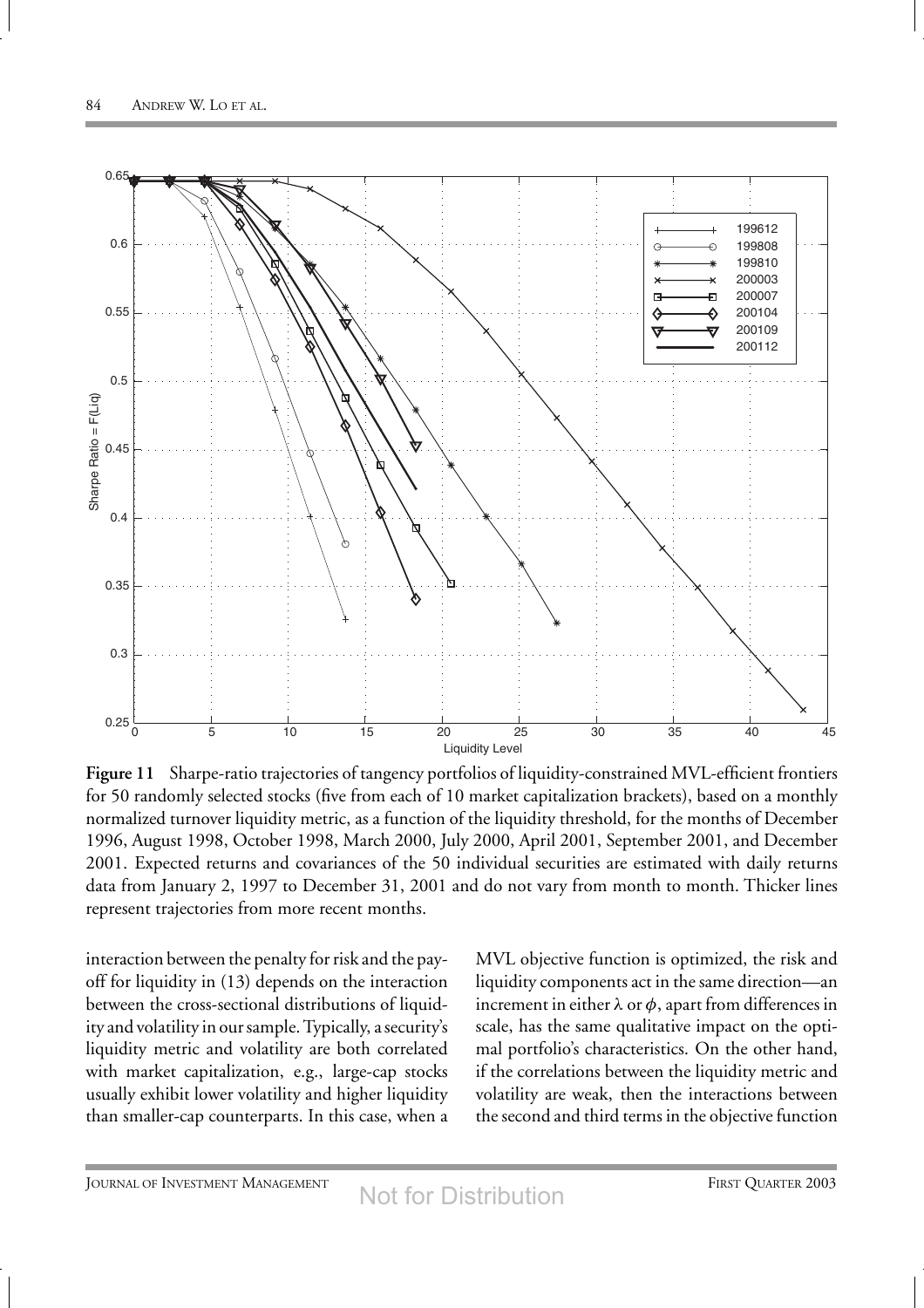**Figure 11** Sharpe-ratio trajectories of tangency portfolios of liquidity-constrained MVL-efficient frontiers for 50 randomly selected stocks (five from each of 10 market capitalization brackets), based on a monthly normalized turnover liquidity metric, as a function of the liquidity threshold, for the months of December 1996, August 1998, October 1998, March 2000, July 2000, April 2001, September 2001, and December 2001. Expected returns and covariances of the 50 individual securities are estimated with daily returns data from January 2, 1997 to December 31, 2001 and do not vary from month to month. Thicker lines represent trajectories from more recent months.

interaction between the penalty for risk and the payoff for liquidity in (13) depends on the interaction between the cross-sectional distributions of liquidity and volatility in our sample. Typically, a security's liquidity metric and volatility are both correlated with market capitalization, e.g., large-cap stocks usually exhibit lower volatility and higher liquidity than smaller-cap counterparts. In this case, when a MVL objective function is optimized, the risk and liquidity components act in the same direction—an increment in either $\lambda$ or $\phi$, apart from differences in scale, has the same qualitative impact on the optimal portfolio's characteristics. On the other hand, if the correlations between the liquidity metric and volatility are weak, then the interactions between the second and third terms in the objective function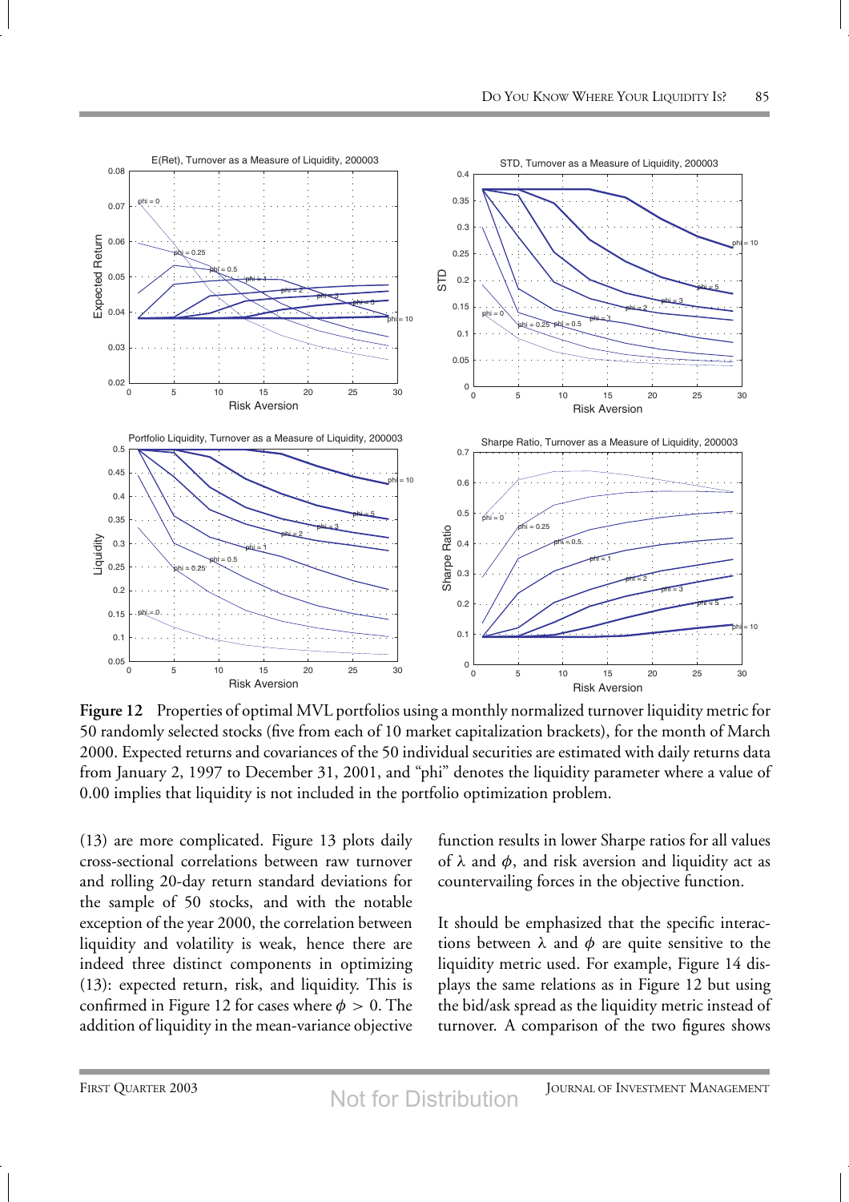**Figure 12** Properties of optimal MVL portfolios using a monthly normalized turnover liquidity metric for 50 randomly selected stocks (five from each of 10 market capitalization brackets), for the month of March 2000. Expected returns and covariances of the 50 individual securities are estimated with daily returns data from January 2, 1997 to December 31, 2001, and "phi" denotes the liquidity parameter where a value of 0.00 implies that liquidity is not included in the portfolio optimization problem.

(13) are more complicated. Figure 13 plots daily cross-sectional correlations between raw turnover and rolling 20-day return standard deviations for the sample of 50 stocks, and with the notable exception of the year 2000, the correlation between liquidity and volatility is weak, hence there are indeed three distinct components in optimizing (13): expected return, risk, and liquidity. This is confirmed in Figure 12 for cases where $\phi > 0$. The addition of liquidity in the mean-variance objective function results in lower Sharpe ratios for all values of $\lambda$ and $\phi$, and risk aversion and liquidity act as countervailing forces in the objective function.

It should be emphasized that the specific interactions between $\lambda$ and $\phi$ are quite sensitive to the liquidity metric used. For example, Figure 14 displays the same relations as in Figure 12 but using the bid/ask spread as the liquidity metric instead of turnover. A comparison of the two figures shows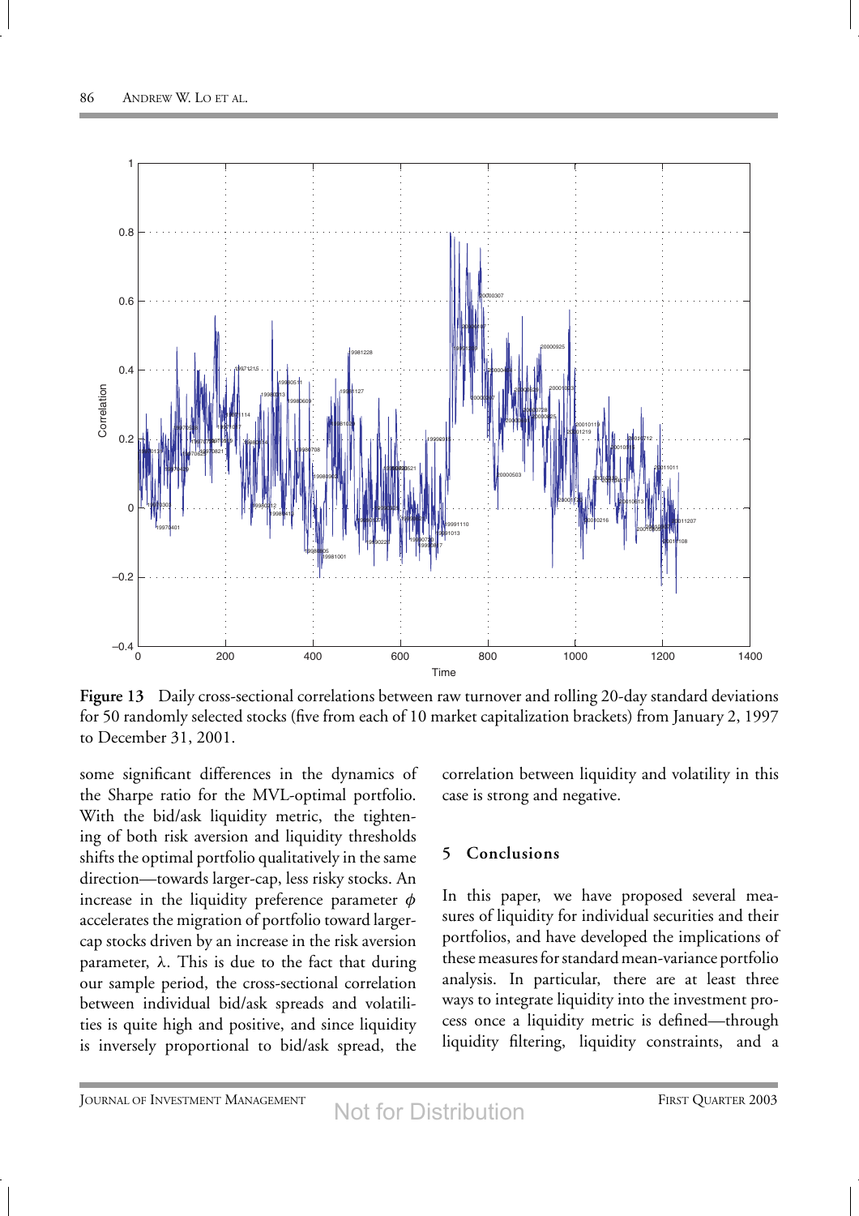**Figure 13** Daily cross-sectional correlations between raw turnover and rolling 20-day standard deviations for 50 randomly selected stocks (five from each of 10 market capitalization brackets) from January 2, 1997 to December 31, 2001.

some significant differences in the dynamics of the Sharpe ratio for the MVL-optimal portfolio. With the bid/ask liquidity metric, the tightening of both risk aversion and liquidity thresholds shifts the optimal portfolio qualitatively in the same direction—towards larger-cap, less risky stocks. An increase in the liquidity preference parameter $\phi$ accelerates the migration of portfolio toward larger-cap stocks driven by an increase in the risk aversion parameter, $\lambda$. This is due to the fact that during our sample period, the cross-sectional correlation between individual bid/ask spreads and volatilities is quite high and positive, and since liquidity is inversely proportional to bid/ask spread, the correlation between liquidity and volatility in this case is strong and negative.

## 5 Conclusions

In this paper, we have proposed several measures of liquidity for individual securities and their portfolios, and have developed the implications of these measures for standard mean-variance portfolio analysis. In particular, there are at least three ways to integrate liquidity into the investment process once a liquidity metric is defined—through liquidity filtering, liquidity constraints, and a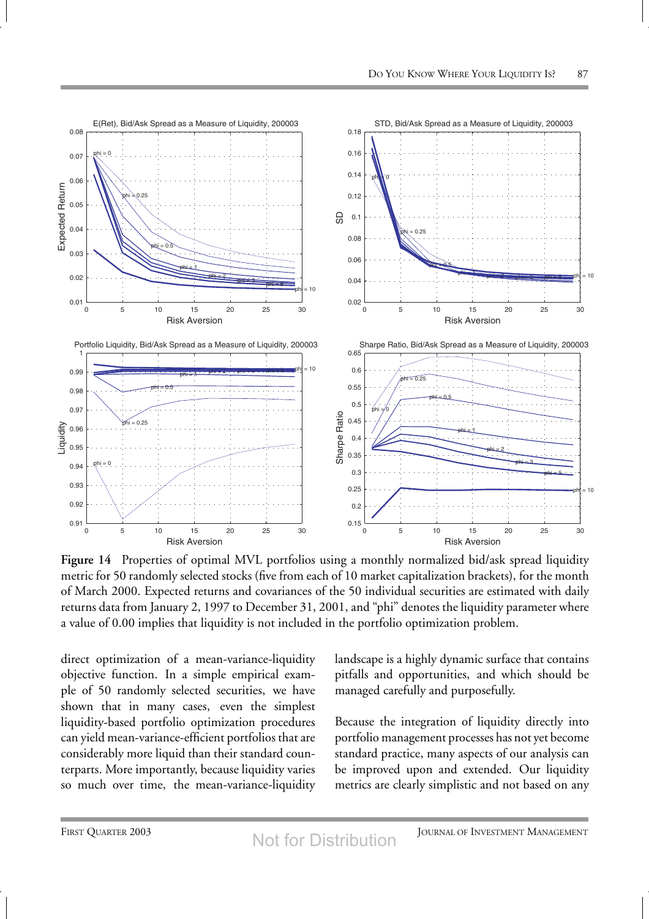**Figure 14** Properties of optimal MVL portfolios using a monthly normalized bid/ask spread liquidity metric for 50 randomly selected stocks (five from each of 10 market capitalization brackets), for the month of March 2000. Expected returns and covariances of the 50 individual securities are estimated with daily returns data from January 2, 1997 to December 31, 2001, and "phi" denotes the liquidity parameter where a value of 0.00 implies that liquidity is not included in the portfolio optimization problem.

direct optimization of a mean-variance-liquidity objective function. In a simple empirical example of 50 randomly selected securities, we have shown that in many cases, even the simplest liquidity-based portfolio optimization procedures can yield mean-variance-efficient portfolios that are considerably more liquid than their standard counterparts. More importantly, because liquidity varies so much over time, the mean-variance-liquidity landscape is a highly dynamic surface that contains pitfalls and opportunities, and which should be managed carefully and purposefully.

Because the integration of liquidity directly into portfolio management processes has not yet become standard practice, many aspects of our analysis can be improved upon and extended. Our liquidity metrics are clearly simplistic and not based on any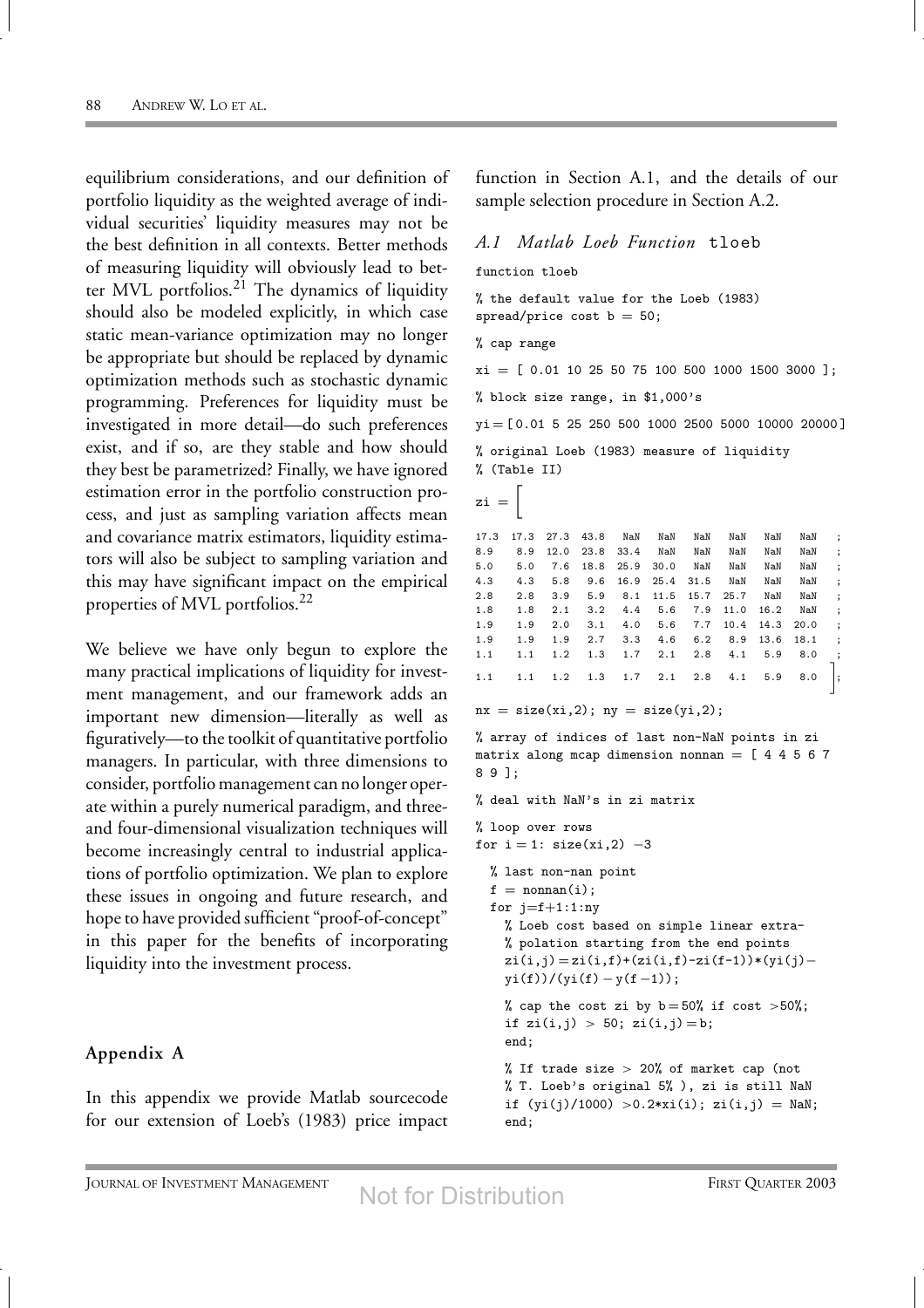equilibrium considerations, and our definition of portfolio liquidity as the weighted average of individual securities' liquidity measures may not be the best definition in all contexts. Better methods of measuring liquidity will obviously lead to better MVL portfolios.[21] The dynamics of liquidity should also be modeled explicitly, in which case static mean-variance optimization may no longer be appropriate but should be replaced by dynamic optimization methods such as stochastic dynamic programming. Preferences for liquidity must be investigated in more detail—do such preferences exist, and if so, are they stable and how should they best be parametrized? Finally, we have ignored estimation error in the portfolio construction process, and just as sampling variation affects mean and covariance matrix estimators, liquidity estimators will also be subject to sampling variation and this may have significant impact on the empirical properties of MVL portfolios.[22]

We believe we have only begun to explore the many practical implications of liquidity for investment management, and our framework adds an important new dimension—literally as well as figuratively—to the toolkit of quantitative portfolio managers. In particular, with three dimensions to consider, portfolio management can no longer operate within a purely numerical paradigm, and three- and four-dimensional visualization techniques will become increasingly central to industrial applications of portfolio optimization. We plan to explore these issues in ongoing and future research, and hope to have provided sufficient "proof-of-concept" in this paper for the benefits of incorporating liquidity into the investment process.

## Appendix A

In this appendix we provide Matlab sourcecode for our extension of Loeb's (1983) price impact function in Section A.1, and the details of our sample selection procedure in Section A.2.

### *A.1 Matlab Loeb Function* tloeb

```
function tloeb

% the default value for the Loeb (1983)
spread/price cost b = 50;

% cap range

xi = [ 0.01 10 25 50 75 100 500 1000 1500 3000 ];

% block size range, in $1,000's

yi = [0.01 5 25 250 500 1000 2500 5000 10000 20000]

% original Loeb (1983) measure of liquidity
% (Table II)

zi = [

17.3  17.3  27.3  43.8   NaN   NaN   NaN   NaN   NaN   NaN   ;
8.9   8.9   12.0  23.8  33.4   NaN   NaN   NaN   NaN   NaN   ;
5.0   5.0   7.6   18.8  25.9  30.0   NaN   NaN   NaN   NaN   ;
4.3   4.3   5.8   9.6   16.9  25.4  31.5   NaN   NaN   NaN   ;
2.8   2.8   3.9   5.9   8.1   11.5  15.7  25.7   NaN   NaN   ;
1.8   1.8   2.1   3.2   4.4   5.6   7.9   11.0  16.2   NaN   ;
1.9   1.9   2.0   3.1   4.0   5.6   7.7   10.4  14.3  20.0   ;
1.9   1.9   1.9   2.7   3.3   4.6   6.2   8.9   13.6  18.1   ;
1.1   1.1   1.2   1.3   1.7   2.1   2.8   4.1   5.9   8.0    ;
1.1   1.1   1.2   1.3   1.7   2.1   2.8   4.1   5.9   8.0    ];

nx = size(xi,2); ny = size(yi,2);

% array of indices of last non-NaN points in zi
matrix along mcap dimension nonnan = [ 4 4 5 6 7
8 9 ];

% deal with NaN's in zi matrix

% loop over rows
for i = 1: size(xi,2) -3

  % last non-nan point
  f = nonnan(i);
  for j=f+1:1:ny
    % Loeb cost based on simple linear extra-
    % polation starting from the end points
    zi(i,j) = zi(i,f)+(zi(i,f)-zi(f-1))*(yi(j)-
    yi(f))/(yi(f) - y(f -1));

    % cap the cost zi by b = 50% if cost >50%;
    if zi(i,j) > 50; zi(i,j) = b;
    end;

    % If trade size > 20% of market cap (not
    % T. Loeb's original 5% ), zi is still NaN
    if (yi(j)/1000) >0.2*xi(i); zi(i,j) = NaN;
    end;
```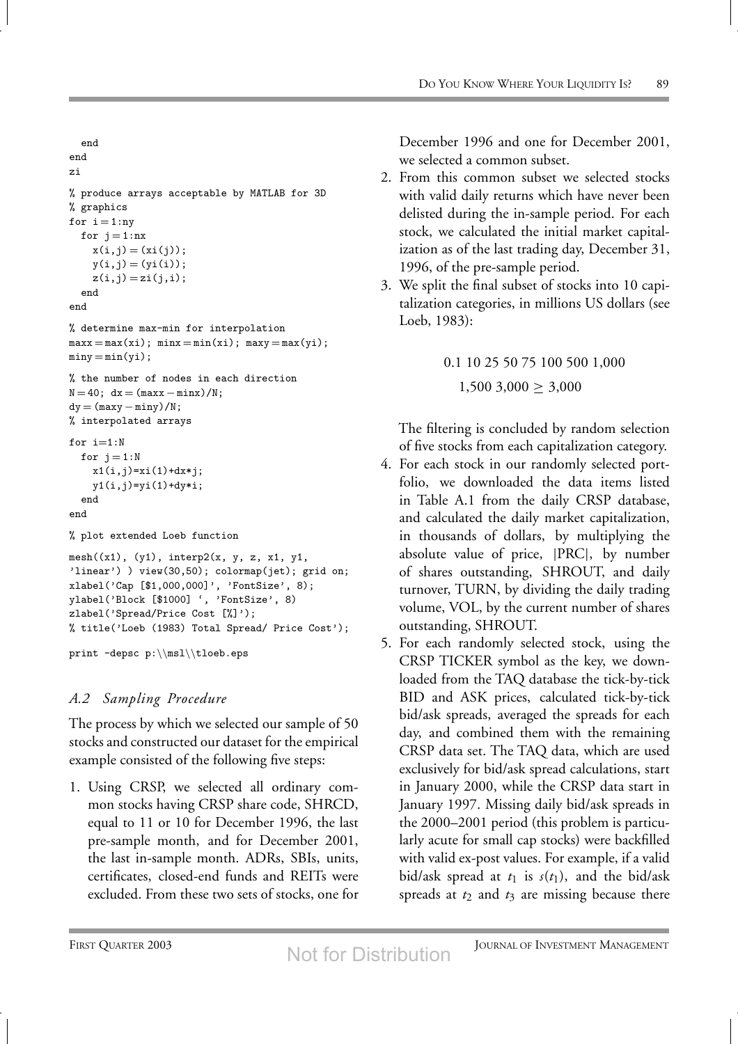```
  end
end
zi

% produce arrays acceptable by MATLAB for 3D
% graphics
for i = 1:ny
  for j = 1:nx
    x(i,j) = (xi(j));
    y(i,j) = (yi(i));
    z(i,j) = zi(j,i);
  end
end

% determine max-min for interpolation
maxx = max(xi); minx = min(xi); maxy = max(yi);
miny = min(yi);

% the number of nodes in each direction
N = 40; dx = (maxx - minx)/N;
dy = (maxy - miny)/N;
% interpolated arrays

for i=1:N
  for j = 1:N
    x1(i,j)=xi(1)+dx*j;
    y1(i,j)=yi(1)+dy*i;
  end
end

% plot extended Loeb function

mesh((x1), (y1), interp2(x, y, z, x1, y1,
'linear') ) view(30,50); colormap(jet); grid on;
xlabel('Cap [$1,000,000]', 'FontSize', 8);
ylabel('Block [$1000] ', 'FontSize', 8)
zlabel('Spread/Price Cost [%]');
% title('Loeb (1983) Total Spread/ Price Cost');

print -depsc p:\\msl\\tloeb.eps
```

### *A.2 Sampling Procedure*

The process by which we selected our sample of 50 stocks and constructed our dataset for the empirical example consisted of the following five steps:

1. Using CRSP, we selected all ordinary common stocks having CRSP share code, SHRCD, equal to 11 or 10 for December 1996, the last pre-sample month, and for December 2001, the last in-sample month. ADRs, SBIs, units, certificates, closed-end funds and REITs were excluded. From these two sets of stocks, one for December 1996 and one for December 2001, we selected a common subset.
2. From this common subset we selected stocks with valid daily returns which have never been delisted during the in-sample period. For each stock, we calculated the initial market capitalization as of the last trading day, December 31, 1996, of the pre-sample period.
3. We split the final subset of stocks into 10 capitalization categories, in millions US dollars (see Loeb, 1983):

   0.1 10 25 50 75 100 500 1,000

   1,500 3,000 $\geq$ 3,000

   The filtering is concluded by random selection of five stocks from each capitalization category.
4. For each stock in our randomly selected portfolio, we downloaded the data items listed in Table A.1 from the daily CRSP database, and calculated the daily market capitalization, in thousands of dollars, by multiplying the absolute value of price, |PRC|, by number of shares outstanding, SHROUT, and daily turnover, TURN, by dividing the daily trading volume, VOL, by the current number of shares outstanding, SHROUT.
5. For each randomly selected stock, using the CRSP TICKER symbol as the key, we downloaded from the TAQ database the tick-by-tick BID and ASK prices, calculated tick-by-tick bid/ask spreads, averaged the spreads for each day, and combined them with the remaining CRSP data set. The TAQ data, which are used exclusively for bid/ask spread calculations, start in January 2000, while the CRSP data start in January 1997. Missing daily bid/ask spreads in the 2000–2001 period (this problem is particularly acute for small cap stocks) were backfilled with valid ex-post values. For example, if a valid bid/ask spread at $t_1$ is $s(t_1)$, and the bid/ask spreads at $t_2$ and $t_3$ are missing because there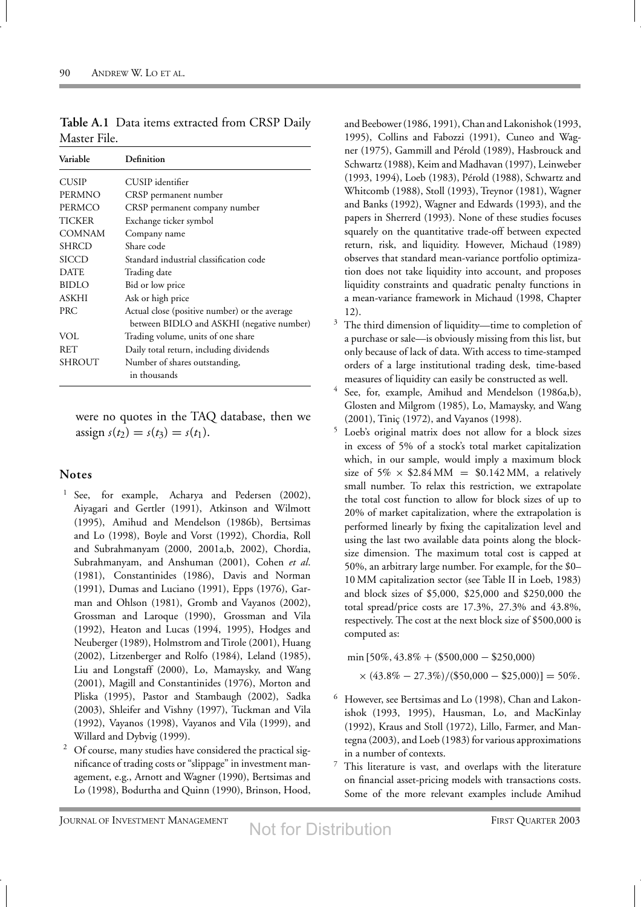**Table A.1** Data items extracted from CRSP Daily Master File.

| Variable | Definition |
|---|---|
| CUSIP | CUSIP identifier |
| PERMNO | CRSP permanent number |
| PERMCO | CRSP permanent company number |
| TICKER | Exchange ticker symbol |
| COMNAM | Company name |
| SHRCD | Share code |
| SICCD | Standard industrial classification code |
| DATE | Trading date |
| BIDLO | Bid or low price |
| ASKHI | Ask or high price |
| PRC | Actual close (positive number) or the average between BIDLO and ASKHI (negative number) |
| VOL | Trading volume, units of one share |
| RET | Daily total return, including dividends |
| SHROUT | Number of shares outstanding, in thousands |

were no quotes in the TAQ database, then we assign $s(t_2) = s(t_3) = s(t_1)$.

## Notes

[1] See, for example, Acharya and Pedersen (2002), Aiyagari and Gertler (1991), Atkinson and Wilmott (1995), Amihud and Mendelson (1986b), Bertsimas and Lo (1998), Boyle and Vorst (1992), Chordia, Roll and Subrahmanyam (2000, 2001a,b, 2002), Chordia, Subrahmanyam, and Anshuman (2001), Cohen *et al.* (1981), Constantinides (1986), Davis and Norman (1991), Dumas and Luciano (1991), Epps (1976), Garman and Ohlson (1981), Gromb and Vayanos (2002), Grossman and Laroque (1990), Grossman and Vila (1992), Heaton and Lucas (1994, 1995), Hodges and Neuberger (1989), Holmstrom and Tirole (2001), Huang (2002), Litzenberger and Rolfo (1984), Leland (1985), Liu and Longstaff (2000), Lo, Mamaysky, and Wang (2001), Magill and Constantinides (1976), Morton and Pliska (1995), Pastor and Stambaugh (2002), Sadka (2003), Shleifer and Vishny (1997), Tuckman and Vila (1992), Vayanos (1998), Vayanos and Vila (1999), and Willard and Dybvig (1999).

[2] Of course, many studies have considered the practical significance of trading costs or "slippage" in investment management, e.g., Arnott and Wagner (1990), Bertsimas and Lo (1998), Bodurtha and Quinn (1990), Brinson, Hood, and Beebower (1986, 1991), Chan and Lakonishok (1993, 1995), Collins and Fabozzi (1991), Cuneo and Wagner (1975), Gammill and Pérold (1989), Hasbrouck and Schwartz (1988), Keim and Madhavan (1997), Leinweber (1993, 1994), Loeb (1983), Pérold (1988), Schwartz and Whitcomb (1988), Stoll (1993), Treynor (1981), Wagner and Banks (1992), Wagner and Edwards (1993), and the papers in Sherrerd (1993). None of these studies focuses squarely on the quantitative trade-off between expected return, risk, and liquidity. However, Michaud (1989) observes that standard mean-variance portfolio optimization does not take liquidity into account, and proposes liquidity constraints and quadratic penalty functions in a mean-variance framework in Michaud (1998, Chapter 12).

[3] The third dimension of liquidity—time to completion of a purchase or sale—is obviously missing from this list, but only because of lack of data. With access to time-stamped orders of a large institutional trading desk, time-based measures of liquidity can easily be constructed as well.

[4] See, for example, Amihud and Mendelson (1986a,b), Glosten and Milgrom (1985), Lo, Mamaysky, and Wang (2001), Tiniç (1972), and Vayanos (1998).

[5] Loeb's original matrix does not allow for a block sizes in excess of 5% of a stock's total market capitalization which, in our sample, would imply a maximum block size of $5\% \times \$2.84\,\text{MM} = \$0.142\,\text{MM}$, a relatively small number. To relax this restriction, we extrapolate the total cost function to allow for block sizes of up to 20% of market capitalization, where the extrapolation is performed linearly by fixing the capitalization level and using the last two available data points along the block-size dimension. The maximum total cost is capped at 50%, an arbitrary large number. For example, for the \$0–10 MM capitalization sector (see Table II in Loeb, 1983) and block sizes of \$5,000, \$25,000 and \$250,000 the total spread/price costs are 17.3%, 27.3% and 43.8%, respectively. The cost at the next block size of \$500,000 is computed as:

$$\min[50\%, 43.8\% + (\$500{,}000 - \$250{,}000)$$
$$\times (43.8\% - 27.3\%)/(\$50{,}000 - \$25{,}000)] = 50\%.$$

[6] However, see Bertsimas and Lo (1998), Chan and Lakonishok (1993, 1995), Hausman, Lo, and MacKinlay (1992), Kraus and Stoll (1972), Lillo, Farmer, and Mantegna (2003), and Loeb (1983) for various approximations in a number of contexts.

[7] This literature is vast, and overlaps with the literature on financial asset-pricing models with transactions costs. Some of the more relevant examples include Amihud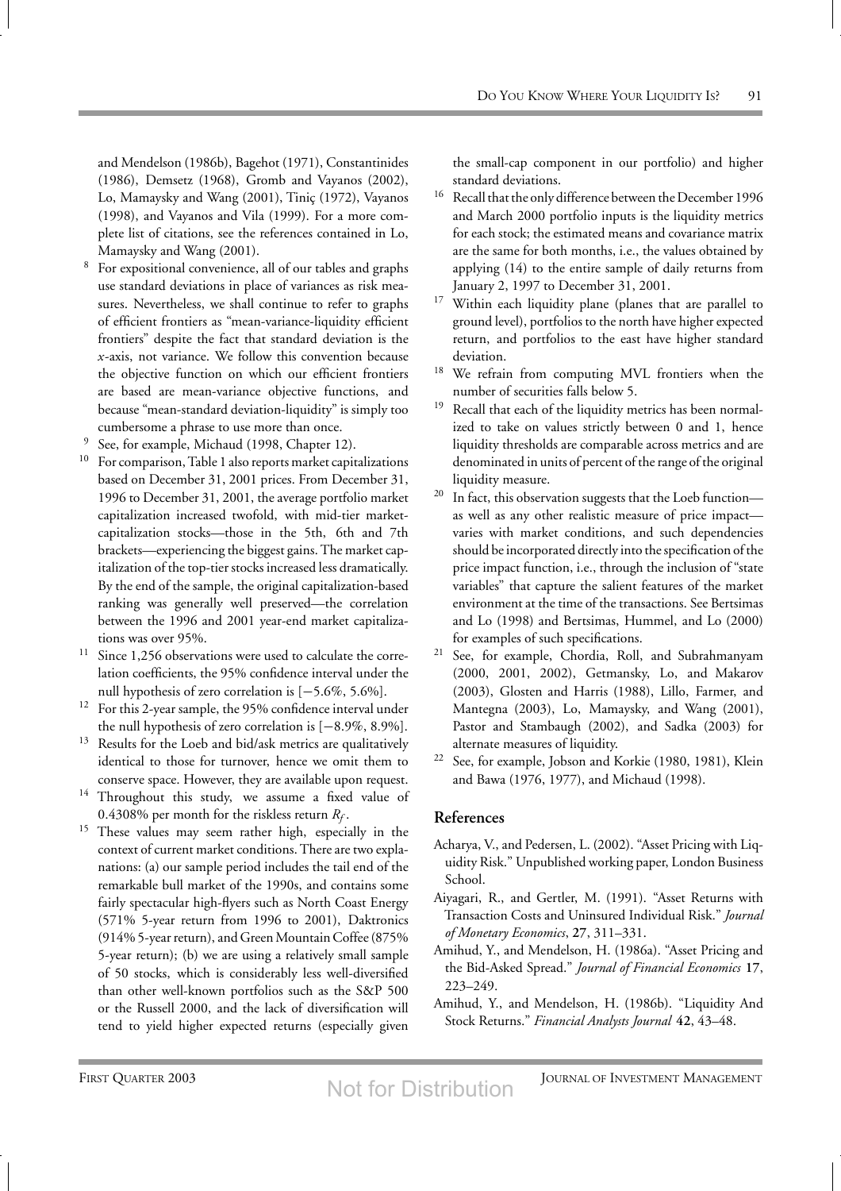and Mendelson (1986b), Bagehot (1971), Constantinides (1986), Demsetz (1968), Gromb and Vayanos (2002), Lo, Mamaysky and Wang (2001), Tiniç (1972), Vayanos (1998), and Vayanos and Vila (1999). For a more complete list of citations, see the references contained in Lo, Mamaysky and Wang (2001).

[8] For expositional convenience, all of our tables and graphs use standard deviations in place of variances as risk measures. Nevertheless, we shall continue to refer to graphs of efficient frontiers as "mean-variance-liquidity efficient frontiers" despite the fact that standard deviation is the $x$-axis, not variance. We follow this convention because the objective function on which our efficient frontiers are based are mean-variance objective functions, and because "mean-standard deviation-liquidity" is simply too cumbersome a phrase to use more than once.

[9] See, for example, Michaud (1998, Chapter 12).

[10] For comparison, Table 1 also reports market capitalizations based on December 31, 2001 prices. From December 31, 1996 to December 31, 2001, the average portfolio market capitalization increased twofold, with mid-tier market-capitalization stocks—those in the 5th, 6th and 7th brackets—experiencing the biggest gains. The market capitalization of the top-tier stocks increased less dramatically. By the end of the sample, the original capitalization-based ranking was generally well preserved—the correlation between the 1996 and 2001 year-end market capitalizations was over 95%.

[11] Since 1,256 observations were used to calculate the correlation coefficients, the 95% confidence interval under the null hypothesis of zero correlation is [−5.6%, 5.6%].

[12] For this 2-year sample, the 95% confidence interval under the null hypothesis of zero correlation is [−8.9%, 8.9%].

[13] Results for the Loeb and bid/ask metrics are qualitatively identical to those for turnover, hence we omit them to conserve space. However, they are available upon request.

[14] Throughout this study, we assume a fixed value of 0.4308% per month for the riskless return $R_f$.

[15] These values may seem rather high, especially in the context of current market conditions. There are two explanations: (a) our sample period includes the tail end of the remarkable bull market of the 1990s, and contains some fairly spectacular high-flyers such as North Coast Energy (571% 5-year return from 1996 to 2001), Daktronics (914% 5-year return), and Green Mountain Coffee (875% 5-year return); (b) we are using a relatively small sample of 50 stocks, which is considerably less well-diversified than other well-known portfolios such as the S&P 500 or the Russell 2000, and the lack of diversification will tend to yield higher expected returns (especially given the small-cap component in our portfolio) and higher standard deviations.

[16] Recall that the only difference between the December 1996 and March 2000 portfolio inputs is the liquidity metrics for each stock; the estimated means and covariance matrix are the same for both months, i.e., the values obtained by applying (14) to the entire sample of daily returns from January 2, 1997 to December 31, 2001.

[17] Within each liquidity plane (planes that are parallel to ground level), portfolios to the north have higher expected return, and portfolios to the east have higher standard deviation.

[18] We refrain from computing MVL frontiers when the number of securities falls below 5.

[19] Recall that each of the liquidity metrics has been normalized to take on values strictly between 0 and 1, hence liquidity thresholds are comparable across metrics and are denominated in units of percent of the range of the original liquidity measure.

[20] In fact, this observation suggests that the Loeb function—as well as any other realistic measure of price impact—varies with market conditions, and such dependencies should be incorporated directly into the specification of the price impact function, i.e., through the inclusion of "state variables" that capture the salient features of the market environment at the time of the transactions. See Bertsimas and Lo (1998) and Bertsimas, Hummel, and Lo (2000) for examples of such specifications.

[21] See, for example, Chordia, Roll, and Subrahmanyam (2000, 2001, 2002), Getmansky, Lo, and Makarov (2003), Glosten and Harris (1988), Lillo, Farmer, and Mantegna (2003), Lo, Mamaysky, and Wang (2001), Pastor and Stambaugh (2002), and Sadka (2003) for alternate measures of liquidity.

[22] See, for example, Jobson and Korkie (1980, 1981), Klein and Bawa (1976, 1977), and Michaud (1998).

## References

Acharya, V., and Pedersen, L. (2002). "Asset Pricing with Liquidity Risk." Unpublished working paper, London Business School.

Aiyagari, R., and Gertler, M. (1991). "Asset Returns with Transaction Costs and Uninsured Individual Risk." *Journal of Monetary Economics*, **27**, 311–331.

Amihud, Y., and Mendelson, H. (1986a). "Asset Pricing and the Bid-Asked Spread." *Journal of Financial Economics* **17**, 223–249.

Amihud, Y., and Mendelson, H. (1986b). "Liquidity And Stock Returns." *Financial Analysts Journal* **42**, 43–48.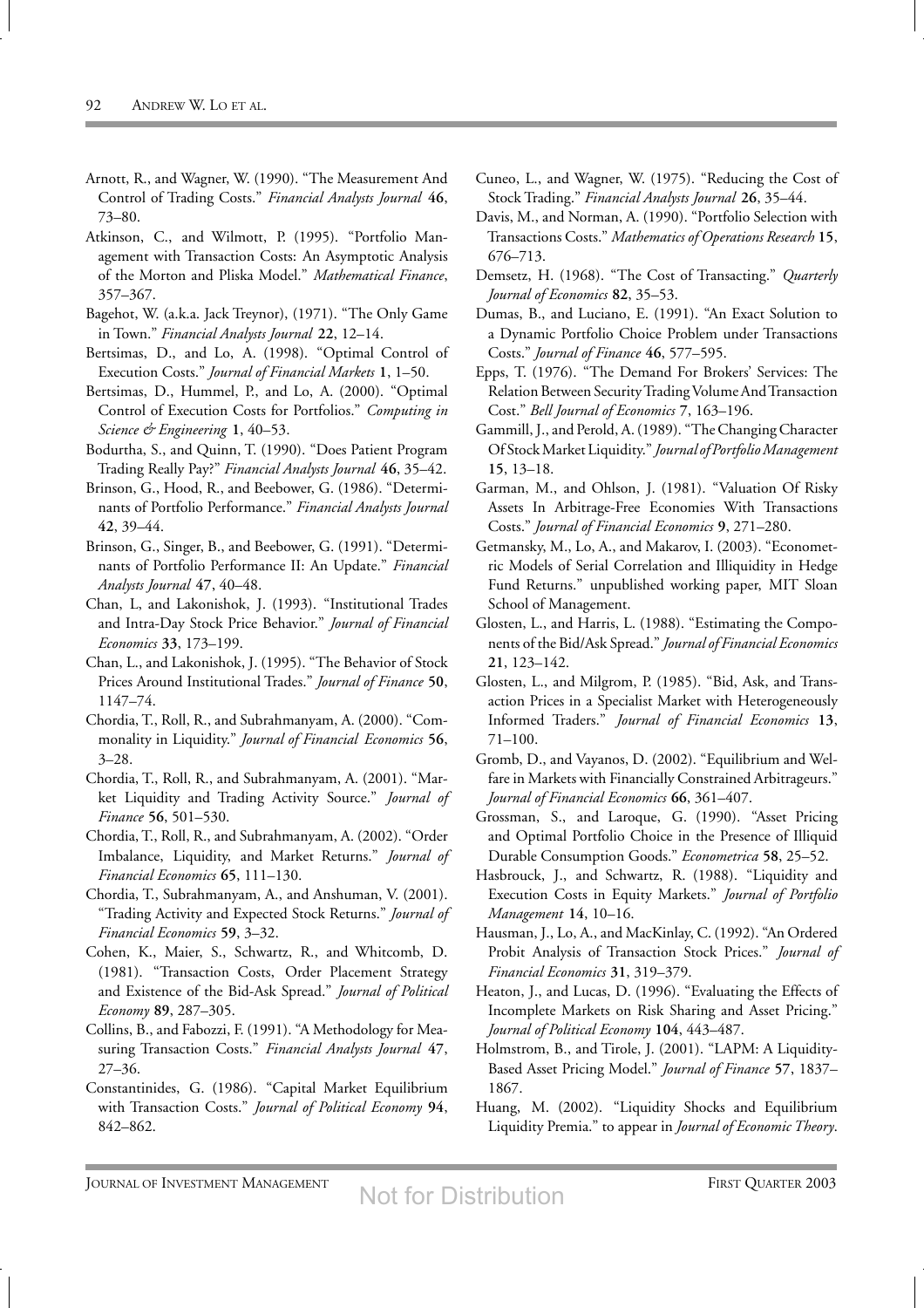Arnott, R., and Wagner, W. (1990). "The Measurement And Control of Trading Costs." *Financial Analysts Journal* **46**, 73–80.

Atkinson, C., and Wilmott, P. (1995). "Portfolio Management with Transaction Costs: An Asymptotic Analysis of the Morton and Pliska Model." *Mathematical Finance*, 357–367.

Bagehot, W. (a.k.a. Jack Treynor), (1971). "The Only Game in Town." *Financial Analysts Journal* **22**, 12–14.

Bertsimas, D., and Lo, A. (1998). "Optimal Control of Execution Costs." *Journal of Financial Markets* **1**, 1–50.

Bertsimas, D., Hummel, P., and Lo, A. (2000). "Optimal Control of Execution Costs for Portfolios." *Computing in Science & Engineering* **1**, 40–53.

Bodurtha, S., and Quinn, T. (1990). "Does Patient Program Trading Really Pay?" *Financial Analysts Journal* **46**, 35–42.

Brinson, G., Hood, R., and Beebower, G. (1986). "Determinants of Portfolio Performance." *Financial Analysts Journal* **42**, 39–44.

Brinson, G., Singer, B., and Beebower, G. (1991). "Determinants of Portfolio Performance II: An Update." *Financial Analysts Journal* **47**, 40–48.

Chan, L, and Lakonishok, J. (1993). "Institutional Trades and Intra-Day Stock Price Behavior." *Journal of Financial Economics* **33**, 173–199.

Chan, L., and Lakonishok, J. (1995). "The Behavior of Stock Prices Around Institutional Trades." *Journal of Finance* **50**, 1147–74.

Chordia, T., Roll, R., and Subrahmanyam, A. (2000). "Commonality in Liquidity." *Journal of Financial Economics* **56**, 3–28.

Chordia, T., Roll, R., and Subrahmanyam, A. (2001). "Market Liquidity and Trading Activity Source." *Journal of Finance* **56**, 501–530.

Chordia, T., Roll, R., and Subrahmanyam, A. (2002). "Order Imbalance, Liquidity, and Market Returns." *Journal of Financial Economics* **65**, 111–130.

Chordia, T., Subrahmanyam, A., and Anshuman, V. (2001). "Trading Activity and Expected Stock Returns." *Journal of Financial Economics* **59**, 3–32.

Cohen, K., Maier, S., Schwartz, R., and Whitcomb, D. (1981). "Transaction Costs, Order Placement Strategy and Existence of the Bid-Ask Spread." *Journal of Political Economy* **89**, 287–305.

Collins, B., and Fabozzi, F. (1991). "A Methodology for Measuring Transaction Costs." *Financial Analysts Journal* **47**, 27–36.

Constantinides, G. (1986). "Capital Market Equilibrium with Transaction Costs." *Journal of Political Economy* **94**, 842–862.

Cuneo, L., and Wagner, W. (1975). "Reducing the Cost of Stock Trading." *Financial Analysts Journal* **26**, 35–44.

Davis, M., and Norman, A. (1990). "Portfolio Selection with Transactions Costs." *Mathematics of Operations Research* **15**, 676–713.

Demsetz, H. (1968). "The Cost of Transacting." *Quarterly Journal of Economics* **82**, 35–53.

Dumas, B., and Luciano, E. (1991). "An Exact Solution to a Dynamic Portfolio Choice Problem under Transactions Costs." *Journal of Finance* **46**, 577–595.

Epps, T. (1976). "The Demand For Brokers' Services: The Relation Between Security Trading Volume And Transaction Cost." *Bell Journal of Economics* **7**, 163–196.

Gammill, J., and Perold, A. (1989). "The Changing Character Of Stock Market Liquidity." *Journal of Portfolio Management* **15**, 13–18.

Garman, M., and Ohlson, J. (1981). "Valuation Of Risky Assets In Arbitrage-Free Economies With Transactions Costs." *Journal of Financial Economics* **9**, 271–280.

Getmansky, M., Lo, A., and Makarov, I. (2003). "Econometric Models of Serial Correlation and Illiquidity in Hedge Fund Returns." unpublished working paper, MIT Sloan School of Management.

Glosten, L., and Harris, L. (1988). "Estimating the Components of the Bid/Ask Spread." *Journal of Financial Economics* **21**, 123–142.

Glosten, L., and Milgrom, P. (1985). "Bid, Ask, and Transaction Prices in a Specialist Market with Heterogeneously Informed Traders." *Journal of Financial Economics* **13**, 71–100.

Gromb, D., and Vayanos, D. (2002). "Equilibrium and Welfare in Markets with Financially Constrained Arbitrageurs." *Journal of Financial Economics* **66**, 361–407.

Grossman, S., and Laroque, G. (1990). "Asset Pricing and Optimal Portfolio Choice in the Presence of Illiquid Durable Consumption Goods." *Econometrica* **58**, 25–52.

Hasbrouck, J., and Schwartz, R. (1988). "Liquidity and Execution Costs in Equity Markets." *Journal of Portfolio Management* **14**, 10–16.

Hausman, J., Lo, A., and MacKinlay, C. (1992). "An Ordered Probit Analysis of Transaction Stock Prices." *Journal of Financial Economics* **31**, 319–379.

Heaton, J., and Lucas, D. (1996). "Evaluating the Effects of Incomplete Markets on Risk Sharing and Asset Pricing." *Journal of Political Economy* **104**, 443–487.

Holmstrom, B., and Tirole, J. (2001). "LAPM: A Liquidity-Based Asset Pricing Model." *Journal of Finance* **57**, 1837–1867.

Huang, M. (2002). "Liquidity Shocks and Equilibrium Liquidity Premia." to appear in *Journal of Economic Theory*.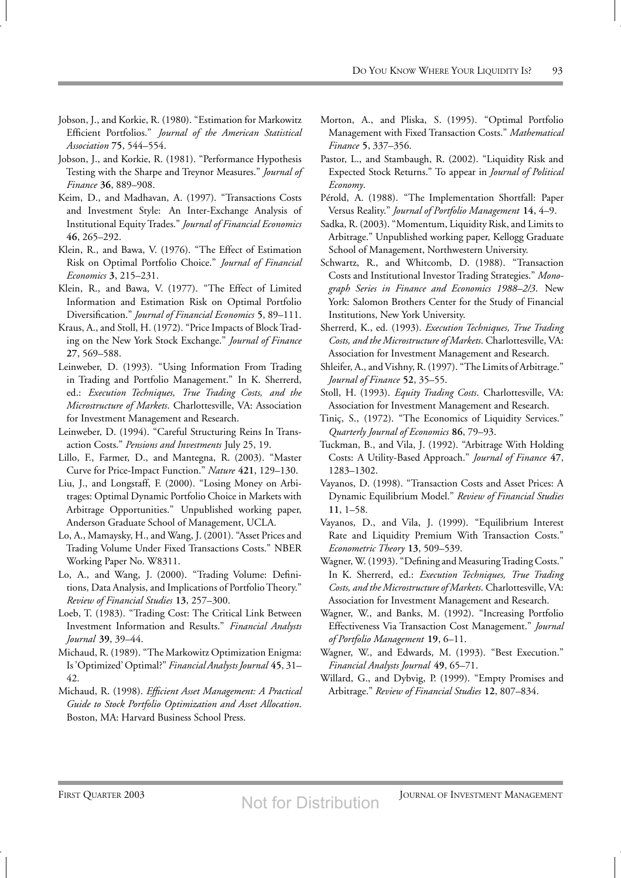Jobson, J., and Korkie, R. (1980). "Estimation for Markowitz Efficient Portfolios." *Journal of the American Statistical Association* **75**, 544–554.

Jobson, J., and Korkie, R. (1981). "Performance Hypothesis Testing with the Sharpe and Treynor Measures." *Journal of Finance* **36**, 889–908.

Keim, D., and Madhavan, A. (1997). "Transactions Costs and Investment Style: An Inter-Exchange Analysis of Institutional Equity Trades." *Journal of Financial Economics* **46**, 265–292.

Klein, R., and Bawa, V. (1976). "The Effect of Estimation Risk on Optimal Portfolio Choice." *Journal of Financial Economics* **3**, 215–231.

Klein, R., and Bawa, V. (1977). "The Effect of Limited Information and Estimation Risk on Optimal Portfolio Diversification." *Journal of Financial Economics* **5**, 89–111.

Kraus, A., and Stoll, H. (1972). "Price Impacts of Block Trading on the New York Stock Exchange." *Journal of Finance* **27**, 569–588.

Leinweber, D. (1993). "Using Information From Trading in Trading and Portfolio Management." In K. Sherrerd, ed.: *Execution Techniques, True Trading Costs, and the Microstructure of Markets*. Charlottesville, VA: Association for Investment Management and Research.

Leinweber, D. (1994). "Careful Structuring Reins In Transaction Costs." *Pensions and Investments* July 25, 19.

Lillo, F., Farmer, D., and Mantegna, R. (2003). "Master Curve for Price-Impact Function." *Nature* **421**, 129–130.

Liu, J., and Longstaff, F. (2000). "Losing Money on Arbitrages: Optimal Dynamic Portfolio Choice in Markets with Arbitrage Opportunities." Unpublished working paper, Anderson Graduate School of Management, UCLA.

Lo, A., Mamaysky, H., and Wang, J. (2001). "Asset Prices and Trading Volume Under Fixed Transactions Costs." NBER Working Paper No. W8311.

Lo, A., and Wang, J. (2000). "Trading Volume: Definitions, Data Analysis, and Implications of Portfolio Theory." *Review of Financial Studies* **13**, 257–300.

Loeb, T. (1983). "Trading Cost: The Critical Link Between Investment Information and Results." *Financial Analysts Journal* **39**, 39–44.

Michaud, R. (1989). "The Markowitz Optimization Enigma: Is 'Optimized' Optimal?" *Financial Analysts Journal* **45**, 31–42.

Michaud, R. (1998). *Efficient Asset Management: A Practical Guide to Stock Portfolio Optimization and Asset Allocation*. Boston, MA: Harvard Business School Press.

Morton, A., and Pliska, S. (1995). "Optimal Portfolio Management with Fixed Transaction Costs." *Mathematical Finance* **5**, 337–356.

Pastor, L., and Stambaugh, R. (2002). "Liquidity Risk and Expected Stock Returns." To appear in *Journal of Political Economy*.

Pérold, A. (1988). "The Implementation Shortfall: Paper Versus Reality." *Journal of Portfolio Management* **14**, 4–9.

Sadka, R. (2003). "Momentum, Liquidity Risk, and Limits to Arbitrage." Unpublished working paper, Kellogg Graduate School of Management, Northwestern University.

Schwartz, R., and Whitcomb, D. (1988). "Transaction Costs and Institutional Investor Trading Strategies." *Monograph Series in Finance and Economics 1988–2/3*. New York: Salomon Brothers Center for the Study of Financial Institutions, New York University.

Sherrerd, K., ed. (1993). *Execution Techniques, True Trading Costs, and the Microstructure of Markets*. Charlottesville, VA: Association for Investment Management and Research.

Shleifer, A., and Vishny, R. (1997). "The Limits of Arbitrage." *Journal of Finance* **52**, 35–55.

Stoll, H. (1993). *Equity Trading Costs*. Charlottesville, VA: Association for Investment Management and Research.

Tiniç, S., (1972). "The Economics of Liquidity Services." *Quarterly Journal of Economics* **86**, 79–93.

Tuckman, B., and Vila, J. (1992). "Arbitrage With Holding Costs: A Utility-Based Approach." *Journal of Finance* **47**, 1283–1302.

Vayanos, D. (1998). "Transaction Costs and Asset Prices: A Dynamic Equilibrium Model." *Review of Financial Studies* **11**, 1–58.

Vayanos, D., and Vila, J. (1999). "Equilibrium Interest Rate and Liquidity Premium With Transaction Costs." *Econometric Theory* **13**, 509–539.

Wagner, W. (1993). "Defining and Measuring Trading Costs." In K. Sherrerd, ed.: *Execution Techniques, True Trading Costs, and the Microstructure of Markets*. Charlottesville, VA: Association for Investment Management and Research.

Wagner, W., and Banks, M. (1992). "Increasing Portfolio Effectiveness Via Transaction Cost Management." *Journal of Portfolio Management* **19**, 6–11.

Wagner, W., and Edwards, M. (1993). "Best Execution." *Financial Analysts Journal* **49**, 65–71.

Willard, G., and Dybvig, P. (1999). "Empty Promises and Arbitrage." *Review of Financial Studies* **12**, 807–834.